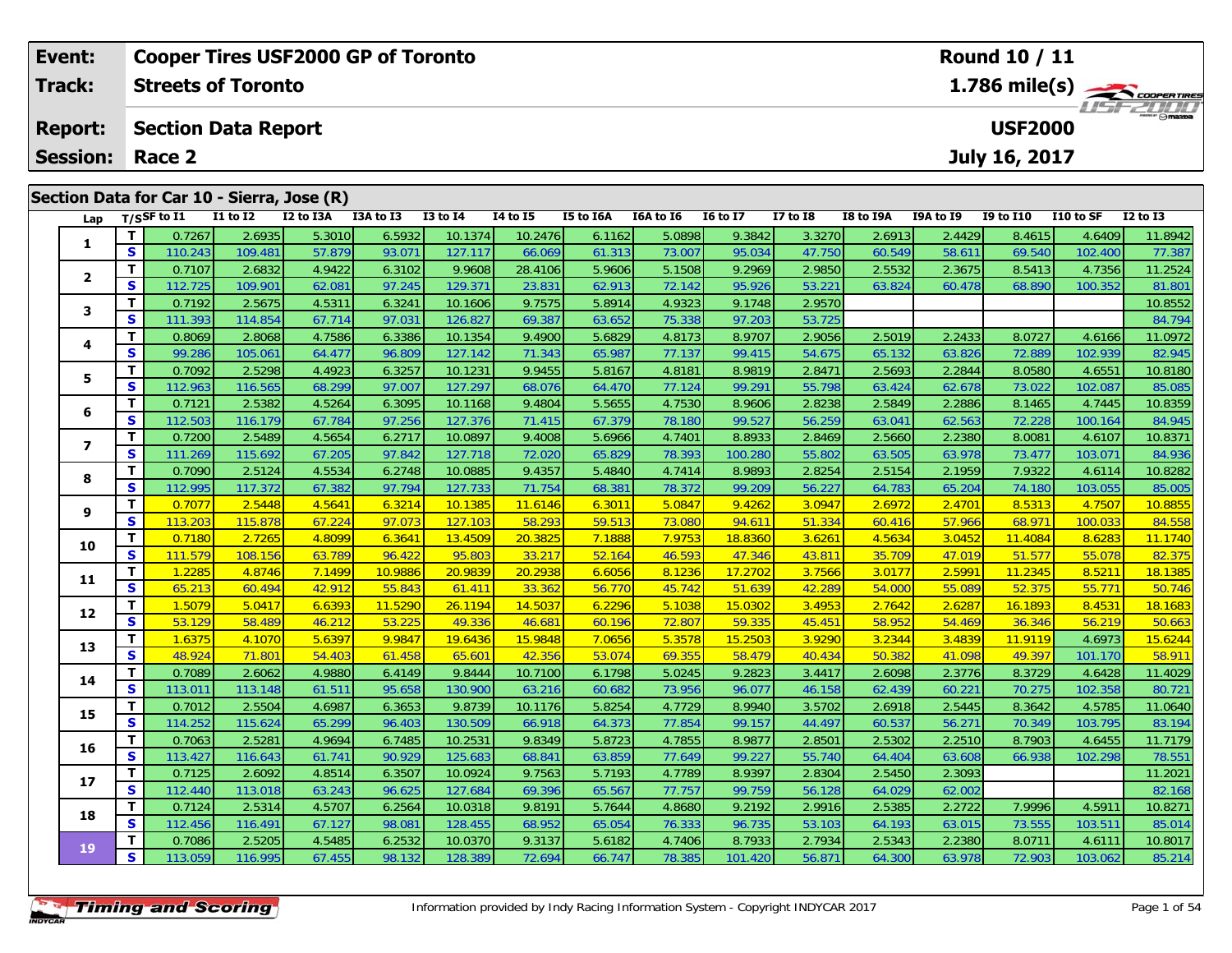| Event: | Cooper Tires USF2000 GP of Toronto | Round 10 / 11 |
|---|---|---|
| Track: | Streets of Toronto | 1.786 mile(s) |
| Report: | Section Data Report | USF2000 |
| Session: | Race 2 | July 16, 2017 |

## Section Data for Car 10 - Sierra, Jose (R)

| Lap | T/S | SF to I1 | I1 to I2 | I2 to I3A | I3A to I3 | I3 to I4 | I4 to I5 | I5 to I6A | I6A to I6 | I6 to I7 | I7 to I8 | I8 to I9A | I9A to I9 | I9 to I10 | I10 to SF | I2 to I3 |
|---|---|---|---|---|---|---|---|---|---|---|---|---|---|---|---|---|
| 1 | T | 0.7267 | 2.6935 | 5.3010 | 6.5932 | 10.1374 | 10.2476 | 6.1162 | 5.0898 | 9.3842 | 3.3270 | 2.6913 | 2.4429 | 8.4615 | 4.6409 | 11.8942 |
| | S | 110.243 | 109.481 | 57.879 | 93.071 | 127.117 | 66.069 | 61.313 | 73.007 | 95.034 | 47.750 | 60.549 | 58.611 | 69.540 | 102.400 | 77.387 |
| 2 | T | 0.7107 | 2.6832 | 4.9422 | 6.3102 | 9.9608 | 28.4106 | 5.9606 | 5.1508 | 9.2969 | 2.9850 | 2.5532 | 2.3675 | 8.5413 | 4.7356 | 11.2524 |
| | S | 112.725 | 109.901 | 62.081 | 97.245 | 129.371 | 23.831 | 62.913 | 72.142 | 95.926 | 53.221 | 63.824 | 60.478 | 68.890 | 100.352 | 81.801 |
| 3 | T | 0.7192 | 2.5675 | 4.5311 | 6.3241 | 10.1606 | 9.7575 | 5.8914 | 4.9323 | 9.1748 | 2.9570 | | | | | 10.8552 |
| | S | 111.393 | 114.854 | 67.714 | 97.031 | 126.827 | 69.387 | 63.652 | 75.338 | 97.203 | 53.725 | | | | | 84.794 |
| 4 | T | 0.8069 | 2.8068 | 4.7586 | 6.3386 | 10.1354 | 9.4900 | 5.6829 | 4.8173 | 8.9707 | 2.9056 | 2.5019 | 2.2433 | 8.0727 | 4.6166 | 11.0972 |
| | S | 99.286 | 105.061 | 64.477 | 96.809 | 127.142 | 71.343 | 65.987 | 77.137 | 99.415 | 54.675 | 65.132 | 63.826 | 72.889 | 102.939 | 82.945 |
| 5 | T | 0.7092 | 2.5298 | 4.4923 | 6.3257 | 10.1231 | 9.9455 | 5.8167 | 4.8181 | 8.9819 | 2.8471 | 2.5693 | 2.2844 | 8.0580 | 4.6551 | 10.8180 |
| | S | 112.963 | 116.565 | 68.299 | 97.007 | 127.297 | 68.076 | 64.470 | 77.124 | 99.291 | 55.798 | 63.424 | 62.678 | 73.022 | 102.087 | 85.085 |
| 6 | T | 0.7121 | 2.5382 | 4.5264 | 6.3095 | 10.1168 | 9.4804 | 5.5655 | 4.7530 | 8.9606 | 2.8238 | 2.5849 | 2.2886 | 8.1465 | 4.7445 | 10.8359 |
| | S | 112.503 | 116.179 | 67.784 | 97.256 | 127.376 | 71.415 | 67.379 | 78.180 | 99.527 | 56.259 | 63.041 | 62.563 | 72.228 | 100.164 | 84.945 |
| 7 | T | 0.7200 | 2.5489 | 4.5654 | 6.2717 | 10.0897 | 9.4008 | 5.6966 | 4.7401 | 8.8933 | 2.8469 | 2.5660 | 2.2380 | 8.0081 | 4.6107 | 10.8371 |
| | S | 111.269 | 115.692 | 67.205 | 97.842 | 127.718 | 72.020 | 65.829 | 78.393 | 100.280 | 55.802 | 63.505 | 63.978 | 73.477 | 103.071 | 84.936 |
| 8 | T | 0.7090 | 2.5124 | 4.5534 | 6.2748 | 10.0885 | 9.4357 | 5.4840 | 4.7414 | 8.9893 | 2.8254 | 2.5154 | 2.1959 | 7.9322 | 4.6114 | 10.8282 |
| | S | 112.995 | 117.372 | 67.382 | 97.794 | 127.733 | 71.754 | 68.381 | 78.372 | 99.209 | 56.227 | 64.783 | 65.204 | 74.180 | 103.055 | 85.005 |
| 9 | T | 0.7077 | 2.5448 | 4.5641 | 6.3214 | 10.1385 | 11.6146 | 6.3011 | 5.0847 | 9.4262 | 3.0947 | 2.6972 | 2.4701 | 8.5313 | 4.7507 | 10.8855 |
| | S | 113.203 | 115.878 | 67.224 | 97.073 | 127.103 | 58.293 | 59.513 | 73.080 | 94.611 | 51.334 | 60.416 | 57.966 | 68.971 | 100.033 | 84.558 |
| 10 | T | 0.7180 | 2.7265 | 4.8099 | 6.3641 | 13.4509 | 20.3825 | 7.1888 | 7.9753 | 18.8360 | 3.6261 | 4.5634 | 3.0452 | 11.4084 | 8.6283 | 11.1740 |
| | S | 111.579 | 108.156 | 63.789 | 96.422 | 95.803 | 33.217 | 52.164 | 46.593 | 47.346 | 43.811 | 35.709 | 47.019 | 51.577 | 55.078 | 82.375 |
| 11 | T | 1.2285 | 4.8746 | 7.1499 | 10.9886 | 20.9839 | 20.2938 | 6.6056 | 8.1236 | 17.2702 | 3.7566 | 3.0177 | 2.5991 | 11.2345 | 8.5211 | 18.1385 |
| | S | 65.213 | 60.494 | 42.912 | 55.843 | 61.411 | 33.362 | 56.770 | 45.742 | 51.639 | 42.289 | 54.000 | 55.089 | 52.375 | 55.771 | 50.746 |
| 12 | T | 1.5079 | 5.0417 | 6.6393 | 11.5290 | 26.1194 | 14.5037 | 6.2296 | 5.1038 | 15.0302 | 3.4953 | 2.7642 | 2.6287 | 16.1893 | 8.4531 | 18.1683 |
| | S | 53.129 | 58.489 | 46.212 | 53.225 | 49.336 | 46.681 | 60.196 | 72.807 | 59.335 | 45.451 | 58.952 | 54.469 | 36.346 | 56.219 | 50.663 |
| 13 | T | 1.6375 | 4.1070 | 5.6397 | 9.9847 | 19.6436 | 15.9848 | 7.0656 | 5.3578 | 15.2503 | 3.9290 | 3.2344 | 3.4839 | 11.9119 | 4.6973 | 15.6244 |
| | S | 48.924 | 71.801 | 54.403 | 61.458 | 65.601 | 42.356 | 53.074 | 69.355 | 58.479 | 40.434 | 50.382 | 41.098 | 49.397 | 101.170 | 58.911 |
| 14 | T | 0.7089 | 2.6062 | 4.9880 | 6.4149 | 9.8444 | 10.7100 | 6.1798 | 5.0245 | 9.2823 | 3.4417 | 2.6098 | 2.3776 | 8.3729 | 4.6428 | 11.4029 |
| | S | 113.011 | 113.148 | 61.511 | 95.658 | 130.900 | 63.216 | 60.682 | 73.956 | 96.077 | 46.158 | 62.439 | 60.221 | 70.275 | 102.358 | 80.721 |
| 15 | T | 0.7012 | 2.5504 | 4.6987 | 6.3653 | 9.8739 | 10.1176 | 5.8254 | 4.7729 | 8.9940 | 3.5702 | 2.6918 | 2.5445 | 8.3642 | 4.5785 | 11.0640 |
| | S | 114.252 | 115.624 | 65.299 | 96.403 | 130.509 | 66.918 | 64.373 | 77.854 | 99.157 | 44.497 | 60.537 | 56.271 | 70.349 | 103.795 | 83.194 |
| 16 | T | 0.7063 | 2.5281 | 4.9694 | 6.7485 | 10.2531 | 9.8349 | 5.8723 | 4.7855 | 8.9877 | 2.8501 | 2.5302 | 2.2510 | 8.7903 | 4.6455 | 11.7179 |
| | S | 113.427 | 116.643 | 61.741 | 90.929 | 125.683 | 68.841 | 63.859 | 77.649 | 99.227 | 55.740 | 64.404 | 63.608 | 66.938 | 102.298 | 78.551 |
| 17 | T | 0.7125 | 2.6092 | 4.8514 | 6.3507 | 10.0924 | 9.7563 | 5.7193 | 4.7789 | 8.9397 | 2.8304 | 2.5450 | 2.3093 | | | 11.2021 |
| | S | 112.440 | 113.018 | 63.243 | 96.625 | 127.684 | 69.396 | 65.567 | 77.757 | 99.759 | 56.128 | 64.029 | 62.002 | | | 82.168 |
| 18 | T | 0.7124 | 2.5314 | 4.5707 | 6.2564 | 10.0318 | 9.8191 | 5.7644 | 4.8680 | 9.2192 | 2.9916 | 2.5385 | 2.2722 | 7.9996 | 4.5911 | 10.8271 |
| | S | 112.456 | 116.491 | 67.127 | 98.081 | 128.455 | 68.952 | 65.054 | 76.333 | 96.735 | 53.103 | 64.193 | 63.015 | 73.555 | 103.511 | 85.014 |
| 19 | T | 0.7086 | 2.5205 | 4.5485 | 6.2532 | 10.0370 | 9.3137 | 5.6182 | 4.7406 | 8.7933 | 2.7934 | 2.5343 | 2.2380 | 8.0711 | 4.6111 | 10.8017 |
| | S | 113.059 | 116.995 | 67.455 | 98.132 | 128.389 | 72.694 | 66.747 | 78.385 | 101.420 | 56.871 | 64.300 | 63.978 | 72.903 | 103.062 | 85.214 |

Information provided by Indy Racing Information System - Copyright INDYCAR 2017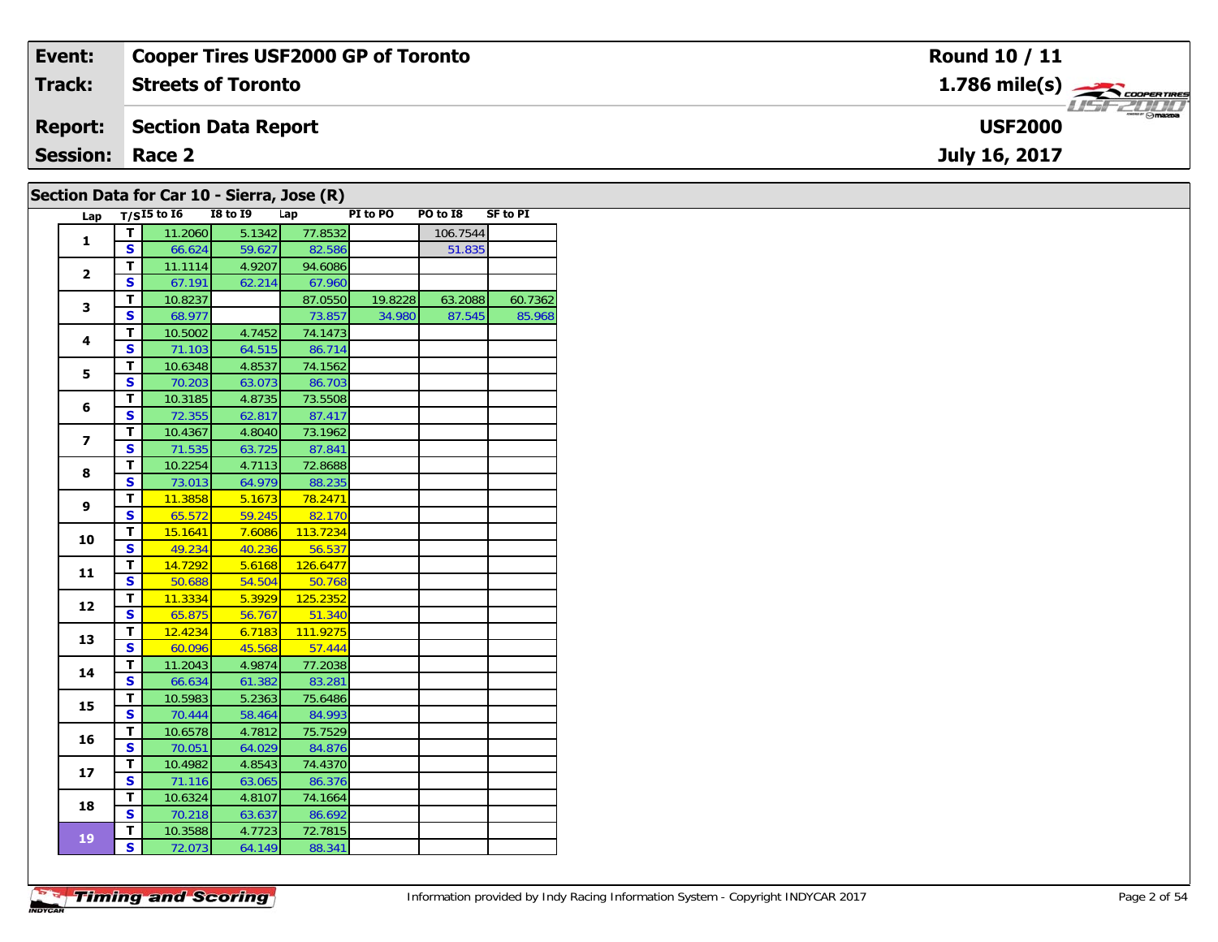| Event: | Cooper Tires USF2000 GP of Toronto | Round 10 / 11 |
|---|---|---|
| Track: | Streets of Toronto | 1.786 mile(s) |
| Report: | Section Data Report | USF2000 |
| Session: | Race 2 | July 16, 2017 |

## Section Data for Car 10 - Sierra, Jose (R)

| Lap | T/S | I5 to I6 | I8 to I9 | Lap | PI to PO | PO to I8 | SF to PI |
|---|---|---|---|---|---|---|---|
| 1 | T | 11.2060 | 5.1342 | 77.8532 | | 106.7544 | |
| | S | 66.624 | 59.627 | 82.586 | | 51.835 | |
| 2 | T | 11.1114 | 4.9207 | 94.6086 | | | |
| | S | 67.191 | 62.214 | 67.960 | | | |
| 3 | T | 10.8237 | | 87.0550 | 19.8228 | 63.2088 | 60.7362 |
| | S | 68.977 | | 73.857 | 34.980 | 87.545 | 85.968 |
| 4 | T | 10.5002 | 4.7452 | 74.1473 | | | |
| | S | 71.103 | 64.515 | 86.714 | | | |
| 5 | T | 10.6348 | 4.8537 | 74.1562 | | | |
| | S | 70.203 | 63.073 | 86.703 | | | |
| 6 | T | 10.3185 | 4.8735 | 73.5508 | | | |
| | S | 72.355 | 62.817 | 87.417 | | | |
| 7 | T | 10.4367 | 4.8040 | 73.1962 | | | |
| | S | 71.535 | 63.725 | 87.841 | | | |
| 8 | T | 10.2254 | 4.7113 | 72.8688 | | | |
| | S | 73.013 | 64.979 | 88.235 | | | |
| 9 | T | 11.3858 | 5.1673 | 78.2471 | | | |
| | S | 65.572 | 59.245 | 82.170 | | | |
| 10 | T | 15.1641 | 7.6086 | 113.7234 | | | |
| | S | 49.234 | 40.236 | 56.537 | | | |
| 11 | T | 14.7292 | 5.6168 | 126.6477 | | | |
| | S | 50.688 | 54.504 | 50.768 | | | |
| 12 | T | 11.3334 | 5.3929 | 125.2352 | | | |
| | S | 65.875 | 56.767 | 51.340 | | | |
| 13 | T | 12.4234 | 6.7183 | 111.9275 | | | |
| | S | 60.096 | 45.568 | 57.444 | | | |
| 14 | T | 11.2043 | 4.9874 | 77.2038 | | | |
| | S | 66.634 | 61.382 | 83.281 | | | |
| 15 | T | 10.5983 | 5.2363 | 75.6486 | | | |
| | S | 70.444 | 58.464 | 84.993 | | | |
| 16 | T | 10.6578 | 4.7812 | 75.7529 | | | |
| | S | 70.051 | 64.029 | 84.876 | | | |
| 17 | T | 10.4982 | 4.8543 | 74.4370 | | | |
| | S | 71.116 | 63.065 | 86.376 | | | |
| 18 | T | 10.6324 | 4.8107 | 74.1664 | | | |
| | S | 70.218 | 63.637 | 86.692 | | | |
| 19 | T | 10.3588 | 4.7723 | 72.7815 | | | |
| | S | 72.073 | 64.149 | 88.341 | | | |

Information provided by Indy Racing Information System - Copyright INDYCAR 2017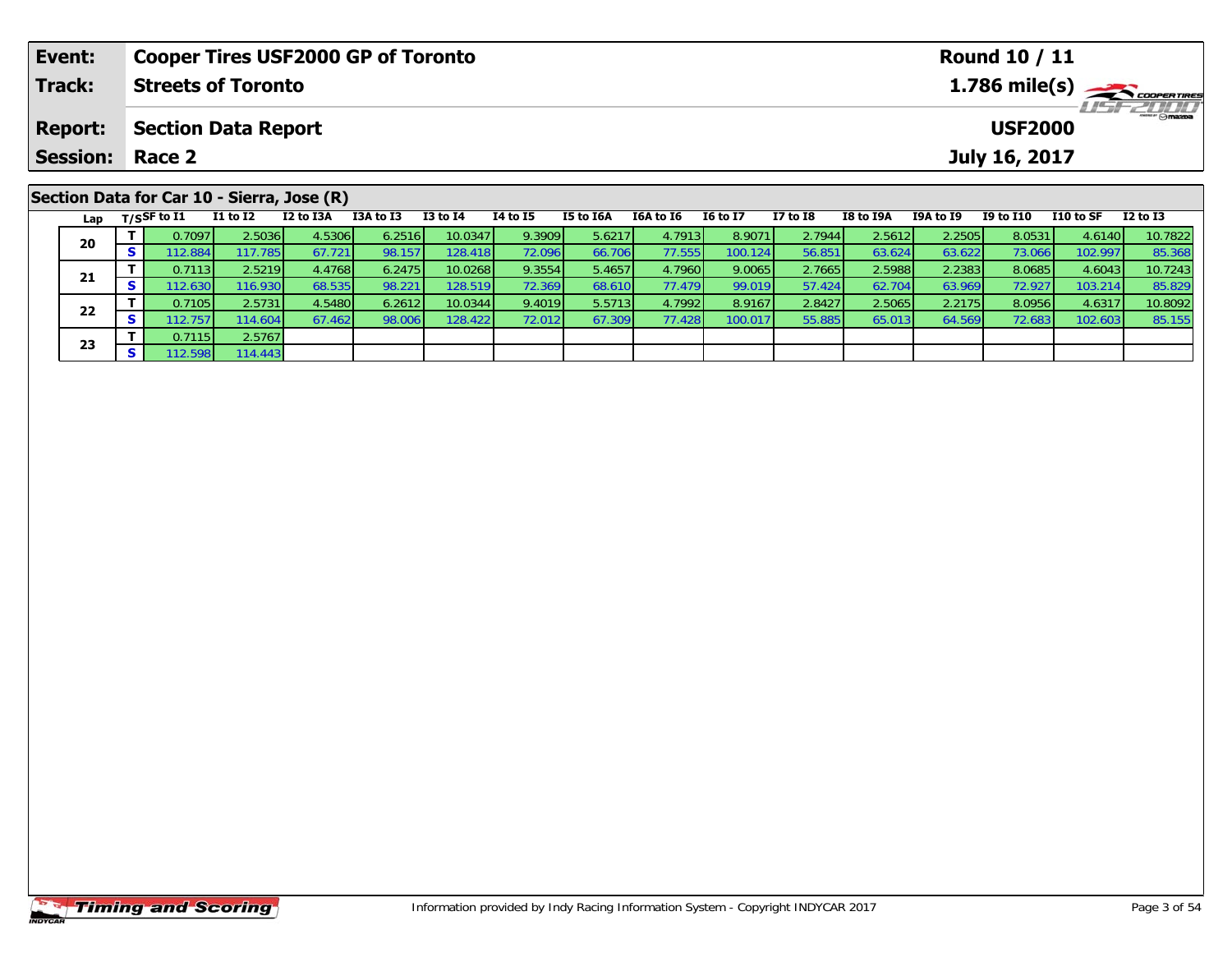| Event: | Cooper Tires USF2000 GP of Toronto | Round 10 / 11 |
|---|---|---|
| Track: | Streets of Toronto | 1.786 mile(s) |
| Report: | Section Data Report | USF2000 |
| Session: | Race 2 | July 16, 2017 |

## Section Data for Car 10 - Sierra, Jose (R)

| Lap | T/S | SF to I1 | I1 to I2 | I2 to I3A | I3A to I3 | I3 to I4 | I4 to I5 | I5 to I6A | I6A to I6 | I6 to I7 | I7 to I8 | I8 to I9A | I9A to I9 | I9 to I10 | I10 to SF | I2 to I3 |
|---|---|---|---|---|---|---|---|---|---|---|---|---|---|---|---|---|
| 20 | T | 0.7097 | 2.5036 | 4.5306 | 6.2516 | 10.0347 | 9.3909 | 5.6217 | 4.7913 | 8.9071 | 2.7944 | 2.5612 | 2.2505 | 8.0531 | 4.6140 | 10.7822 |
| | S | 112.884 | 117.785 | 67.721 | 98.157 | 128.418 | 72.096 | 66.706 | 77.555 | 100.124 | 56.851 | 63.624 | 63.622 | 73.066 | 102.997 | 85.368 |
| 21 | T | 0.7113 | 2.5219 | 4.4768 | 6.2475 | 10.0268 | 9.3554 | 5.4657 | 4.7960 | 9.0065 | 2.7665 | 2.5988 | 2.2383 | 8.0685 | 4.6043 | 10.7243 |
| | S | 112.630 | 116.930 | 68.535 | 98.221 | 128.519 | 72.369 | 68.610 | 77.479 | 99.019 | 57.424 | 62.704 | 63.969 | 72.927 | 103.214 | 85.829 |
| 22 | T | 0.7105 | 2.5731 | 4.5480 | 6.2612 | 10.0344 | 9.4019 | 5.5713 | 4.7992 | 8.9167 | 2.8427 | 2.5065 | 2.2175 | 8.0956 | 4.6317 | 10.8092 |
| | S | 112.757 | 114.604 | 67.462 | 98.006 | 128.422 | 72.012 | 67.309 | 77.428 | 100.017 | 55.885 | 65.013 | 64.569 | 72.683 | 102.603 | 85.155 |
| 23 | T | 0.7115 | 2.5767 | | | | | | | | | | | | | |
| | S | 112.598 | 114.443 | | | | | | | | | | | | | |

Information provided by Indy Racing Information System - Copyright INDYCAR 2017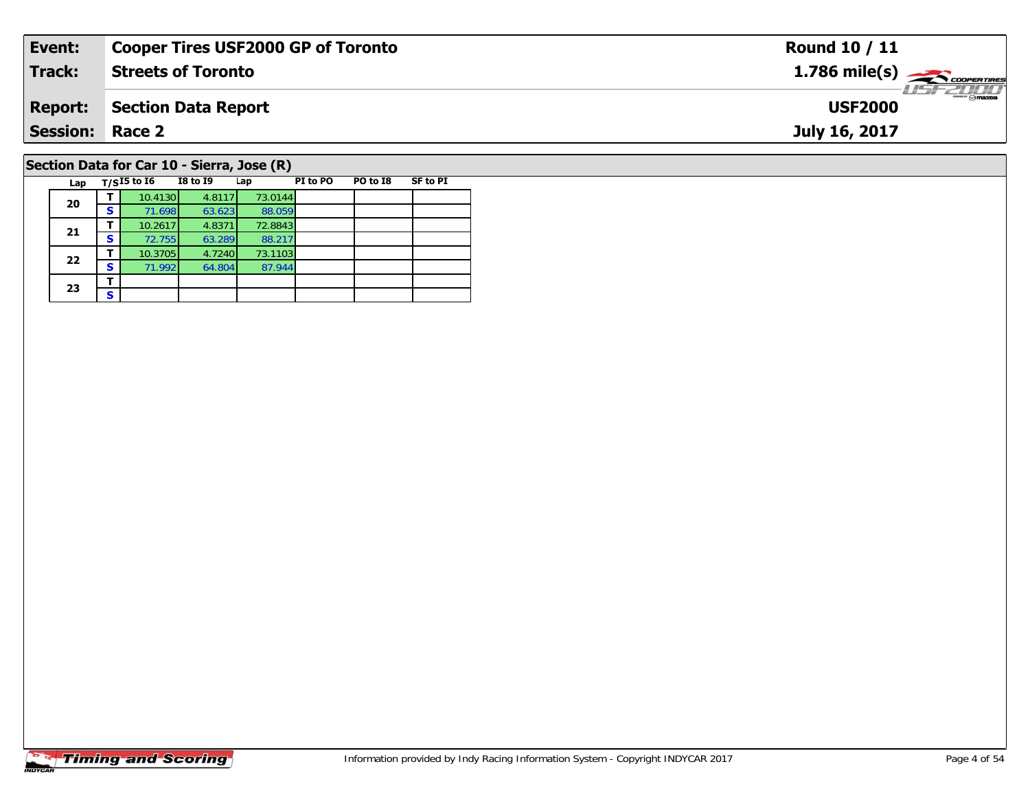| **Event:** | **Cooper Tires USF2000 GP of Toronto** | **Round 10 / 11** |
|---|---|---|
| **Track:** | **Streets of Toronto** | **1.786 mile(s)** |
| **Report:** | **Section Data Report** | **USF2000** |
| **Session:** | **Race 2** | **July 16, 2017** |

## Section Data for Car 10 - Sierra, Jose (R)

| Lap | T/S | I5 to I6 | I8 to I9 | Lap | PI to PO | PO to I8 | SF to PI |
|---|---|---|---|---|---|---|---|
| 20 | T | 10.4130 | 4.8117 | 73.0144 | | | |
| | S | 71.698 | 63.623 | 88.059 | | | |
| 21 | T | 10.2617 | 4.8371 | 72.8843 | | | |
| | S | 72.755 | 63.289 | 88.217 | | | |
| 22 | T | 10.3705 | 4.7240 | 73.1103 | | | |
| | S | 71.992 | 64.804 | 87.944 | | | |
| 23 | T | | | | | | |
| | S | | | | | | |

Information provided by Indy Racing Information System - Copyright INDYCAR 2017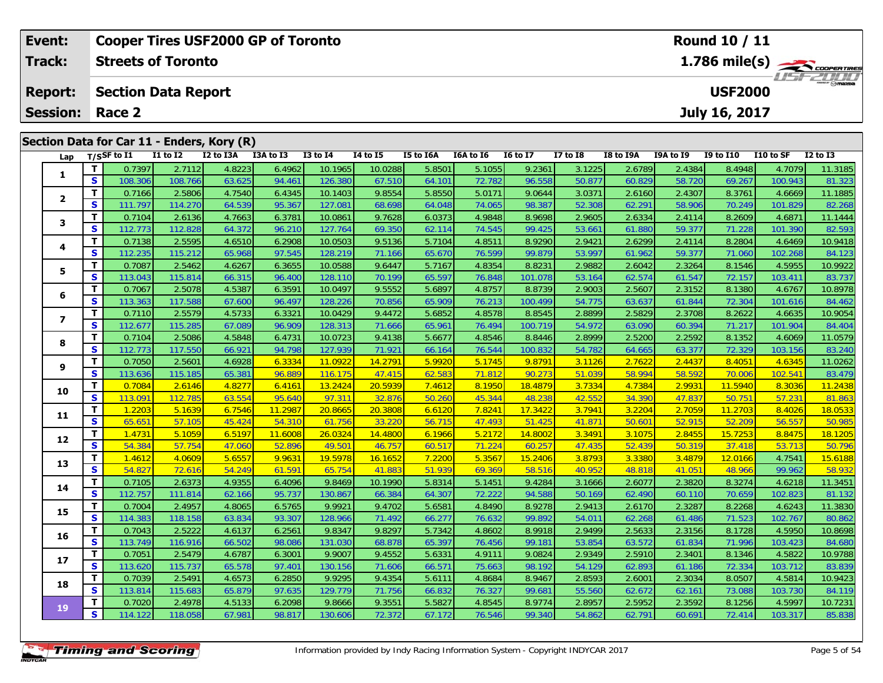| Event: | Cooper Tires USF2000 GP of Toronto | Round 10 / 11 |
|---|---|---|
| Track: | Streets of Toronto | 1.786 mile(s) |
| Report: | Section Data Report | USF2000 |
| Session: | Race 2 | July 16, 2017 |

## Section Data for Car 11 - Enders, Kory (R)

| Lap | T/S | SF to I1 | I1 to I2 | I2 to I3A | I3A to I3 | I3 to I4 | I4 to I5 | I5 to I6A | I6A to I6 | I6 to I7 | I7 to I8 | I8 to I9A | I9A to I9 | I9 to I10 | I10 to SF | I2 to I3 |
|---|---|---|---|---|---|---|---|---|---|---|---|---|---|---|---|---|
| 1 | T | 0.7397 | 2.7112 | 4.8223 | 6.4962 | 10.1965 | 10.0288 | 5.8501 | 5.1055 | 9.2361 | 3.1225 | 2.6789 | 2.4384 | 8.4948 | 4.7079 | 11.3185 |
| | S | 108.306 | 108.766 | 63.625 | 94.461 | 126.380 | 67.510 | 64.101 | 72.782 | 96.558 | 50.877 | 60.829 | 58.720 | 69.267 | 100.943 | 81.323 |
| 2 | T | 0.7166 | 2.5806 | 4.7540 | 6.4345 | 10.1403 | 9.8554 | 5.8550 | 5.0171 | 9.0644 | 3.0371 | 2.6160 | 2.4307 | 8.3761 | 4.6669 | 11.1885 |
| | S | 111.797 | 114.270 | 64.539 | 95.367 | 127.081 | 68.698 | 64.048 | 74.065 | 98.387 | 52.308 | 62.291 | 58.906 | 70.249 | 101.829 | 82.268 |
| 3 | T | 0.7104 | 2.6136 | 4.7663 | 6.3781 | 10.0861 | 9.7628 | 6.0373 | 4.9848 | 8.9698 | 2.9605 | 2.6334 | 2.4114 | 8.2609 | 4.6871 | 11.1444 |
| | S | 112.773 | 112.828 | 64.372 | 96.210 | 127.764 | 69.350 | 62.114 | 74.545 | 99.425 | 53.661 | 61.880 | 59.377 | 71.228 | 101.390 | 82.593 |
| 4 | T | 0.7138 | 2.5595 | 4.6510 | 6.2908 | 10.0503 | 9.5136 | 5.7104 | 4.8511 | 8.9290 | 2.9421 | 2.6299 | 2.4114 | 8.2804 | 4.6469 | 10.9418 |
| | S | 112.235 | 115.212 | 65.968 | 97.545 | 128.219 | 71.166 | 65.670 | 76.599 | 99.879 | 53.997 | 61.962 | 59.377 | 71.060 | 102.268 | 84.123 |
| 5 | T | 0.7087 | 2.5462 | 4.6267 | 6.3655 | 10.0588 | 9.6447 | 5.7167 | 4.8354 | 8.8231 | 2.9882 | 2.6042 | 2.3264 | 8.1546 | 4.5955 | 10.9922 |
| | S | 113.043 | 115.814 | 66.315 | 96.400 | 128.110 | 70.199 | 65.597 | 76.848 | 101.078 | 53.164 | 62.574 | 61.547 | 72.157 | 103.411 | 83.737 |
| 6 | T | 0.7067 | 2.5078 | 4.5387 | 6.3591 | 10.0497 | 9.5552 | 5.6897 | 4.8757 | 8.8739 | 2.9003 | 2.5607 | 2.3152 | 8.1380 | 4.6767 | 10.8978 |
| | S | 113.363 | 117.588 | 67.600 | 96.497 | 128.226 | 70.856 | 65.909 | 76.213 | 100.499 | 54.775 | 63.637 | 61.844 | 72.304 | 101.616 | 84.462 |
| 7 | T | 0.7110 | 2.5579 | 4.5733 | 6.3321 | 10.0429 | 9.4472 | 5.6852 | 4.8578 | 8.8545 | 2.8899 | 2.5829 | 2.3708 | 8.2622 | 4.6635 | 10.9054 |
| | S | 112.677 | 115.285 | 67.089 | 96.909 | 128.313 | 71.666 | 65.961 | 76.494 | 100.719 | 54.972 | 63.090 | 60.394 | 71.217 | 101.904 | 84.404 |
| 8 | T | 0.7104 | 2.5086 | 4.5848 | 6.4731 | 10.0723 | 9.4138 | 5.6677 | 4.8546 | 8.8446 | 2.8999 | 2.5200 | 2.2592 | 8.1352 | 4.6069 | 11.0579 |
| | S | 112.773 | 117.550 | 66.921 | 94.798 | 127.939 | 71.921 | 66.164 | 76.544 | 100.832 | 54.782 | 64.665 | 63.377 | 72.329 | 103.156 | 83.240 |
| 9 | T | 0.7050 | 2.5601 | 4.6928 | 6.3334 | 11.0922 | 14.2791 | 5.9920 | 5.1745 | 9.8791 | 3.1126 | 2.7622 | 2.4437 | 8.4051 | 4.6345 | 11.0262 |
| | S | 113.636 | 115.185 | 65.381 | 96.889 | 116.175 | 47.415 | 62.583 | 71.812 | 90.273 | 51.039 | 58.994 | 58.592 | 70.006 | 102.541 | 83.479 |
| 10 | T | 0.7084 | 2.6146 | 4.8277 | 6.4161 | 13.2424 | 20.5939 | 7.4612 | 8.1950 | 18.4879 | 3.7334 | 4.7384 | 2.9931 | 11.5940 | 8.3036 | 11.2438 |
| | S | 113.091 | 112.785 | 63.554 | 95.640 | 97.311 | 32.876 | 50.260 | 45.344 | 48.238 | 42.552 | 34.390 | 47.837 | 50.751 | 57.231 | 81.863 |
| 11 | T | 1.2203 | 5.1639 | 6.7546 | 11.2987 | 20.8665 | 20.3808 | 6.6120 | 7.8241 | 17.3422 | 3.7941 | 3.2204 | 2.7059 | 11.2703 | 8.4026 | 18.0533 |
| | S | 65.651 | 57.105 | 45.424 | 54.310 | 61.756 | 33.220 | 56.715 | 47.493 | 51.425 | 41.871 | 50.601 | 52.915 | 52.209 | 56.557 | 50.985 |
| 12 | T | 1.4731 | 5.1059 | 6.5197 | 11.6008 | 26.0324 | 14.4800 | 6.1966 | 5.2172 | 14.8002 | 3.3491 | 3.1075 | 2.8455 | 15.7253 | 8.8475 | 18.1205 |
| | S | 54.384 | 57.754 | 47.060 | 52.896 | 49.501 | 46.757 | 60.517 | 71.224 | 60.257 | 47.435 | 52.439 | 50.319 | 37.418 | 53.713 | 50.796 |
| 13 | T | 1.4612 | 4.0609 | 5.6557 | 9.9631 | 19.5978 | 16.1652 | 7.2200 | 5.3567 | 15.2406 | 3.8793 | 3.3380 | 3.4879 | 12.0166 | 4.7541 | 15.6188 |
| | S | 54.827 | 72.616 | 54.249 | 61.591 | 65.754 | 41.883 | 51.939 | 69.369 | 58.516 | 40.952 | 48.818 | 41.051 | 48.966 | 99.962 | 58.932 |
| 14 | T | 0.7105 | 2.6373 | 4.9355 | 6.4096 | 9.8469 | 10.1990 | 5.8314 | 5.1451 | 9.4284 | 3.1666 | 2.6077 | 2.3820 | 8.3274 | 4.6218 | 11.3451 |
| | S | 112.757 | 111.814 | 62.166 | 95.737 | 130.867 | 66.384 | 64.307 | 72.222 | 94.588 | 50.169 | 62.490 | 60.110 | 70.659 | 102.823 | 81.132 |
| 15 | T | 0.7004 | 2.4957 | 4.8065 | 6.5765 | 9.9921 | 9.4702 | 5.6581 | 4.8490 | 8.9278 | 2.9413 | 2.6170 | 2.3287 | 8.2268 | 4.6243 | 11.3830 |
| | S | 114.383 | 118.158 | 63.834 | 93.307 | 128.966 | 71.492 | 66.277 | 76.632 | 99.892 | 54.011 | 62.268 | 61.486 | 71.523 | 102.767 | 80.862 |
| 16 | T | 0.7043 | 2.5222 | 4.6137 | 6.2561 | 9.8347 | 9.8297 | 5.7342 | 4.8602 | 8.9918 | 2.9499 | 2.5633 | 2.3156 | 8.1728 | 4.5950 | 10.8698 |
| | S | 113.749 | 116.916 | 66.502 | 98.086 | 131.030 | 68.878 | 65.397 | 76.456 | 99.181 | 53.854 | 63.572 | 61.834 | 71.996 | 103.423 | 84.680 |
| 17 | T | 0.7051 | 2.5479 | 4.6787 | 6.3001 | 9.9007 | 9.4552 | 5.6331 | 4.9111 | 9.0824 | 2.9349 | 2.5910 | 2.3401 | 8.1346 | 4.5822 | 10.9788 |
| | S | 113.620 | 115.737 | 65.578 | 97.401 | 130.156 | 71.606 | 66.571 | 75.663 | 98.192 | 54.129 | 62.893 | 61.186 | 72.334 | 103.712 | 83.839 |
| 18 | T | 0.7039 | 2.5491 | 4.6573 | 6.2850 | 9.9295 | 9.4354 | 5.6111 | 4.8684 | 8.9467 | 2.8593 | 2.6001 | 2.3034 | 8.0507 | 4.5814 | 10.9423 |
| | S | 113.814 | 115.683 | 65.879 | 97.635 | 129.779 | 71.756 | 66.832 | 76.327 | 99.681 | 55.560 | 62.672 | 62.161 | 73.088 | 103.730 | 84.119 |
| 19 | T | 0.7020 | 2.4978 | 4.5133 | 6.2098 | 9.8666 | 9.3551 | 5.5827 | 4.8545 | 8.9774 | 2.8957 | 2.5952 | 2.3592 | 8.1256 | 4.5997 | 10.7231 |
| | S | 114.122 | 118.058 | 67.981 | 98.817 | 130.606 | 72.372 | 67.172 | 76.546 | 99.340 | 54.862 | 62.791 | 60.691 | 72.414 | 103.317 | 85.838 |

Information provided by Indy Racing Information System - Copyright INDYCAR 2017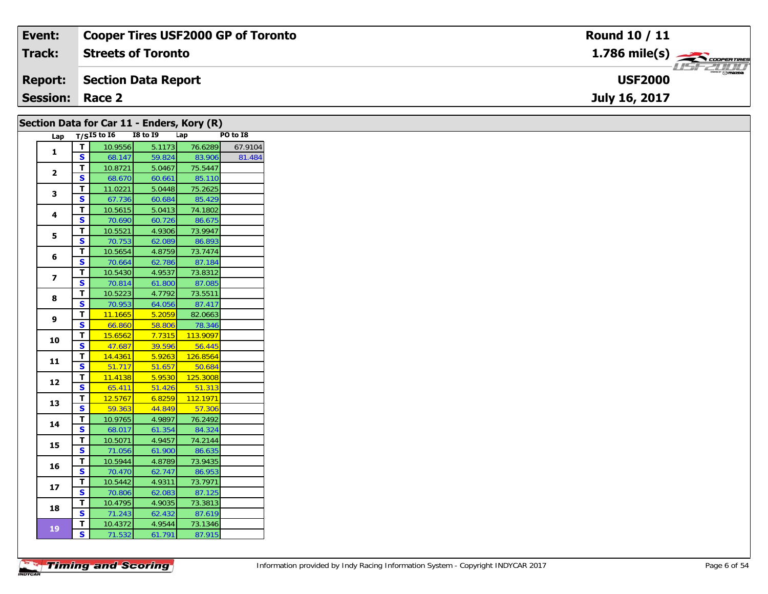| Event: | Cooper Tires USF2000 GP of Toronto | Round 10 / 11 |
|---|---|---|
| Track: | Streets of Toronto | 1.786 mile(s) |
| Report: | Section Data Report | USF2000 |
| Session: | Race 2 | July 16, 2017 |

## Section Data for Car 11 - Enders, Kory (R)

| Lap | T/S | I5 to I6 | I8 to I9 | Lap | PO to I8 |
|---|---|---|---|---|---|
| 1 | T | 10.9556 | 5.1173 | 76.6289 | 67.9104 |
| | S | 68.147 | 59.824 | 83.906 | 81.484 |
| 2 | T | 10.8721 | 5.0467 | 75.5447 | |
| | S | 68.670 | 60.661 | 85.110 | |
| 3 | T | 11.0221 | 5.0448 | 75.2625 | |
| | S | 67.736 | 60.684 | 85.429 | |
| 4 | T | 10.5615 | 5.0413 | 74.1802 | |
| | S | 70.690 | 60.726 | 86.675 | |
| 5 | T | 10.5521 | 4.9306 | 73.9947 | |
| | S | 70.753 | 62.089 | 86.893 | |
| 6 | T | 10.5654 | 4.8759 | 73.7474 | |
| | S | 70.664 | 62.786 | 87.184 | |
| 7 | T | 10.5430 | 4.9537 | 73.8312 | |
| | S | 70.814 | 61.800 | 87.085 | |
| 8 | T | 10.5223 | 4.7792 | 73.5511 | |
| | S | 70.953 | 64.056 | 87.417 | |
| 9 | T | 11.1665 | 5.2059 | 82.0663 | |
| | S | 66.860 | 58.806 | 78.346 | |
| 10 | T | 15.6562 | 7.7315 | 113.9097 | |
| | S | 47.687 | 39.596 | 56.445 | |
| 11 | T | 14.4361 | 5.9263 | 126.8564 | |
| | S | 51.717 | 51.657 | 50.684 | |
| 12 | T | 11.4138 | 5.9530 | 125.3008 | |
| | S | 65.411 | 51.426 | 51.313 | |
| 13 | T | 12.5767 | 6.8259 | 112.1971 | |
| | S | 59.363 | 44.849 | 57.306 | |
| 14 | T | 10.9765 | 4.9897 | 76.2492 | |
| | S | 68.017 | 61.354 | 84.324 | |
| 15 | T | 10.5071 | 4.9457 | 74.2144 | |
| | S | 71.056 | 61.900 | 86.635 | |
| 16 | T | 10.5944 | 4.8789 | 73.9435 | |
| | S | 70.470 | 62.747 | 86.953 | |
| 17 | T | 10.5442 | 4.9311 | 73.7971 | |
| | S | 70.806 | 62.083 | 87.125 | |
| 18 | T | 10.4795 | 4.9035 | 73.3813 | |
| | S | 71.243 | 62.432 | 87.619 | |
| 19 | T | 10.4372 | 4.9544 | 73.1346 | |
| | S | 71.532 | 61.791 | 87.915 | |

Information provided by Indy Racing Information System - Copyright INDYCAR 2017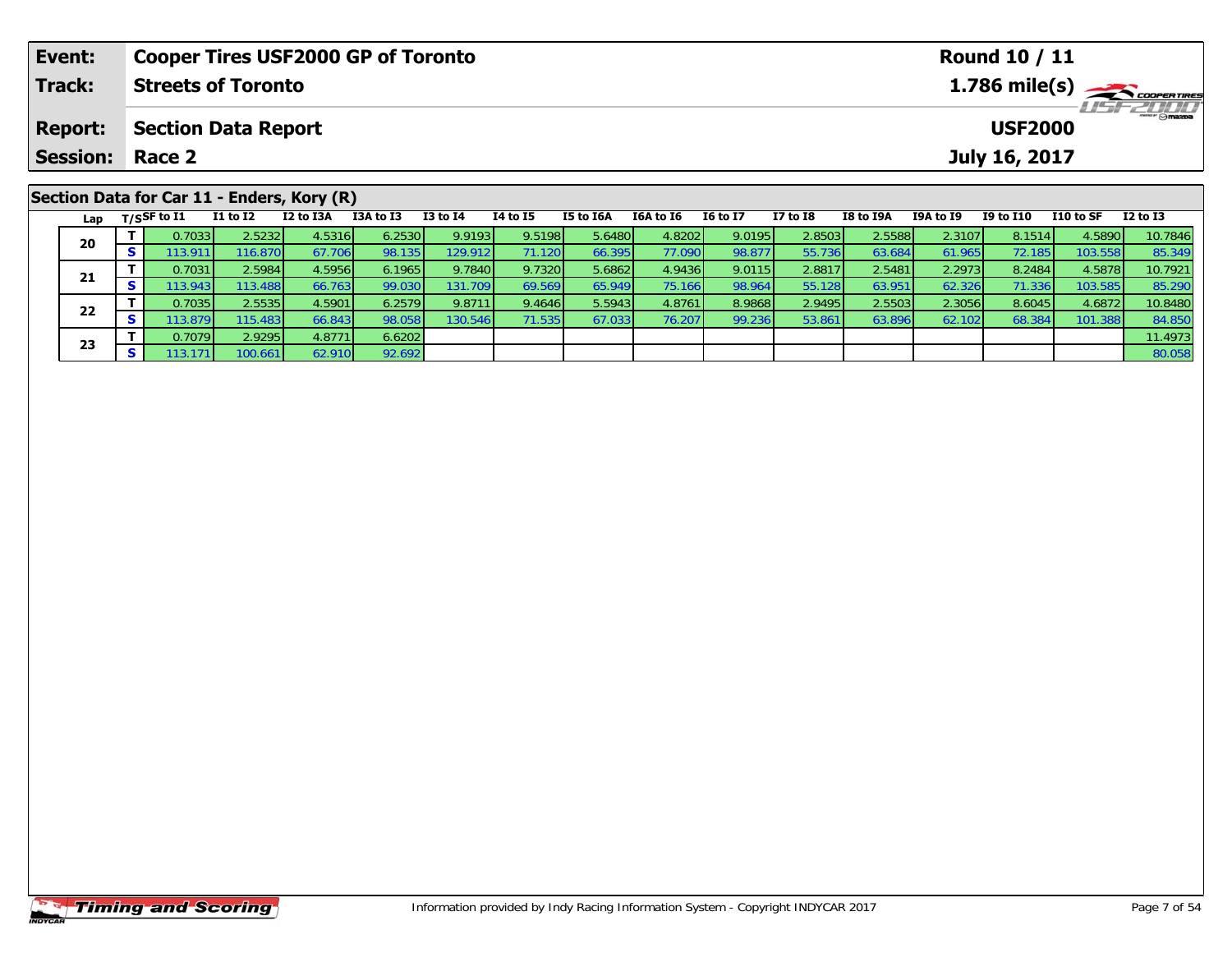| **Event:** | **Cooper Tires USF2000 GP of Toronto** | **Round 10 / 11** |
|---|---|---|
| **Track:** | **Streets of Toronto** | **1.786 mile(s)** |
| **Report:** | **Section Data Report** | **USF2000** |
| **Session:** | **Race 2** | **July 16, 2017** |

## Section Data for Car 11 - Enders, Kory (R)

| Lap | T/S | SF to I1 | I1 to I2 | I2 to I3A | I3A to I3 | I3 to I4 | I4 to I5 | I5 to I6A | I6A to I6 | I6 to I7 | I7 to I8 | I8 to I9A | I9A to I9 | I9 to I10 | I10 to SF | I2 to I3 |
|---|---|---|---|---|---|---|---|---|---|---|---|---|---|---|---|---|
| 20 | T | 0.7033 | 2.5232 | 4.5316 | 6.2530 | 9.9193 | 9.5198 | 5.6480 | 4.8202 | 9.0195 | 2.8503 | 2.5588 | 2.3107 | 8.1514 | 4.5890 | 10.7846 |
| | S | 113.911 | 116.870 | 67.706 | 98.135 | 129.912 | 71.120 | 66.395 | 77.090 | 98.877 | 55.736 | 63.684 | 61.965 | 72.185 | 103.558 | 85.349 |
| 21 | T | 0.7031 | 2.5984 | 4.5956 | 6.1965 | 9.7840 | 9.7320 | 5.6862 | 4.9436 | 9.0115 | 2.8817 | 2.5481 | 2.2973 | 8.2484 | 4.5878 | 10.7921 |
| | S | 113.943 | 113.488 | 66.763 | 99.030 | 131.709 | 69.569 | 65.949 | 75.166 | 98.964 | 55.128 | 63.951 | 62.326 | 71.336 | 103.585 | 85.290 |
| 22 | T | 0.7035 | 2.5535 | 4.5901 | 6.2579 | 9.8711 | 9.4646 | 5.5943 | 4.8761 | 8.9868 | 2.9495 | 2.5503 | 2.3056 | 8.6045 | 4.6872 | 10.8480 |
| | S | 113.879 | 115.483 | 66.843 | 98.058 | 130.546 | 71.535 | 67.033 | 76.207 | 99.236 | 53.861 | 63.896 | 62.102 | 68.384 | 101.388 | 84.850 |
| 23 | T | 0.7079 | 2.9295 | 4.8771 | 6.6202 | | | | | | | | | | | 11.4973 |
| | S | 113.171 | 100.661 | 62.910 | 92.692 | | | | | | | | | | | 80.058 |

Information provided by Indy Racing Information System - Copyright INDYCAR 2017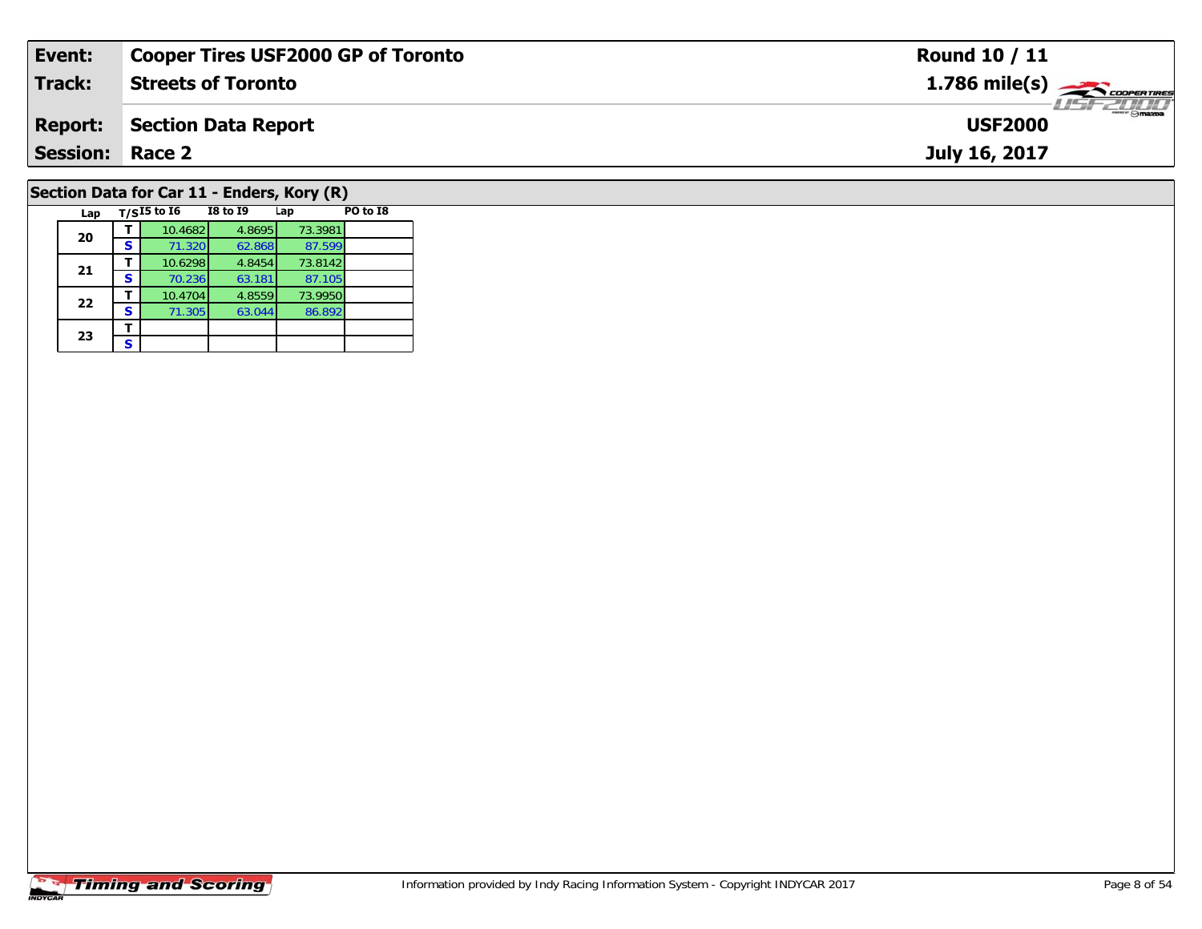| **Event:** | **Cooper Tires USF2000 GP of Toronto** | **Round 10 / 11** |
|---|---|---|
| **Track:** | **Streets of Toronto** | **1.786 mile(s)** |
| **Report:** | **Section Data Report** | **USF2000** |
| **Session:** | **Race 2** | **July 16, 2017** |

## Section Data for Car 11 - Enders, Kory (R)

| Lap | T/S | I5 to I6 | I8 to I9 | Lap | PO to I8 |
|---|---|---|---|---|---|
| 20 | T | 10.4682 | 4.8695 | 73.3981 | |
| | S | 71.320 | 62.868 | 87.599 | |
| 21 | T | 10.6298 | 4.8454 | 73.8142 | |
| | S | 70.236 | 63.181 | 87.105 | |
| 22 | T | 10.4704 | 4.8559 | 73.9950 | |
| | S | 71.305 | 63.044 | 86.892 | |
| 23 | T | | | | |
| | S | | | | |

Information provided by Indy Racing Information System - Copyright INDYCAR 2017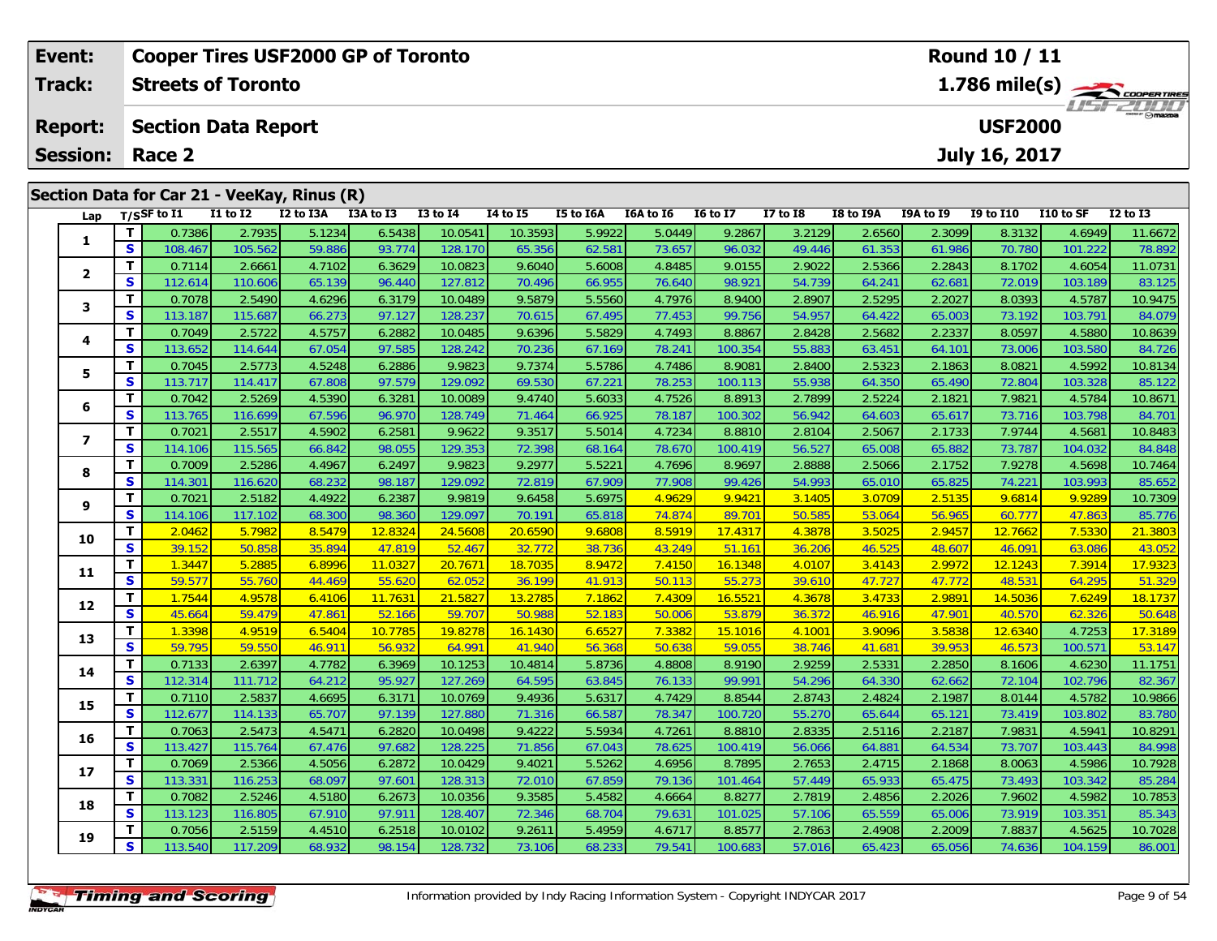| Event: | Cooper Tires USF2000 GP of Toronto | Round 10 / 11 |
|---|---|---|
| Track: | Streets of Toronto | 1.786 mile(s) |
| Report: | Section Data Report | USF2000 |
| Session: | Race 2 | July 16, 2017 |

## Section Data for Car 21 - VeeKay, Rinus (R)

| Lap | T/S | SF to I1 | I1 to I2 | I2 to I3A | I3A to I3 | I3 to I4 | I4 to I5 | I5 to I6A | I6A to I6 | I6 to I7 | I7 to I8 | I8 to I9A | I9A to I9 | I9 to I10 | I10 to SF | I2 to I3 |
|---|---|---|---|---|---|---|---|---|---|---|---|---|---|---|---|---|
| 1 | T | 0.7386 | 2.7935 | 5.1234 | 6.5438 | 10.0541 | 10.3593 | 5.9922 | 5.0449 | 9.2867 | 3.2129 | 2.6560 | 2.3099 | 8.3132 | 4.6949 | 11.6672 |
| | S | 108.467 | 105.562 | 59.886 | 93.774 | 128.170 | 65.356 | 62.581 | 73.657 | 96.032 | 49.446 | 61.353 | 61.986 | 70.780 | 101.222 | 78.892 |
| 2 | T | 0.7114 | 2.6661 | 4.7102 | 6.3629 | 10.0823 | 9.6040 | 5.6008 | 4.8485 | 9.0155 | 2.9022 | 2.5366 | 2.2843 | 8.1702 | 4.6054 | 11.0731 |
| | S | 112.614 | 110.606 | 65.139 | 96.440 | 127.812 | 70.496 | 66.955 | 76.640 | 98.921 | 54.739 | 64.241 | 62.681 | 72.019 | 103.189 | 83.125 |
| 3 | T | 0.7078 | 2.5490 | 4.6296 | 6.3179 | 10.0489 | 9.5879 | 5.5560 | 4.7976 | 8.9400 | 2.8907 | 2.5295 | 2.2027 | 8.0393 | 4.5787 | 10.9475 |
| | S | 113.187 | 115.687 | 66.273 | 97.127 | 128.237 | 70.615 | 67.495 | 77.453 | 99.756 | 54.957 | 64.422 | 65.003 | 73.192 | 103.791 | 84.079 |
| 4 | T | 0.7049 | 2.5722 | 4.5757 | 6.2882 | 10.0485 | 9.6396 | 5.5829 | 4.7493 | 8.8867 | 2.8428 | 2.5682 | 2.2337 | 8.0597 | 4.5880 | 10.8639 |
| | S | 113.652 | 114.644 | 67.054 | 97.585 | 128.242 | 70.236 | 67.169 | 78.241 | 100.354 | 55.883 | 63.451 | 64.101 | 73.006 | 103.580 | 84.726 |
| 5 | T | 0.7045 | 2.5773 | 4.5248 | 6.2886 | 9.9823 | 9.7374 | 5.5786 | 4.7486 | 8.9081 | 2.8400 | 2.5323 | 2.1863 | 8.0821 | 4.5992 | 10.8134 |
| | S | 113.717 | 114.417 | 67.808 | 97.579 | 129.092 | 69.530 | 67.221 | 78.253 | 100.113 | 55.938 | 64.350 | 65.490 | 72.804 | 103.328 | 85.122 |
| 6 | T | 0.7042 | 2.5269 | 4.5390 | 6.3281 | 10.0089 | 9.4740 | 5.6033 | 4.7526 | 8.8913 | 2.7899 | 2.5224 | 2.1821 | 7.9821 | 4.5784 | 10.8671 |
| | S | 113.765 | 116.699 | 67.596 | 96.970 | 128.749 | 71.464 | 66.925 | 78.187 | 100.302 | 56.942 | 64.603 | 65.617 | 73.716 | 103.798 | 84.701 |
| 7 | T | 0.7021 | 2.5517 | 4.5902 | 6.2581 | 9.9622 | 9.3517 | 5.5014 | 4.7234 | 8.8810 | 2.8104 | 2.5067 | 2.1733 | 7.9744 | 4.5681 | 10.8483 |
| | S | 114.106 | 115.565 | 66.842 | 98.055 | 129.353 | 72.398 | 68.164 | 78.670 | 100.419 | 56.527 | 65.008 | 65.882 | 73.787 | 104.032 | 84.848 |
| 8 | T | 0.7009 | 2.5286 | 4.4967 | 6.2497 | 9.9823 | 9.2977 | 5.5221 | 4.7696 | 8.9697 | 2.8888 | 2.5066 | 2.1752 | 7.9278 | 4.5698 | 10.7464 |
| | S | 114.301 | 116.620 | 68.232 | 98.187 | 129.092 | 72.819 | 67.909 | 77.908 | 99.426 | 54.993 | 65.010 | 65.825 | 74.221 | 103.993 | 85.652 |
| 9 | T | 0.7021 | 2.5182 | 4.4922 | 6.2387 | 9.9819 | 9.6458 | 5.6975 | 4.9629 | 9.9421 | 3.1405 | 3.0709 | 2.5135 | 9.6814 | 9.9289 | 10.7309 |
| | S | 114.106 | 117.102 | 68.300 | 98.360 | 129.097 | 70.191 | 65.818 | 74.874 | 89.701 | 50.585 | 53.064 | 56.965 | 60.777 | 47.863 | 85.776 |
| 10 | T | 2.0462 | 5.7982 | 8.5479 | 12.8324 | 24.5608 | 20.6590 | 9.6808 | 8.5919 | 17.4317 | 4.3878 | 3.5025 | 2.9457 | 12.7662 | 7.5330 | 21.3803 |
| | S | 39.152 | 50.858 | 35.894 | 47.819 | 52.467 | 32.772 | 38.736 | 43.249 | 51.161 | 36.206 | 46.525 | 48.607 | 46.091 | 63.086 | 43.052 |
| 11 | T | 1.3447 | 5.2885 | 6.8996 | 11.0327 | 20.7671 | 18.7035 | 8.9472 | 7.4150 | 16.1348 | 4.0107 | 3.4143 | 2.9972 | 12.1243 | 7.3914 | 17.9323 |
| | S | 59.577 | 55.760 | 44.469 | 55.620 | 62.052 | 36.199 | 41.913 | 50.113 | 55.273 | 39.610 | 47.727 | 47.772 | 48.531 | 64.295 | 51.329 |
| 12 | T | 1.7544 | 4.9578 | 6.4106 | 11.7631 | 21.5827 | 13.2785 | 7.1862 | 7.4309 | 16.5521 | 4.3678 | 3.4733 | 2.9891 | 14.5036 | 7.6249 | 18.1737 |
| | S | 45.664 | 59.479 | 47.861 | 52.166 | 59.707 | 50.988 | 52.183 | 50.006 | 53.879 | 36.372 | 46.916 | 47.901 | 40.570 | 62.326 | 50.648 |
| 13 | T | 1.3398 | 4.9519 | 6.5404 | 10.7785 | 19.8278 | 16.1430 | 6.6527 | 7.3382 | 15.1016 | 4.1001 | 3.9096 | 3.5838 | 12.6340 | 4.7253 | 17.3189 |
| | S | 59.795 | 59.550 | 46.911 | 56.932 | 64.991 | 41.940 | 56.368 | 50.638 | 59.055 | 38.746 | 41.681 | 39.953 | 46.573 | 100.571 | 53.147 |
| 14 | T | 0.7133 | 2.6397 | 4.7782 | 6.3969 | 10.1253 | 10.4814 | 5.8736 | 4.8808 | 8.9190 | 2.9259 | 2.5331 | 2.2850 | 8.1606 | 4.6230 | 11.1751 |
| | S | 112.314 | 111.712 | 64.212 | 95.927 | 127.269 | 64.595 | 63.845 | 76.133 | 99.991 | 54.296 | 64.330 | 62.662 | 72.104 | 102.796 | 82.367 |
| 15 | T | 0.7110 | 2.5837 | 4.6695 | 6.3171 | 10.0769 | 9.4936 | 5.6317 | 4.7429 | 8.8544 | 2.8743 | 2.4824 | 2.1987 | 8.0144 | 4.5782 | 10.9866 |
| | S | 112.677 | 114.133 | 65.707 | 97.139 | 127.880 | 71.316 | 66.587 | 78.347 | 100.720 | 55.270 | 65.644 | 65.121 | 73.419 | 103.802 | 83.780 |
| 16 | T | 0.7063 | 2.5473 | 4.5471 | 6.2820 | 10.0498 | 9.4222 | 5.5934 | 4.7261 | 8.8810 | 2.8335 | 2.5116 | 2.2187 | 7.9831 | 4.5941 | 10.8291 |
| | S | 113.427 | 115.764 | 67.476 | 97.682 | 128.225 | 71.856 | 67.043 | 78.625 | 100.419 | 56.066 | 64.881 | 64.534 | 73.707 | 103.443 | 84.998 |
| 17 | T | 0.7069 | 2.5366 | 4.5056 | 6.2872 | 10.0429 | 9.4021 | 5.5262 | 4.6956 | 8.7895 | 2.7653 | 2.4715 | 2.1868 | 8.0063 | 4.5986 | 10.7928 |
| | S | 113.331 | 116.253 | 68.097 | 97.601 | 128.313 | 72.010 | 67.859 | 79.136 | 101.464 | 57.449 | 65.933 | 65.475 | 73.493 | 103.342 | 85.284 |
| 18 | T | 0.7082 | 2.5246 | 4.5180 | 6.2673 | 10.0356 | 9.3585 | 5.4582 | 4.6664 | 8.8277 | 2.7819 | 2.4856 | 2.2026 | 7.9602 | 4.5982 | 10.7853 |
| | S | 113.123 | 116.805 | 67.910 | 97.911 | 128.407 | 72.346 | 68.704 | 79.631 | 101.025 | 57.106 | 65.559 | 65.006 | 73.919 | 103.351 | 85.343 |
| 19 | T | 0.7056 | 2.5159 | 4.4510 | 6.2518 | 10.0102 | 9.2611 | 5.4959 | 4.6717 | 8.8577 | 2.7863 | 2.4908 | 2.2009 | 7.8837 | 4.5625 | 10.7028 |
| | S | 113.540 | 117.209 | 68.932 | 98.154 | 128.732 | 73.106 | 68.233 | 79.541 | 100.683 | 57.016 | 65.423 | 65.056 | 74.636 | 104.159 | 86.001 |

Information provided by Indy Racing Information System - Copyright INDYCAR 2017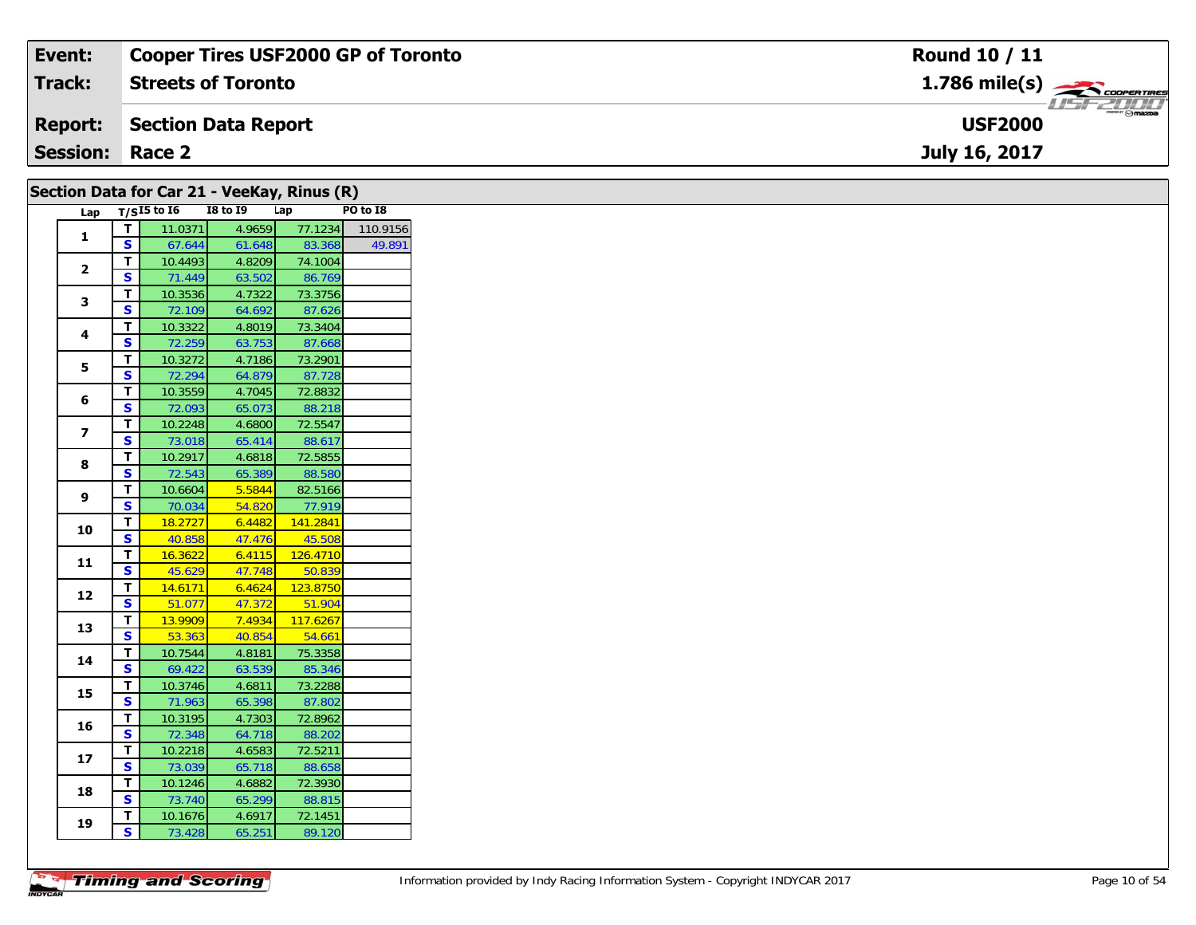| Event: | Cooper Tires USF2000 GP of Toronto | Round 10 / 11 |
|---|---|---|
| Track: | Streets of Toronto | 1.786 mile(s) |
| Report: | Section Data Report | USF2000 |
| Session: | Race 2 | July 16, 2017 |

## Section Data for Car 21 - VeeKay, Rinus (R)

| Lap | T/S | I5 to I6 | I8 to I9 | Lap | PO to I8 |
|---|---|---|---|---|---|
| 1 | T | 11.0371 | 4.9659 | 77.1234 | 110.9156 |
| | S | 67.644 | 61.648 | 83.368 | 49.891 |
| 2 | T | 10.4493 | 4.8209 | 74.1004 | |
| | S | 71.449 | 63.502 | 86.769 | |
| 3 | T | 10.3536 | 4.7322 | 73.3756 | |
| | S | 72.109 | 64.692 | 87.626 | |
| 4 | T | 10.3322 | 4.8019 | 73.3404 | |
| | S | 72.259 | 63.753 | 87.668 | |
| 5 | T | 10.3272 | 4.7186 | 73.2901 | |
| | S | 72.294 | 64.879 | 87.728 | |
| 6 | T | 10.3559 | 4.7045 | 72.8832 | |
| | S | 72.093 | 65.073 | 88.218 | |
| 7 | T | 10.2248 | 4.6800 | 72.5547 | |
| | S | 73.018 | 65.414 | 88.617 | |
| 8 | T | 10.2917 | 4.6818 | 72.5855 | |
| | S | 72.543 | 65.389 | 88.580 | |
| 9 | T | 10.6604 | 5.5844 | 82.5166 | |
| | S | 70.034 | 54.820 | 77.919 | |
| 10 | T | 18.2727 | 6.4482 | 141.2841 | |
| | S | 40.858 | 47.476 | 45.508 | |
| 11 | T | 16.3622 | 6.4115 | 126.4710 | |
| | S | 45.629 | 47.748 | 50.839 | |
| 12 | T | 14.6171 | 6.4624 | 123.8750 | |
| | S | 51.077 | 47.372 | 51.904 | |
| 13 | T | 13.9909 | 7.4934 | 117.6267 | |
| | S | 53.363 | 40.854 | 54.661 | |
| 14 | T | 10.7544 | 4.8181 | 75.3358 | |
| | S | 69.422 | 63.539 | 85.346 | |
| 15 | T | 10.3746 | 4.6811 | 73.2288 | |
| | S | 71.963 | 65.398 | 87.802 | |
| 16 | T | 10.3195 | 4.7303 | 72.8962 | |
| | S | 72.348 | 64.718 | 88.202 | |
| 17 | T | 10.2218 | 4.6583 | 72.5211 | |
| | S | 73.039 | 65.718 | 88.658 | |
| 18 | T | 10.1246 | 4.6882 | 72.3930 | |
| | S | 73.740 | 65.299 | 88.815 | |
| 19 | T | 10.1676 | 4.6917 | 72.1451 | |
| | S | 73.428 | 65.251 | 89.120 | |

Information provided by Indy Racing Information System - Copyright INDYCAR 2017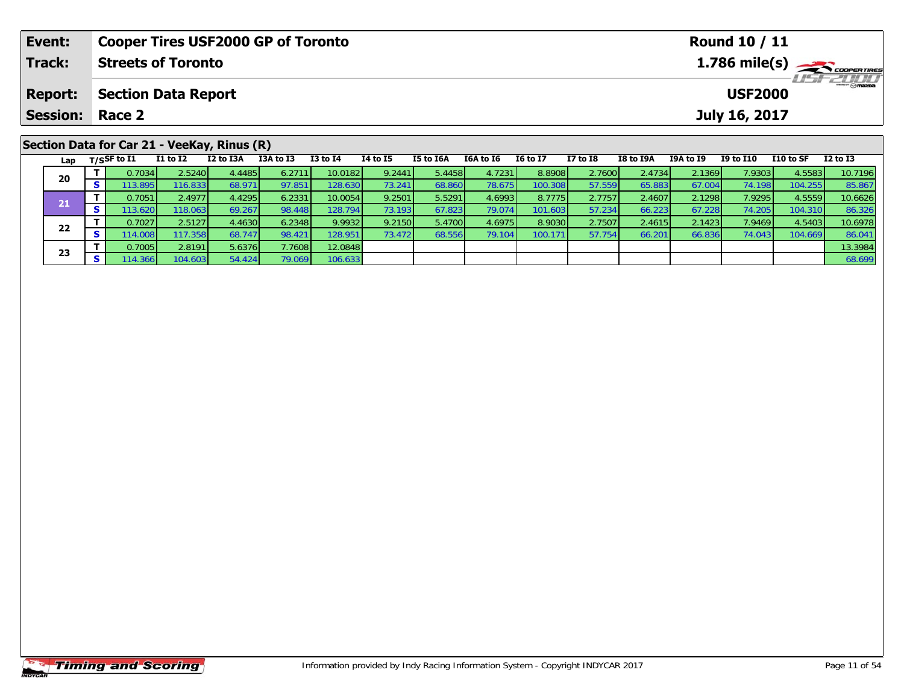| Event: | Cooper Tires USF2000 GP of Toronto | Round 10 / 11 |
|---|---|---|
| Track: | Streets of Toronto | 1.786 mile(s) |
| Report: | Section Data Report | USF2000 |
| Session: | Race 2 | July 16, 2017 |

## Section Data for Car 21 - VeeKay, Rinus (R)

| Lap | T/S | SF to I1 | I1 to I2 | I2 to I3A | I3A to I3 | I3 to I4 | I4 to I5 | I5 to I6A | I6A to I6 | I6 to I7 | I7 to I8 | I8 to I9A | I9A to I9 | I9 to I10 | I10 to SF | I2 to I3 |
|---|---|---|---|---|---|---|---|---|---|---|---|---|---|---|---|---|
| 20 | T | 0.7034 | 2.5240 | 4.4485 | 6.2711 | 10.0182 | 9.2441 | 5.4458 | 4.7231 | 8.8908 | 2.7600 | 2.4734 | 2.1369 | 7.9303 | 4.5583 | 10.7196 |
| | S | 113.895 | 116.833 | 68.971 | 97.851 | 128.630 | 73.241 | 68.860 | 78.675 | 100.308 | 57.559 | 65.883 | 67.004 | 74.198 | 104.255 | 85.867 |
| 21 | T | 0.7051 | 2.4977 | 4.4295 | 6.2331 | 10.0054 | 9.2501 | 5.5291 | 4.6993 | 8.7775 | 2.7757 | 2.4607 | 2.1298 | 7.9295 | 4.5559 | 10.6626 |
| | S | 113.620 | 118.063 | 69.267 | 98.448 | 128.794 | 73.193 | 67.823 | 79.074 | 101.603 | 57.234 | 66.223 | 67.228 | 74.205 | 104.310 | 86.326 |
| 22 | T | 0.7027 | 2.5127 | 4.4630 | 6.2348 | 9.9932 | 9.2150 | 5.4700 | 4.6975 | 8.9030 | 2.7507 | 2.4615 | 2.1423 | 7.9469 | 4.5403 | 10.6978 |
| | S | 114.008 | 117.358 | 68.747 | 98.421 | 128.951 | 73.472 | 68.556 | 79.104 | 100.171 | 57.754 | 66.201 | 66.836 | 74.043 | 104.669 | 86.041 |
| 23 | T | 0.7005 | 2.8191 | 5.6376 | 7.7608 | 12.0848 | | | | | | | | | | 13.3984 |
| | S | 114.366 | 104.603 | 54.424 | 79.069 | 106.633 | | | | | | | | | | 68.699 |

Information provided by Indy Racing Information System - Copyright INDYCAR 2017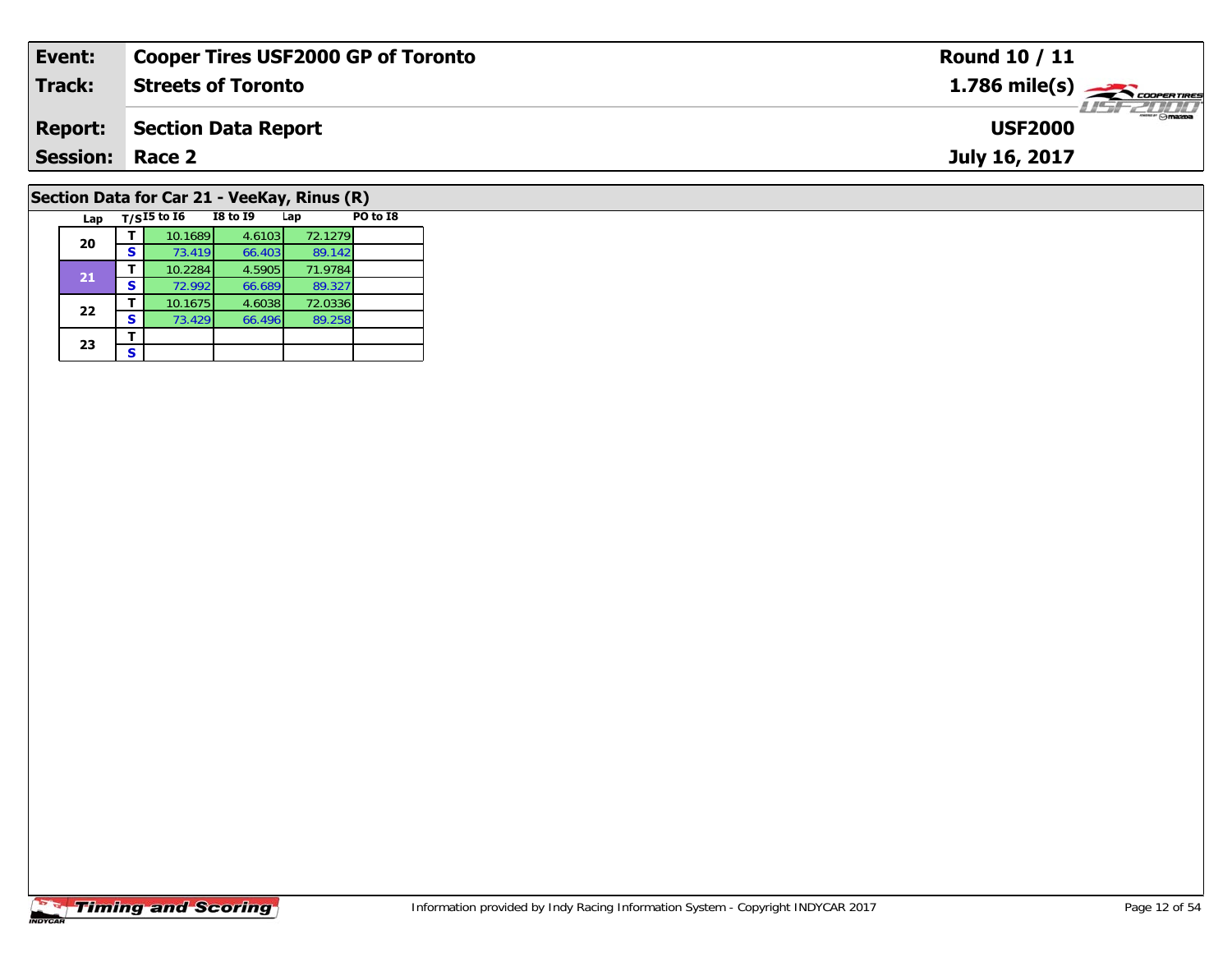| **Event:** | **Cooper Tires USF2000 GP of Toronto** | **Round 10 / 11** |
|---|---|---|
| **Track:** | **Streets of Toronto** | **1.786 mile(s)** |
| **Report:** | **Section Data Report** | **USF2000** |
| **Session:** | **Race 2** | **July 16, 2017** |

## Section Data for Car 21 - VeeKay, Rinus (R)

| Lap | T/S | I5 to I6 | I8 to I9 | Lap | PO to I8 |
|---|---|---|---|---|---|
| 20 | T | 10.1689 | 4.6103 | 72.1279 | |
| | S | 73.419 | 66.403 | 89.142 | |
| 21 | T | 10.2284 | 4.5905 | 71.9784 | |
| | S | 72.992 | 66.689 | 89.327 | |
| 22 | T | 10.1675 | 4.6038 | 72.0336 | |
| | S | 73.429 | 66.496 | 89.258 | |
| 23 | T | | | | |
| | S | | | | |

Information provided by Indy Racing Information System - Copyright INDYCAR 2017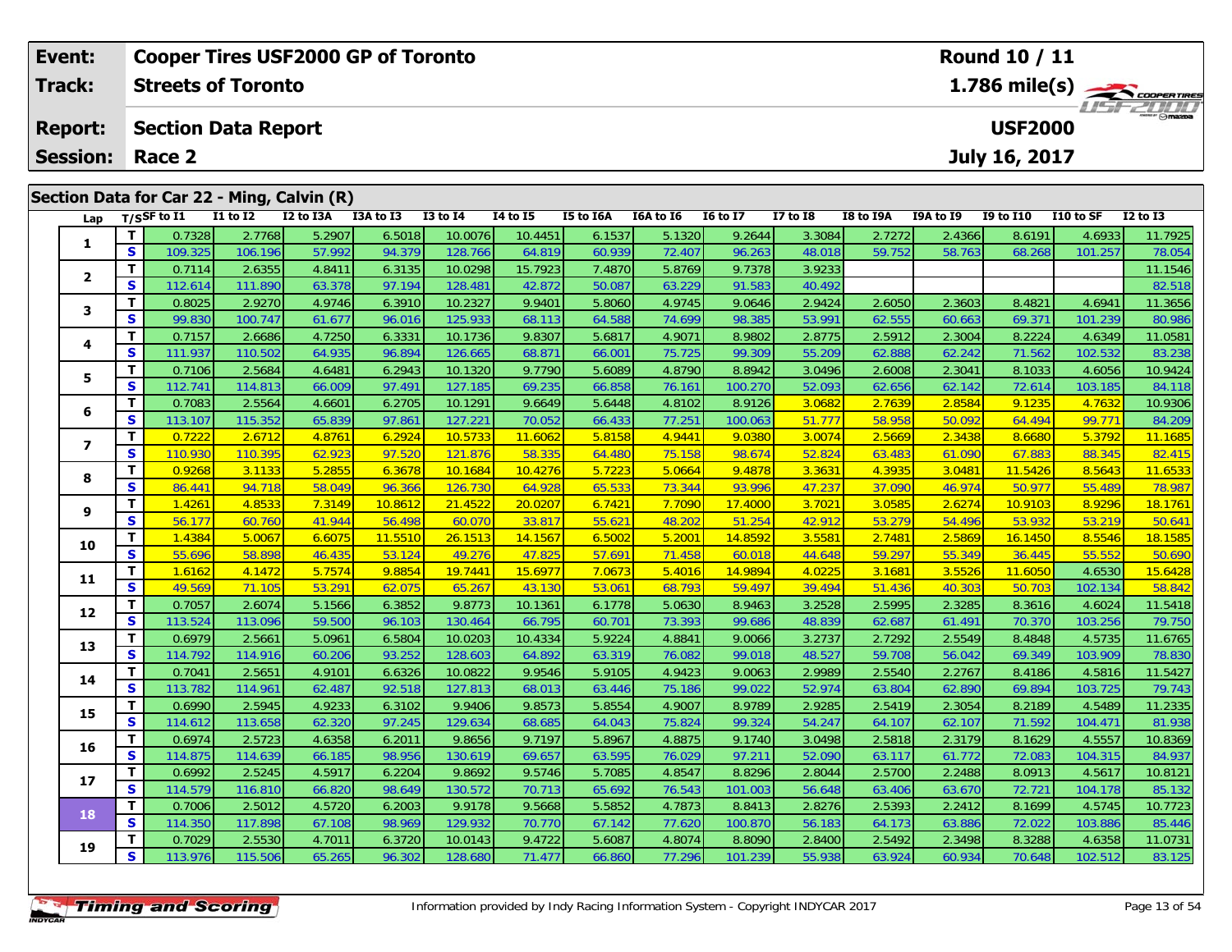| Event: | Cooper Tires USF2000 GP of Toronto | Round 10 / 11 |
|---|---|---|
| Track: | Streets of Toronto | 1.786 mile(s) |
| Report: | Section Data Report | USF2000 |
| Session: | Race 2 | July 16, 2017 |

## Section Data for Car 22 - Ming, Calvin (R)

| Lap | T/S | SF to I1 | I1 to I2 | I2 to I3A | I3A to I3 | I3 to I4 | I4 to I5 | I5 to I6A | I6A to I6 | I6 to I7 | I7 to I8 | I8 to I9A | I9A to I9 | I9 to I10 | I10 to SF | I2 to I3 |
|---|---|---|---|---|---|---|---|---|---|---|---|---|---|---|---|---|
| 1 | T | 0.7328 | 2.7768 | 5.2907 | 6.5018 | 10.0076 | 10.4451 | 6.1537 | 5.1320 | 9.2644 | 3.3084 | 2.7272 | 2.4366 | 8.6191 | 4.6933 | 11.7925 |
| | S | 109.325 | 106.196 | 57.992 | 94.379 | 128.766 | 64.819 | 60.939 | 72.407 | 96.263 | 48.018 | 59.752 | 58.763 | 68.268 | 101.257 | 78.054 |
| 2 | T | 0.7114 | 2.6355 | 4.8411 | 6.3135 | 10.0298 | 15.7923 | 7.4870 | 5.8769 | 9.7378 | 3.9233 | | | | | 11.1546 |
| | S | 112.614 | 111.890 | 63.378 | 97.194 | 128.481 | 42.872 | 50.087 | 63.229 | 91.583 | 40.492 | | | | | 82.518 |
| 3 | T | 0.8025 | 2.9270 | 4.9746 | 6.3910 | 10.2327 | 9.9401 | 5.8060 | 4.9745 | 9.0646 | 2.9424 | 2.6050 | 2.3603 | 8.4821 | 4.6941 | 11.3656 |
| | S | 99.830 | 100.747 | 61.677 | 96.016 | 125.933 | 68.113 | 64.588 | 74.699 | 98.385 | 53.991 | 62.555 | 60.663 | 69.371 | 101.239 | 80.986 |
| 4 | T | 0.7157 | 2.6686 | 4.7250 | 6.3331 | 10.1736 | 9.8307 | 5.6817 | 4.9071 | 8.9802 | 2.8775 | 2.5912 | 2.3004 | 8.2224 | 4.6349 | 11.0581 |
| | S | 111.937 | 110.502 | 64.935 | 96.894 | 126.665 | 68.871 | 66.001 | 75.725 | 99.309 | 55.209 | 62.888 | 62.242 | 71.562 | 102.532 | 83.238 |
| 5 | T | 0.7106 | 2.5684 | 4.6481 | 6.2943 | 10.1320 | 9.7790 | 5.6089 | 4.8790 | 8.8942 | 3.0496 | 2.6008 | 2.3041 | 8.1033 | 4.6056 | 10.9424 |
| | S | 112.741 | 114.813 | 66.009 | 97.491 | 127.185 | 69.235 | 66.858 | 76.161 | 100.270 | 52.093 | 62.656 | 62.142 | 72.614 | 103.185 | 84.118 |
| 6 | T | 0.7083 | 2.5564 | 4.6601 | 6.2705 | 10.1291 | 9.6649 | 5.6448 | 4.8102 | 8.9126 | 3.0682 | 2.7639 | 2.8584 | 9.1235 | 4.7632 | 10.9306 |
| | S | 113.107 | 115.352 | 65.839 | 97.861 | 127.221 | 70.052 | 66.433 | 77.251 | 100.063 | 51.777 | 58.958 | 50.092 | 64.494 | 99.771 | 84.209 |
| 7 | T | 0.7222 | 2.6712 | 4.8761 | 6.2924 | 10.5733 | 11.6062 | 5.8158 | 4.9441 | 9.0380 | 3.0074 | 2.5669 | 2.3438 | 8.6680 | 5.3792 | 11.1685 |
| | S | 110.930 | 110.395 | 62.923 | 97.520 | 121.876 | 58.335 | 64.480 | 75.158 | 98.674 | 52.824 | 63.483 | 61.090 | 67.883 | 88.345 | 82.415 |
| 8 | T | 0.9268 | 3.1133 | 5.2855 | 6.3678 | 10.1684 | 10.4276 | 5.7223 | 5.0664 | 9.4878 | 3.3631 | 4.3935 | 3.0481 | 11.5426 | 8.5643 | 11.6533 |
| | S | 86.441 | 94.718 | 58.049 | 96.366 | 126.730 | 64.928 | 65.533 | 73.344 | 93.996 | 47.237 | 37.090 | 46.974 | 50.977 | 55.489 | 78.987 |
| 9 | T | 1.4261 | 4.8533 | 7.3149 | 10.8612 | 21.4522 | 20.0207 | 6.7421 | 7.7090 | 17.4000 | 3.7021 | 3.0585 | 2.6274 | 10.9103 | 8.9296 | 18.1761 |
| | S | 56.177 | 60.760 | 41.944 | 56.498 | 60.070 | 33.817 | 55.621 | 48.202 | 51.254 | 42.912 | 53.279 | 54.496 | 53.932 | 53.219 | 50.641 |
| 10 | T | 1.4384 | 5.0067 | 6.6075 | 11.5510 | 26.1513 | 14.1567 | 6.5002 | 5.2001 | 14.8592 | 3.5581 | 2.7481 | 2.5869 | 16.1450 | 8.5546 | 18.1585 |
| | S | 55.696 | 58.898 | 46.435 | 53.124 | 49.276 | 47.825 | 57.691 | 71.458 | 60.018 | 44.648 | 59.297 | 55.349 | 36.445 | 55.552 | 50.690 |
| 11 | T | 1.6162 | 4.1472 | 5.7574 | 9.8854 | 19.7441 | 15.6977 | 7.0673 | 5.4016 | 14.9894 | 4.0225 | 3.1681 | 3.5526 | 11.6050 | 4.6530 | 15.6428 |
| | S | 49.569 | 71.105 | 53.291 | 62.075 | 65.267 | 43.130 | 53.061 | 68.793 | 59.497 | 39.494 | 51.436 | 40.303 | 50.703 | 102.134 | 58.842 |
| 12 | T | 0.7057 | 2.6074 | 5.1566 | 6.3852 | 9.8773 | 10.1361 | 6.1778 | 5.0630 | 8.9463 | 3.2528 | 2.5995 | 2.3285 | 8.3616 | 4.6024 | 11.5418 |
| | S | 113.524 | 113.096 | 59.500 | 96.103 | 130.464 | 66.795 | 60.701 | 73.393 | 99.686 | 48.839 | 62.687 | 61.491 | 70.370 | 103.256 | 79.750 |
| 13 | T | 0.6979 | 2.5661 | 5.0961 | 6.5804 | 10.0203 | 10.4334 | 5.9224 | 4.8841 | 9.0066 | 3.2737 | 2.7292 | 2.5549 | 8.4848 | 4.5735 | 11.6765 |
| | S | 114.792 | 114.916 | 60.206 | 93.252 | 128.603 | 64.892 | 63.319 | 76.082 | 99.018 | 48.527 | 59.708 | 56.042 | 69.349 | 103.909 | 78.830 |
| 14 | T | 0.7041 | 2.5651 | 4.9101 | 6.6326 | 10.0822 | 9.9546 | 5.9105 | 4.9423 | 9.0063 | 2.9989 | 2.5540 | 2.2767 | 8.4186 | 4.5816 | 11.5427 |
| | S | 113.782 | 114.961 | 62.487 | 92.518 | 127.813 | 68.013 | 63.446 | 75.186 | 99.022 | 52.974 | 63.804 | 62.890 | 69.894 | 103.725 | 79.743 |
| 15 | T | 0.6990 | 2.5945 | 4.9233 | 6.3102 | 9.9406 | 9.8573 | 5.8554 | 4.9007 | 8.9789 | 2.9285 | 2.5419 | 2.3054 | 8.2189 | 4.5489 | 11.2335 |
| | S | 114.612 | 113.658 | 62.320 | 97.245 | 129.634 | 68.685 | 64.043 | 75.824 | 99.324 | 54.247 | 64.107 | 62.107 | 71.592 | 104.471 | 81.938 |
| 16 | T | 0.6974 | 2.5723 | 4.6358 | 6.2011 | 9.8656 | 9.7197 | 5.8967 | 4.8875 | 9.1740 | 3.0498 | 2.5818 | 2.3179 | 8.1629 | 4.5557 | 10.8369 |
| | S | 114.875 | 114.639 | 66.185 | 98.956 | 130.619 | 69.657 | 63.595 | 76.029 | 97.211 | 52.090 | 63.117 | 61.772 | 72.083 | 104.315 | 84.937 |
| 17 | T | 0.6992 | 2.5245 | 4.5917 | 6.2204 | 9.8692 | 9.5746 | 5.7085 | 4.8547 | 8.8296 | 2.8044 | 2.5700 | 2.2488 | 8.0913 | 4.5617 | 10.8121 |
| | S | 114.579 | 116.810 | 66.820 | 98.649 | 130.572 | 70.713 | 65.692 | 76.543 | 101.003 | 56.648 | 63.406 | 63.670 | 72.721 | 104.178 | 85.132 |
| 18 | T | 0.7006 | 2.5012 | 4.5720 | 6.2003 | 9.9178 | 9.5668 | 5.5852 | 4.7873 | 8.8413 | 2.8276 | 2.5393 | 2.2412 | 8.1699 | 4.5745 | 10.7723 |
| | S | 114.350 | 117.898 | 67.108 | 98.969 | 129.932 | 70.770 | 67.142 | 77.620 | 100.870 | 56.183 | 64.173 | 63.886 | 72.022 | 103.886 | 85.446 |
| 19 | T | 0.7029 | 2.5530 | 4.7011 | 6.3720 | 10.0143 | 9.4722 | 5.6087 | 4.8074 | 8.8090 | 2.8400 | 2.5492 | 2.3498 | 8.3288 | 4.6358 | 11.0731 |
| | S | 113.976 | 115.506 | 65.265 | 96.302 | 128.680 | 71.477 | 66.860 | 77.296 | 101.239 | 55.938 | 63.924 | 60.934 | 70.648 | 102.512 | 83.125 |

Information provided by Indy Racing Information System - Copyright INDYCAR 2017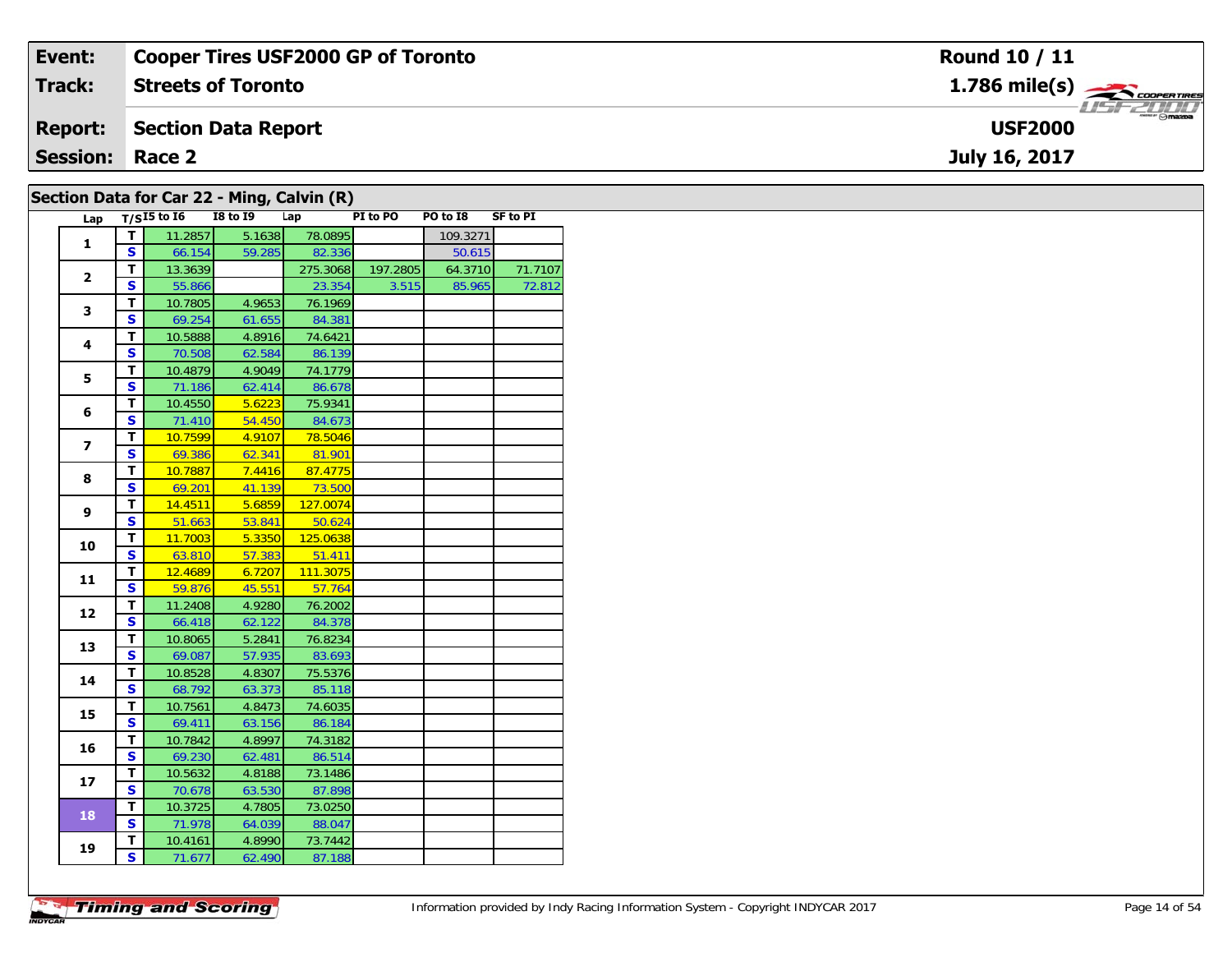| Event: | Cooper Tires USF2000 GP of Toronto | Round 10 / 11 |
|---|---|---|
| Track: | Streets of Toronto | 1.786 mile(s) |
| Report: | Section Data Report | USF2000 |
| Session: | Race 2 | July 16, 2017 |

## Section Data for Car 22 - Ming, Calvin (R)

| Lap | T/S | I5 to I6 | I8 to I9 | Lap | PI to PO | PO to I8 | SF to PI |
|---|---|---|---|---|---|---|---|
| 1 | T | 11.2857 | 5.1638 | 78.0895 | | 109.3271 | |
| | S | 66.154 | 59.285 | 82.336 | | 50.615 | |
| 2 | T | 13.3639 | | 275.3068 | 197.2805 | 64.3710 | 71.7107 |
| | S | 55.866 | | 23.354 | 3.515 | 85.965 | 72.812 |
| 3 | T | 10.7805 | 4.9653 | 76.1969 | | | |
| | S | 69.254 | 61.655 | 84.381 | | | |
| 4 | T | 10.5888 | 4.8916 | 74.6421 | | | |
| | S | 70.508 | 62.584 | 86.139 | | | |
| 5 | T | 10.4879 | 4.9049 | 74.1779 | | | |
| | S | 71.186 | 62.414 | 86.678 | | | |
| 6 | T | 10.4550 | 5.6223 | 75.9341 | | | |
| | S | 71.410 | 54.450 | 84.673 | | | |
| 7 | T | 10.7599 | 4.9107 | 78.5046 | | | |
| | S | 69.386 | 62.341 | 81.901 | | | |
| 8 | T | 10.7887 | 7.4416 | 87.4775 | | | |
| | S | 69.201 | 41.139 | 73.500 | | | |
| 9 | T | 14.4511 | 5.6859 | 127.0074 | | | |
| | S | 51.663 | 53.841 | 50.624 | | | |
| 10 | T | 11.7003 | 5.3350 | 125.0638 | | | |
| | S | 63.810 | 57.383 | 51.411 | | | |
| 11 | T | 12.4689 | 6.7207 | 111.3075 | | | |
| | S | 59.876 | 45.551 | 57.764 | | | |
| 12 | T | 11.2408 | 4.9280 | 76.2002 | | | |
| | S | 66.418 | 62.122 | 84.378 | | | |
| 13 | T | 10.8065 | 5.2841 | 76.8234 | | | |
| | S | 69.087 | 57.935 | 83.693 | | | |
| 14 | T | 10.8528 | 4.8307 | 75.5376 | | | |
| | S | 68.792 | 63.373 | 85.118 | | | |
| 15 | T | 10.7561 | 4.8473 | 74.6035 | | | |
| | S | 69.411 | 63.156 | 86.184 | | | |
| 16 | T | 10.7842 | 4.8997 | 74.3182 | | | |
| | S | 69.230 | 62.481 | 86.514 | | | |
| 17 | T | 10.5632 | 4.8188 | 73.1486 | | | |
| | S | 70.678 | 63.530 | 87.898 | | | |
| 18 | T | 10.3725 | 4.7805 | 73.0250 | | | |
| | S | 71.978 | 64.039 | 88.047 | | | |
| 19 | T | 10.4161 | 4.8990 | 73.7442 | | | |
| | S | 71.677 | 62.490 | 87.188 | | | |

Information provided by Indy Racing Information System - Copyright INDYCAR 2017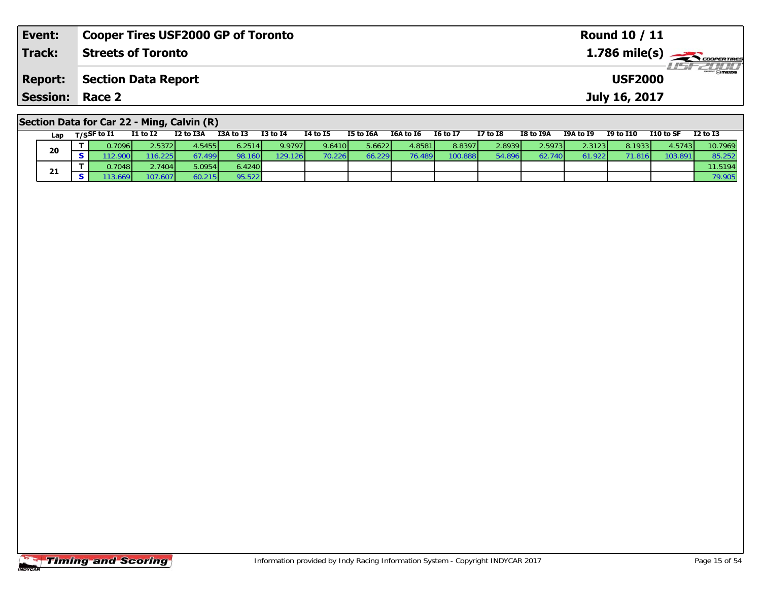| Event: | Cooper Tires USF2000 GP of Toronto | Round 10 / 11 |
|---|---|---|
| Track: | Streets of Toronto | 1.786 mile(s) |
| Report: | Section Data Report | USF2000 |
| Session: | Race 2 | July 16, 2017 |

## Section Data for Car 22 - Ming, Calvin (R)

| Lap | T/S | SF to I1 | I1 to I2 | I2 to I3A | I3A to I3 | I3 to I4 | I4 to I5 | I5 to I6A | I6A to I6 | I6 to I7 | I7 to I8 | I8 to I9A | I9A to I9 | I9 to I10 | I10 to SF | I2 to I3 |
|---|---|---|---|---|---|---|---|---|---|---|---|---|---|---|---|---|
| 20 | T | 0.7096 | 2.5372 | 4.5455 | 6.2514 | 9.9797 | 9.6410 | 5.6622 | 4.8581 | 8.8397 | 2.8939 | 2.5973 | 2.3123 | 8.1933 | 4.5743 | 10.7969 |
| | S | 112.900 | 116.225 | 67.499 | 98.160 | 129.126 | 70.226 | 66.229 | 76.489 | 100.888 | 54.896 | 62.740 | 61.922 | 71.816 | 103.891 | 85.252 |
| 21 | T | 0.7048 | 2.7404 | 5.0954 | 6.4240 | | | | | | | | | | | 11.5194 |
| | S | 113.669 | 107.607 | 60.215 | 95.522 | | | | | | | | | | | 79.905 |

Information provided by Indy Racing Information System - Copyright INDYCAR 2017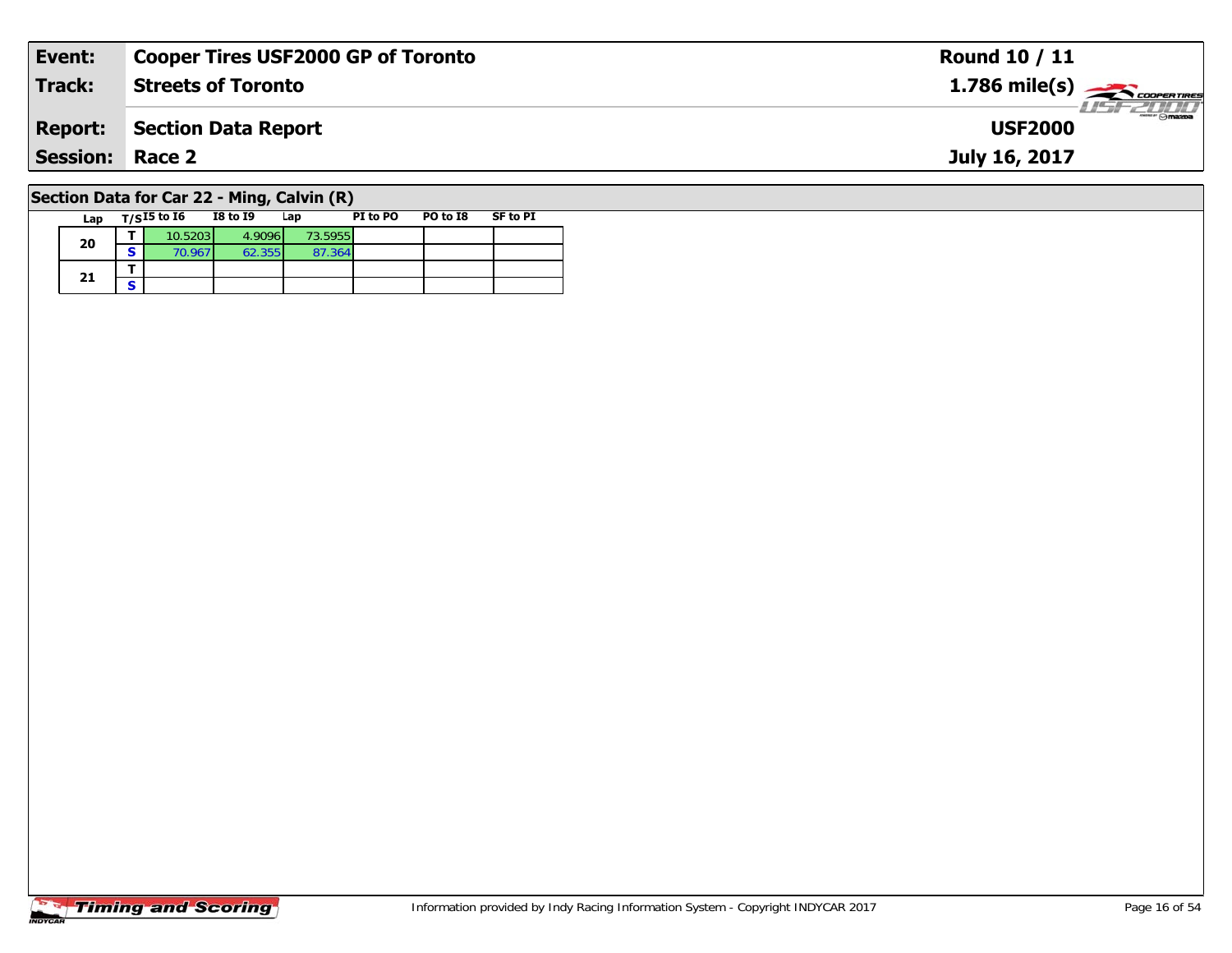| Event: | Cooper Tires USF2000 GP of Toronto | Round 10 / 11 |
|---|---|---|
| Track: | Streets of Toronto | 1.786 mile(s) |
| Report: | Section Data Report | USF2000 |
| Session: | Race 2 | July 16, 2017 |

## Section Data for Car 22 - Ming, Calvin (R)

| Lap | T/S | I5 to I6 | I8 to I9 | Lap | PI to PO | PO to I8 | SF to PI |
|---|---|---|---|---|---|---|---|
| 20 | T | 10.5203 | 4.9096 | 73.5955 | | | |
| | S | 70.967 | 62.355 | 87.364 | | | |
| 21 | T | | | | | | |
| | S | | | | | | |

Information provided by Indy Racing Information System - Copyright INDYCAR 2017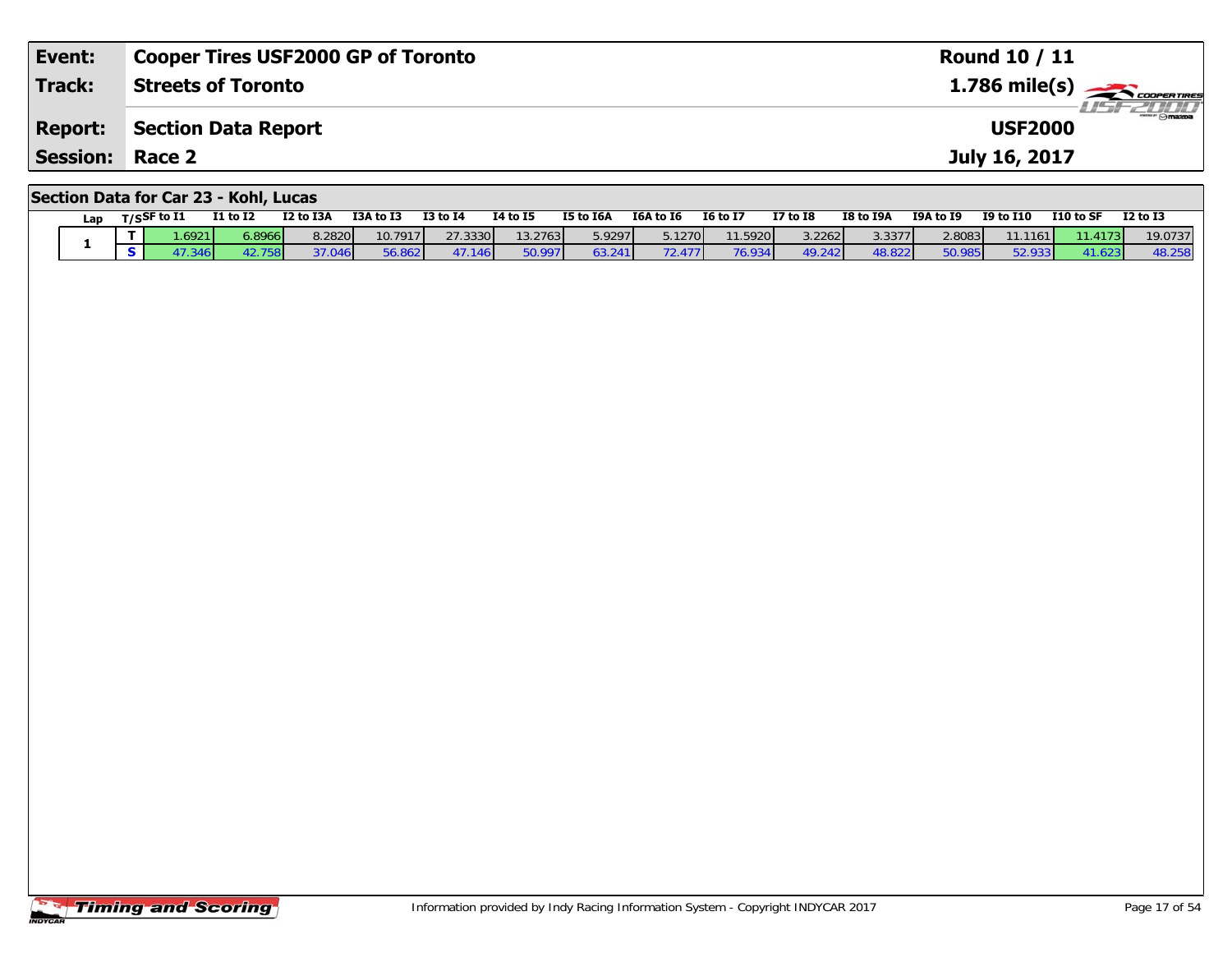| **Event:** | **Cooper Tires USF2000 GP of Toronto** | **Round 10 / 11** |
|---|---|---|
| **Track:** | **Streets of Toronto** | **1.786 mile(s)** |
| **Report:** | **Section Data Report** | **USF2000** |
| **Session:** | **Race 2** | **July 16, 2017** |

## Section Data for Car 23 - Kohl, Lucas

| Lap | T/S | SF to I1 | I1 to I2 | I2 to I3A | I3A to I3 | I3 to I4 | I4 to I5 | I5 to I6A | I6A to I6 | I6 to I7 | I7 to I8 | I8 to I9A | I9A to I9 | I9 to I10 | I10 to SF | I2 to I3 |
|---|---|---|---|---|---|---|---|---|---|---|---|---|---|---|---|---|
| 1 | T | 1.6921 | 6.8966 | 8.2820 | 10.7917 | 27.3330 | 13.2763 | 5.9297 | 5.1270 | 11.5920 | 3.2262 | 3.3377 | 2.8083 | 11.1161 | 11.4173 | 19.0737 |
| | S | 47.346 | 42.758 | 37.046 | 56.862 | 47.146 | 50.997 | 63.241 | 72.477 | 76.934 | 49.242 | 48.822 | 50.985 | 52.933 | 41.623 | 48.258 |

Information provided by Indy Racing Information System - Copyright INDYCAR 2017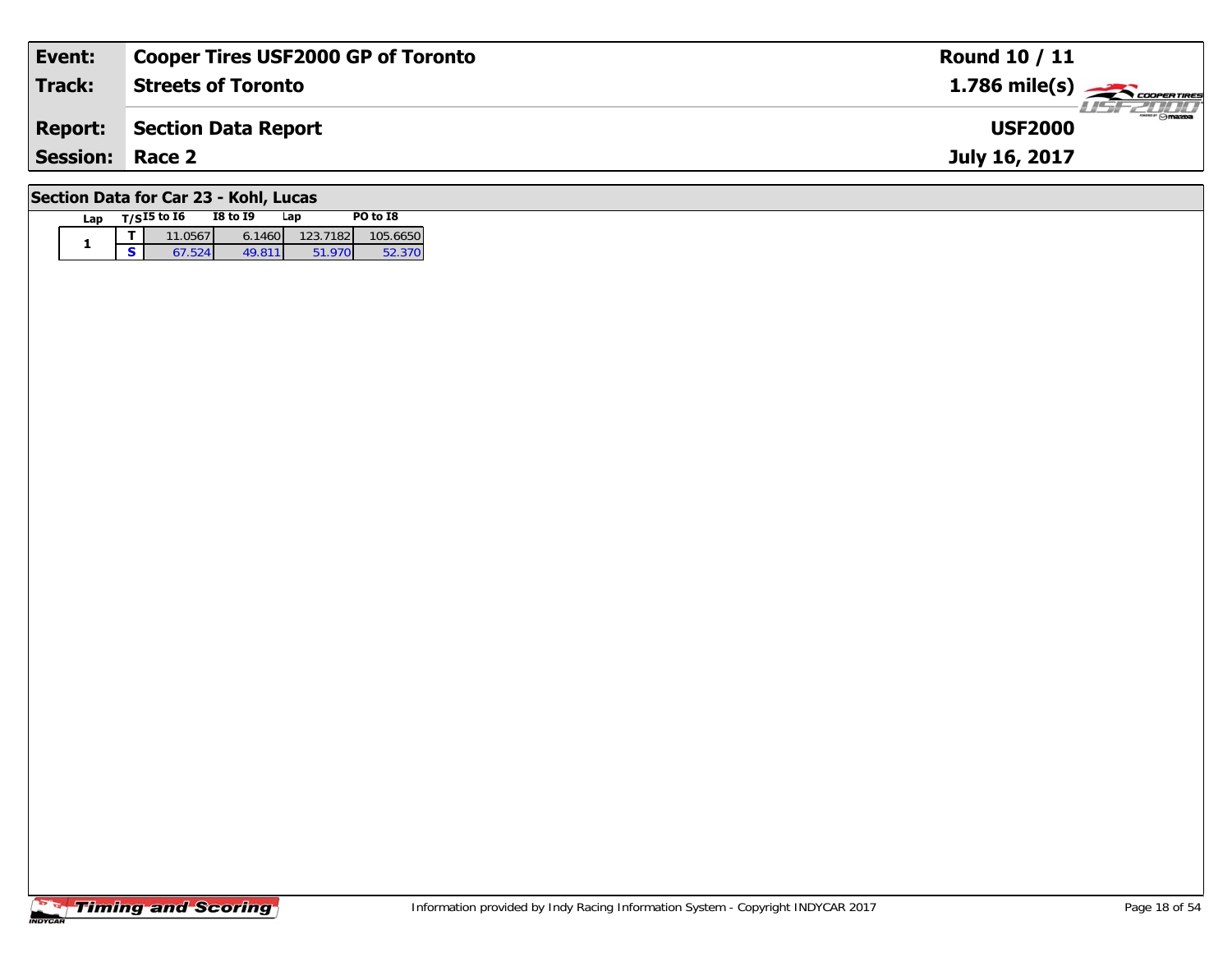| Event: | Cooper Tires USF2000 GP of Toronto | Round 10 / 11 |
|---|---|---|
| Track: | Streets of Toronto | 1.786 mile(s) |
| Report: | Section Data Report | USF2000 |
| Session: | Race 2 | July 16, 2017 |

## Section Data for Car 23 - Kohl, Lucas

| Lap | T/S | I5 to I6 | I8 to I9 | Lap | PO to I8 |
|---|---|---|---|---|---|
| 1 | T | 11.0567 | 6.1460 | 123.7182 | 105.6650 |
| | S | 67.524 | 49.811 | 51.970 | 52.370 |

Information provided by Indy Racing Information System - Copyright INDYCAR 2017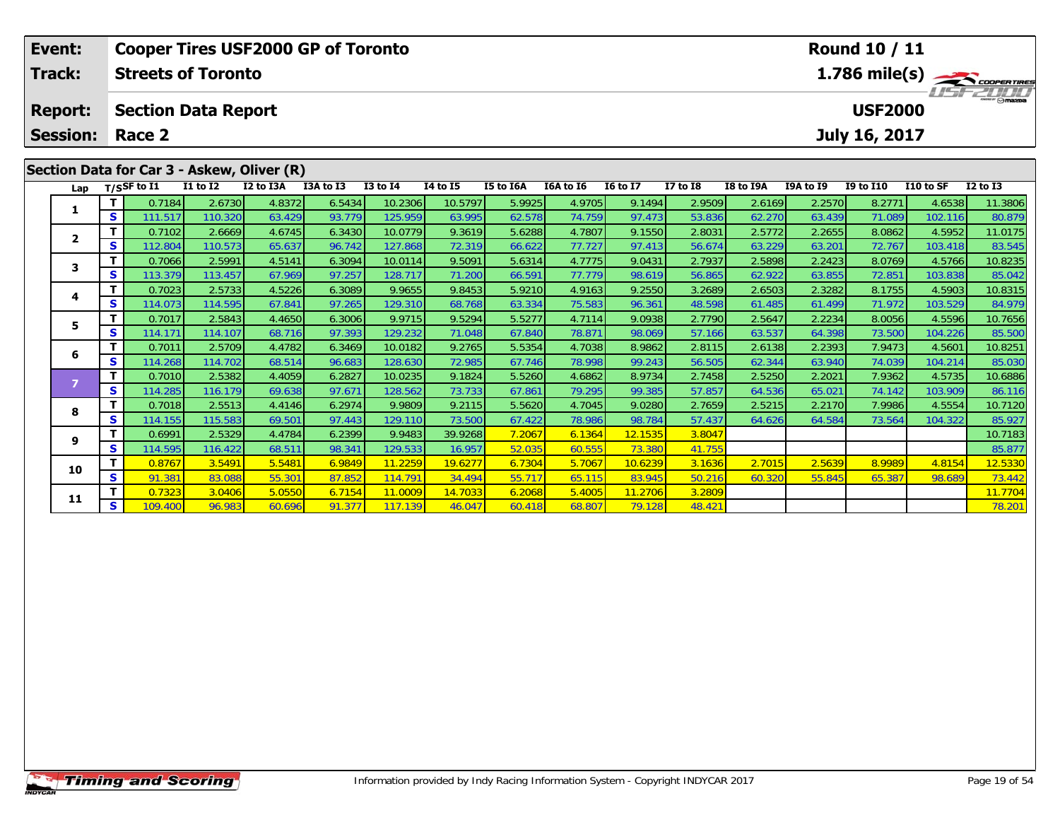| Event: | Cooper Tires USF2000 GP of Toronto | Round 10 / 11 |
|---|---|---|
| Track: | Streets of Toronto | 1.786 mile(s) |
| Report: | Section Data Report | USF2000 |
| Session: | Race 2 | July 16, 2017 |

## Section Data for Car 3 - Askew, Oliver (R)

| Lap | T/S | SF to I1 | I1 to I2 | I2 to I3A | I3A to I3 | I3 to I4 | I4 to I5 | I5 to I6A | I6A to I6 | I6 to I7 | I7 to I8 | I8 to I9A | I9A to I9 | I9 to I10 | I10 to SF | I2 to I3 |
|---|---|---|---|---|---|---|---|---|---|---|---|---|---|---|---|---|
| 1 | T | 0.7184 | 2.6730 | 4.8372 | 6.5434 | 10.2306 | 10.5797 | 5.9925 | 4.9705 | 9.1494 | 2.9509 | 2.6169 | 2.2570 | 8.2771 | 4.6538 | 11.3806 |
| | S | 111.517 | 110.320 | 63.429 | 93.779 | 125.959 | 63.995 | 62.578 | 74.759 | 97.473 | 53.836 | 62.270 | 63.439 | 71.089 | 102.116 | 80.879 |
| 2 | T | 0.7102 | 2.6669 | 4.6745 | 6.3430 | 10.0779 | 9.3619 | 5.6288 | 4.7807 | 9.1550 | 2.8031 | 2.5772 | 2.2655 | 8.0862 | 4.5952 | 11.0175 |
| | S | 112.804 | 110.573 | 65.637 | 96.742 | 127.868 | 72.319 | 66.622 | 77.727 | 97.413 | 56.674 | 63.229 | 63.201 | 72.767 | 103.418 | 83.545 |
| 3 | T | 0.7066 | 2.5991 | 4.5141 | 6.3094 | 10.0114 | 9.5091 | 5.6314 | 4.7775 | 9.0431 | 2.7937 | 2.5898 | 2.2423 | 8.0769 | 4.5766 | 10.8235 |
| | S | 113.379 | 113.457 | 67.969 | 97.257 | 128.717 | 71.200 | 66.591 | 77.779 | 98.619 | 56.865 | 62.922 | 63.855 | 72.851 | 103.838 | 85.042 |
| 4 | T | 0.7023 | 2.5733 | 4.5226 | 6.3089 | 9.9655 | 9.8453 | 5.9210 | 4.9163 | 9.2550 | 3.2689 | 2.6503 | 2.3282 | 8.1755 | 4.5903 | 10.8315 |
| | S | 114.073 | 114.595 | 67.841 | 97.265 | 129.310 | 68.768 | 63.334 | 75.583 | 96.361 | 48.598 | 61.485 | 61.499 | 71.972 | 103.529 | 84.979 |
| 5 | T | 0.7017 | 2.5843 | 4.4650 | 6.3006 | 9.9715 | 9.5294 | 5.5277 | 4.7114 | 9.0938 | 2.7790 | 2.5647 | 2.2234 | 8.0056 | 4.5596 | 10.7656 |
| | S | 114.171 | 114.107 | 68.716 | 97.393 | 129.232 | 71.048 | 67.840 | 78.871 | 98.069 | 57.166 | 63.537 | 64.398 | 73.500 | 104.226 | 85.500 |
| 6 | T | 0.7011 | 2.5709 | 4.4782 | 6.3469 | 10.0182 | 9.2765 | 5.5354 | 4.7038 | 8.9862 | 2.8115 | 2.6138 | 2.2393 | 7.9473 | 4.5601 | 10.8251 |
| | S | 114.268 | 114.702 | 68.514 | 96.683 | 128.630 | 72.985 | 67.746 | 78.998 | 99.243 | 56.505 | 62.344 | 63.940 | 74.039 | 104.214 | 85.030 |
| 7 | T | 0.7010 | 2.5382 | 4.4059 | 6.2827 | 10.0235 | 9.1824 | 5.5260 | 4.6862 | 8.9734 | 2.7458 | 2.5250 | 2.2021 | 7.9362 | 4.5735 | 10.6886 |
| | S | 114.285 | 116.179 | 69.638 | 97.671 | 128.562 | 73.733 | 67.861 | 79.295 | 99.385 | 57.857 | 64.536 | 65.021 | 74.142 | 103.909 | 86.116 |
| 8 | T | 0.7018 | 2.5513 | 4.4146 | 6.2974 | 9.9809 | 9.2115 | 5.5620 | 4.7045 | 9.0280 | 2.7659 | 2.5215 | 2.2170 | 7.9986 | 4.5554 | 10.7120 |
| | S | 114.155 | 115.583 | 69.501 | 97.443 | 129.110 | 73.500 | 67.422 | 78.986 | 98.784 | 57.437 | 64.626 | 64.584 | 73.564 | 104.322 | 85.927 |
| 9 | T | 0.6991 | 2.5329 | 4.4784 | 6.2399 | 9.9483 | 39.9268 | 7.2067 | 6.1364 | 12.1535 | 3.8047 | | | | | 10.7183 |
| | S | 114.595 | 116.422 | 68.511 | 98.341 | 129.533 | 16.957 | 52.035 | 60.555 | 73.380 | 41.755 | | | | | 85.877 |
| 10 | T | 0.8767 | 3.5491 | 5.5481 | 6.9849 | 11.2259 | 19.6277 | 6.7304 | 5.7067 | 10.6239 | 3.1636 | 2.7015 | 2.5639 | 8.9989 | 4.8154 | 12.5330 |
| | S | 91.381 | 83.088 | 55.301 | 87.852 | 114.791 | 34.494 | 55.717 | 65.115 | 83.945 | 50.216 | 60.320 | 55.845 | 65.387 | 98.689 | 73.442 |
| 11 | T | 0.7323 | 3.0406 | 5.0550 | 6.7154 | 11.0009 | 14.7033 | 6.2068 | 5.4005 | 11.2706 | 3.2809 | | | | | 11.7704 |
| | S | 109.400 | 96.983 | 60.696 | 91.377 | 117.139 | 46.047 | 60.418 | 68.807 | 79.128 | 48.421 | | | | | 78.201 |

Information provided by Indy Racing Information System - Copyright INDYCAR 2017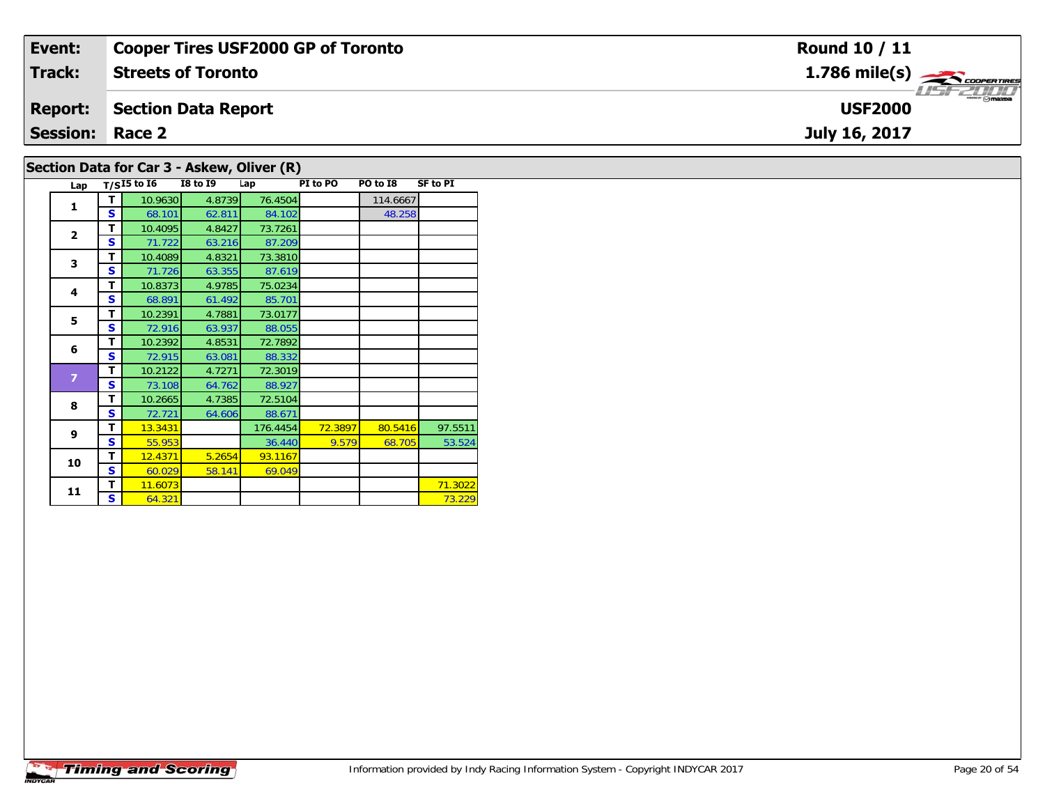| Event: | Cooper Tires USF2000 GP of Toronto | Round 10 / 11 |
|---|---|---|
| Track: | Streets of Toronto | 1.786 mile(s) |
| Report: | Section Data Report | USF2000 |
| Session: | Race 2 | July 16, 2017 |

## Section Data for Car 3 - Askew, Oliver (R)

| Lap | T/S | I5 to I6 | I8 to I9 | Lap | PI to PO | PO to I8 | SF to PI |
|---|---|---|---|---|---|---|---|
| 1 | T | 10.9630 | 4.8739 | 76.4504 | | 114.6667 | |
| | S | 68.101 | 62.811 | 84.102 | | 48.258 | |
| 2 | T | 10.4095 | 4.8427 | 73.7261 | | | |
| | S | 71.722 | 63.216 | 87.209 | | | |
| 3 | T | 10.4089 | 4.8321 | 73.3810 | | | |
| | S | 71.726 | 63.355 | 87.619 | | | |
| 4 | T | 10.8373 | 4.9785 | 75.0234 | | | |
| | S | 68.891 | 61.492 | 85.701 | | | |
| 5 | T | 10.2391 | 4.7881 | 73.0177 | | | |
| | S | 72.916 | 63.937 | 88.055 | | | |
| 6 | T | 10.2392 | 4.8531 | 72.7892 | | | |
| | S | 72.915 | 63.081 | 88.332 | | | |
| 7 | T | 10.2122 | 4.7271 | 72.3019 | | | |
| | S | 73.108 | 64.762 | 88.927 | | | |
| 8 | T | 10.2665 | 4.7385 | 72.5104 | | | |
| | S | 72.721 | 64.606 | 88.671 | | | |
| 9 | T | 13.3431 | | 176.4454 | 72.3897 | 80.5416 | 97.5511 |
| | S | 55.953 | | 36.440 | 9.579 | 68.705 | 53.524 |
| 10 | T | 12.4371 | 5.2654 | 93.1167 | | | |
| | S | 60.029 | 58.141 | 69.049 | | | |
| 11 | T | 11.6073 | | | | | 71.3022 |
| | S | 64.321 | | | | | 73.229 |

Information provided by Indy Racing Information System - Copyright INDYCAR 2017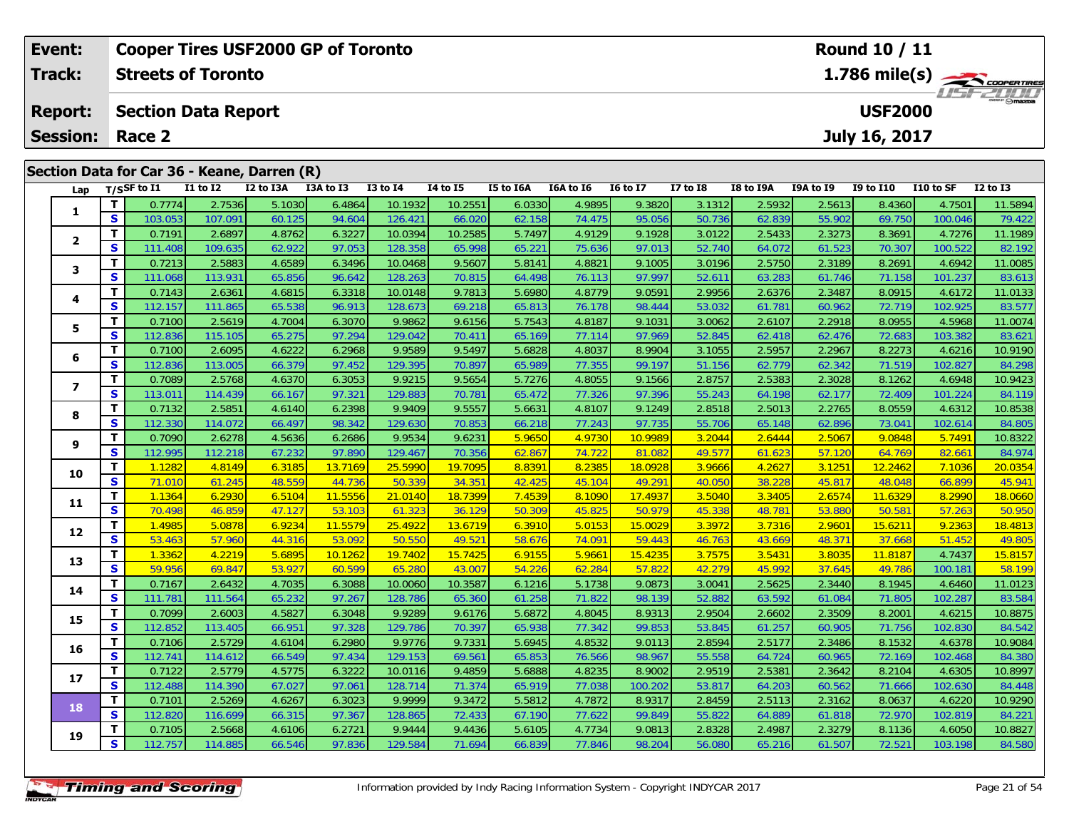| Event: | Cooper Tires USF2000 GP of Toronto | Round 10 / 11 |
|---|---|---|
| Track: | Streets of Toronto | 1.786 mile(s) |
| Report: | Section Data Report | USF2000 |
| Session: | Race 2 | July 16, 2017 |

## Section Data for Car 36 - Keane, Darren (R)

| Lap | T/S | SF to I1 | I1 to I2 | I2 to I3A | I3A to I3 | I3 to I4 | I4 to I5 | I5 to I6A | I6A to I6 | I6 to I7 | I7 to I8 | I8 to I9A | I9A to I9 | I9 to I10 | I10 to SF | I2 to I3 |
|---|---|---|---|---|---|---|---|---|---|---|---|---|---|---|---|---|
| 1 | T | 0.7774 | 2.7536 | 5.1030 | 6.4864 | 10.1932 | 10.2551 | 6.0330 | 4.9895 | 9.3820 | 3.1312 | 2.5932 | 2.5613 | 8.4360 | 4.7501 | 11.5894 |
| | S | 103.053 | 107.091 | 60.125 | 94.604 | 126.421 | 66.020 | 62.158 | 74.475 | 95.056 | 50.736 | 62.839 | 55.902 | 69.750 | 100.046 | 79.422 |
| 2 | T | 0.7191 | 2.6897 | 4.8762 | 6.3227 | 10.0394 | 10.2585 | 5.7497 | 4.9129 | 9.1928 | 3.0122 | 2.5433 | 2.3273 | 8.3691 | 4.7276 | 11.1989 |
| | S | 111.408 | 109.635 | 62.922 | 97.053 | 128.358 | 65.998 | 65.221 | 75.636 | 97.013 | 52.740 | 64.072 | 61.523 | 70.307 | 100.522 | 82.192 |
| 3 | T | 0.7213 | 2.5883 | 4.6589 | 6.3496 | 10.0468 | 9.5607 | 5.8141 | 4.8821 | 9.1005 | 3.0196 | 2.5750 | 2.3189 | 8.2691 | 4.6942 | 11.0085 |
| | S | 111.068 | 113.931 | 65.856 | 96.642 | 128.263 | 70.815 | 64.498 | 76.113 | 97.997 | 52.611 | 63.283 | 61.746 | 71.158 | 101.237 | 83.613 |
| 4 | T | 0.7143 | 2.6361 | 4.6815 | 6.3318 | 10.0148 | 9.7813 | 5.6980 | 4.8779 | 9.0591 | 2.9956 | 2.6376 | 2.3487 | 8.0915 | 4.6172 | 11.0133 |
| | S | 112.157 | 111.865 | 65.538 | 96.913 | 128.673 | 69.218 | 65.813 | 76.178 | 98.444 | 53.032 | 61.781 | 60.962 | 72.719 | 102.925 | 83.577 |
| 5 | T | 0.7100 | 2.5619 | 4.7004 | 6.3070 | 9.9862 | 9.6156 | 5.7543 | 4.8187 | 9.1031 | 3.0062 | 2.6107 | 2.2918 | 8.0955 | 4.5968 | 11.0074 |
| | S | 112.836 | 115.105 | 65.275 | 97.294 | 129.042 | 70.411 | 65.169 | 77.114 | 97.969 | 52.845 | 62.418 | 62.476 | 72.683 | 103.382 | 83.621 |
| 6 | T | 0.7100 | 2.6095 | 4.6222 | 6.2968 | 9.9589 | 9.5497 | 5.6828 | 4.8037 | 8.9904 | 3.1055 | 2.5957 | 2.2967 | 8.2273 | 4.6216 | 10.9190 |
| | S | 112.836 | 113.005 | 66.379 | 97.452 | 129.395 | 70.897 | 65.989 | 77.355 | 99.197 | 51.156 | 62.779 | 62.342 | 71.519 | 102.827 | 84.298 |
| 7 | T | 0.7089 | 2.5768 | 4.6370 | 6.3053 | 9.9215 | 9.5654 | 5.7276 | 4.8055 | 9.1566 | 2.8757 | 2.5383 | 2.3028 | 8.1262 | 4.6948 | 10.9423 |
| | S | 113.011 | 114.439 | 66.167 | 97.321 | 129.883 | 70.781 | 65.472 | 77.326 | 97.396 | 55.243 | 64.198 | 62.177 | 72.409 | 101.224 | 84.119 |
| 8 | T | 0.7132 | 2.5851 | 4.6140 | 6.2398 | 9.9409 | 9.5557 | 5.6631 | 4.8107 | 9.1249 | 2.8518 | 2.5013 | 2.2765 | 8.0559 | 4.6312 | 10.8538 |
| | S | 112.330 | 114.072 | 66.497 | 98.342 | 129.630 | 70.853 | 66.218 | 77.243 | 97.735 | 55.706 | 65.148 | 62.896 | 73.041 | 102.614 | 84.805 |
| 9 | T | 0.7090 | 2.6278 | 4.5636 | 6.2686 | 9.9534 | 9.6231 | 5.9650 | 4.9730 | 10.9989 | 3.2044 | 2.6444 | 2.5067 | 9.0848 | 5.7491 | 10.8322 |
| | S | 112.995 | 112.218 | 67.232 | 97.890 | 129.467 | 70.356 | 62.867 | 74.722 | 81.082 | 49.577 | 61.623 | 57.120 | 64.769 | 82.661 | 84.974 |
| 10 | T | 1.1282 | 4.8149 | 6.3185 | 13.7169 | 25.5990 | 19.7095 | 8.8391 | 8.2385 | 18.0928 | 3.9666 | 4.2627 | 3.1251 | 12.2462 | 7.1036 | 20.0354 |
| | S | 71.010 | 61.245 | 48.559 | 44.736 | 50.339 | 34.351 | 42.425 | 45.104 | 49.291 | 40.050 | 38.228 | 45.817 | 48.048 | 66.899 | 45.941 |
| 11 | T | 1.1364 | 6.2930 | 6.5104 | 11.5556 | 21.0140 | 18.7399 | 7.4539 | 8.1090 | 17.4937 | 3.5040 | 3.3405 | 2.6574 | 11.6329 | 8.2990 | 18.0660 |
| | S | 70.498 | 46.859 | 47.127 | 53.103 | 61.323 | 36.129 | 50.309 | 45.825 | 50.979 | 45.338 | 48.781 | 53.880 | 50.581 | 57.263 | 50.950 |
| 12 | T | 1.4985 | 5.0878 | 6.9234 | 11.5579 | 25.4922 | 13.6719 | 6.3910 | 5.0153 | 15.0029 | 3.3972 | 3.7316 | 2.9601 | 15.6211 | 9.2363 | 18.4813 |
| | S | 53.463 | 57.960 | 44.316 | 53.092 | 50.550 | 49.521 | 58.676 | 74.091 | 59.443 | 46.763 | 43.669 | 48.371 | 37.668 | 51.452 | 49.805 |
| 13 | T | 1.3362 | 4.2219 | 5.6895 | 10.1262 | 19.7402 | 15.7425 | 6.9155 | 5.9661 | 15.4235 | 3.7575 | 3.5431 | 3.8035 | 11.8187 | 4.7437 | 15.8157 |
| | S | 59.956 | 69.847 | 53.927 | 60.599 | 65.280 | 43.007 | 54.226 | 62.284 | 57.822 | 42.279 | 45.992 | 37.645 | 49.786 | 100.181 | 58.199 |
| 14 | T | 0.7167 | 2.6432 | 4.7035 | 6.3088 | 10.0060 | 10.3587 | 6.1216 | 5.1738 | 9.0873 | 3.0041 | 2.5625 | 2.3440 | 8.1945 | 4.6460 | 11.0123 |
| | S | 111.781 | 111.564 | 65.232 | 97.267 | 128.786 | 65.360 | 61.258 | 71.822 | 98.139 | 52.882 | 63.592 | 61.084 | 71.805 | 102.287 | 83.584 |
| 15 | T | 0.7099 | 2.6003 | 4.5827 | 6.3048 | 9.9289 | 9.6176 | 5.6872 | 4.8045 | 8.9313 | 2.9504 | 2.6602 | 2.3509 | 8.2001 | 4.6215 | 10.8875 |
| | S | 112.852 | 113.405 | 66.951 | 97.328 | 129.786 | 70.397 | 65.938 | 77.342 | 99.853 | 53.845 | 61.257 | 60.905 | 71.756 | 102.830 | 84.542 |
| 16 | T | 0.7106 | 2.5729 | 4.6104 | 6.2980 | 9.9776 | 9.7331 | 5.6945 | 4.8532 | 9.0113 | 2.8594 | 2.5177 | 2.3486 | 8.1532 | 4.6378 | 10.9084 |
| | S | 112.741 | 114.612 | 66.549 | 97.434 | 129.153 | 69.561 | 65.853 | 76.566 | 98.967 | 55.558 | 64.724 | 60.965 | 72.169 | 102.468 | 84.380 |
| 17 | T | 0.7122 | 2.5779 | 4.5775 | 6.3222 | 10.0116 | 9.4859 | 5.6888 | 4.8235 | 8.9002 | 2.9519 | 2.5381 | 2.3642 | 8.2104 | 4.6305 | 10.8997 |
| | S | 112.488 | 114.390 | 67.027 | 97.061 | 128.714 | 71.374 | 65.919 | 77.038 | 100.202 | 53.817 | 64.203 | 60.562 | 71.666 | 102.630 | 84.448 |
| 18 | T | 0.7101 | 2.5269 | 4.6267 | 6.3023 | 9.9999 | 9.3472 | 5.5812 | 4.7872 | 8.9317 | 2.8459 | 2.5113 | 2.3162 | 8.0637 | 4.6220 | 10.9290 |
| | S | 112.820 | 116.699 | 66.315 | 97.367 | 128.865 | 72.433 | 67.190 | 77.622 | 99.849 | 55.822 | 64.889 | 61.818 | 72.970 | 102.819 | 84.221 |
| 19 | T | 0.7105 | 2.5668 | 4.6106 | 6.2721 | 9.9444 | 9.4436 | 5.6105 | 4.7734 | 9.0813 | 2.8328 | 2.4987 | 2.3279 | 8.1136 | 4.6050 | 10.8827 |
| | S | 112.757 | 114.885 | 66.546 | 97.836 | 129.584 | 71.694 | 66.839 | 77.846 | 98.204 | 56.080 | 65.216 | 61.507 | 72.521 | 103.198 | 84.580 |

Information provided by Indy Racing Information System - Copyright INDYCAR 2017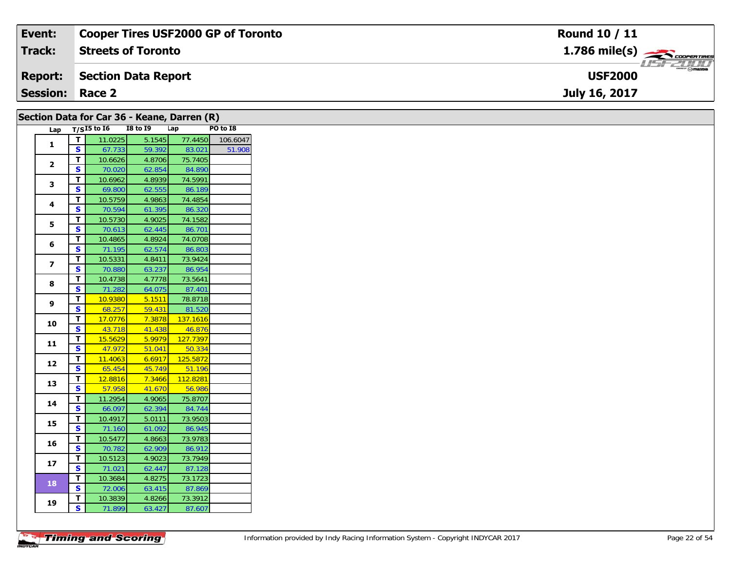| **Event:** | **Cooper Tires USF2000 GP of Toronto** | **Round 10 / 11** |
|---|---|---|
| **Track:** | **Streets of Toronto** | **1.786 mile(s)** |
| **Report:** | **Section Data Report** | **USF2000** |
| **Session:** | **Race 2** | **July 16, 2017** |

## Section Data for Car 36 - Keane, Darren (R)

| Lap | T/S | I5 to I6 | I8 to I9 | Lap | PO to I8 |
|---|---|---|---|---|---|
| 1 | T | 11.0225 | 5.1545 | 77.4450 | 106.6047 |
| | S | 67.733 | 59.392 | 83.021 | 51.908 |
| 2 | T | 10.6626 | 4.8706 | 75.7405 | |
| | S | 70.020 | 62.854 | 84.890 | |
| 3 | T | 10.6962 | 4.8939 | 74.5991 | |
| | S | 69.800 | 62.555 | 86.189 | |
| 4 | T | 10.5759 | 4.9863 | 74.4854 | |
| | S | 70.594 | 61.395 | 86.320 | |
| 5 | T | 10.5730 | 4.9025 | 74.1582 | |
| | S | 70.613 | 62.445 | 86.701 | |
| 6 | T | 10.4865 | 4.8924 | 74.0708 | |
| | S | 71.195 | 62.574 | 86.803 | |
| 7 | T | 10.5331 | 4.8411 | 73.9424 | |
| | S | 70.880 | 63.237 | 86.954 | |
| 8 | T | 10.4738 | 4.7778 | 73.5641 | |
| | S | 71.282 | 64.075 | 87.401 | |
| 9 | T | 10.9380 | 5.1511 | 78.8718 | |
| | S | 68.257 | 59.431 | 81.520 | |
| 10 | T | 17.0776 | 7.3878 | 137.1616 | |
| | S | 43.718 | 41.438 | 46.876 | |
| 11 | T | 15.5629 | 5.9979 | 127.7397 | |
| | S | 47.972 | 51.041 | 50.334 | |
| 12 | T | 11.4063 | 6.6917 | 125.5872 | |
| | S | 65.454 | 45.749 | 51.196 | |
| 13 | T | 12.8816 | 7.3466 | 112.8281 | |
| | S | 57.958 | 41.670 | 56.986 | |
| 14 | T | 11.2954 | 4.9065 | 75.8707 | |
| | S | 66.097 | 62.394 | 84.744 | |
| 15 | T | 10.4917 | 5.0111 | 73.9503 | |
| | S | 71.160 | 61.092 | 86.945 | |
| 16 | T | 10.5477 | 4.8663 | 73.9783 | |
| | S | 70.782 | 62.909 | 86.912 | |
| 17 | T | 10.5123 | 4.9023 | 73.7949 | |
| | S | 71.021 | 62.447 | 87.128 | |
| 18 | T | 10.3684 | 4.8275 | 73.1723 | |
| | S | 72.006 | 63.415 | 87.869 | |
| 19 | T | 10.3839 | 4.8266 | 73.3912 | |
| | S | 71.899 | 63.427 | 87.607 | |

Information provided by Indy Racing Information System - Copyright INDYCAR 2017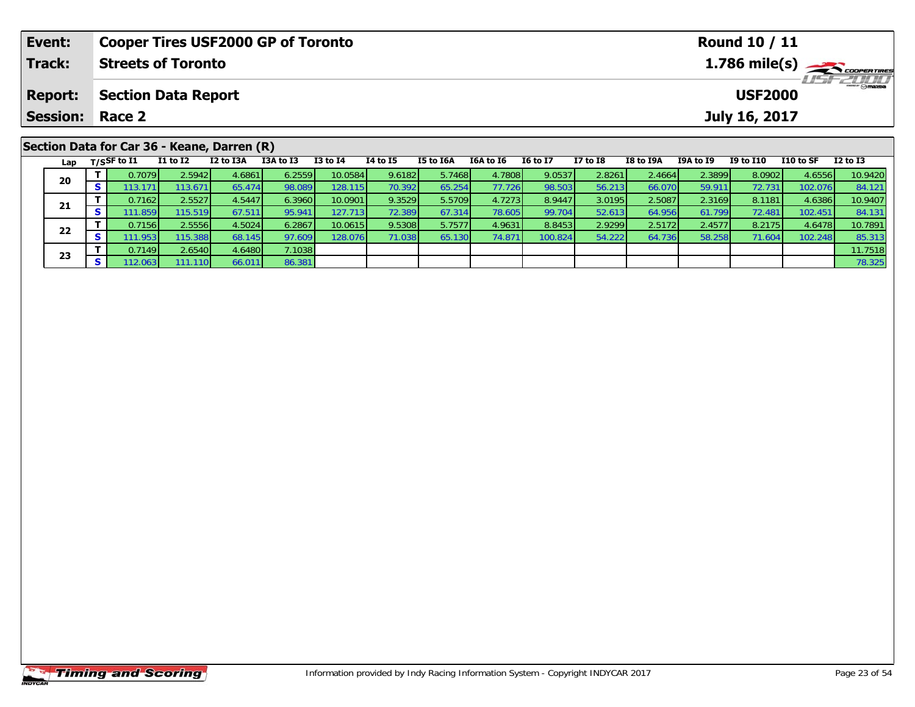| Event: | Cooper Tires USF2000 GP of Toronto | Round 10 / 11 |
|---|---|---|
| Track: | Streets of Toronto | 1.786 mile(s) |
| Report: | Section Data Report | USF2000 |
| Session: | Race 2 | July 16, 2017 |

## Section Data for Car 36 - Keane, Darren (R)

| Lap | T/S | SF to I1 | I1 to I2 | I2 to I3A | I3A to I3 | I3 to I4 | I4 to I5 | I5 to I6A | I6A to I6 | I6 to I7 | I7 to I8 | I8 to I9A | I9A to I9 | I9 to I10 | I10 to SF | I2 to I3 |
|---|---|---|---|---|---|---|---|---|---|---|---|---|---|---|---|---|
| 20 | T | 0.7079 | 2.5942 | 4.6861 | 6.2559 | 10.0584 | 9.6182 | 5.7468 | 4.7808 | 9.0537 | 2.8261 | 2.4664 | 2.3899 | 8.0902 | 4.6556 | 10.9420 |
| | S | 113.171 | 113.671 | 65.474 | 98.089 | 128.115 | 70.392 | 65.254 | 77.726 | 98.503 | 56.213 | 66.070 | 59.911 | 72.731 | 102.076 | 84.121 |
| 21 | T | 0.7162 | 2.5527 | 4.5447 | 6.3960 | 10.0901 | 9.3529 | 5.5709 | 4.7273 | 8.9447 | 3.0195 | 2.5087 | 2.3169 | 8.1181 | 4.6386 | 10.9407 |
| | S | 111.859 | 115.519 | 67.511 | 95.941 | 127.713 | 72.389 | 67.314 | 78.605 | 99.704 | 52.613 | 64.956 | 61.799 | 72.481 | 102.451 | 84.131 |
| 22 | T | 0.7156 | 2.5556 | 4.5024 | 6.2867 | 10.0615 | 9.5308 | 5.7577 | 4.9631 | 8.8453 | 2.9299 | 2.5172 | 2.4577 | 8.2175 | 4.6478 | 10.7891 |
| | S | 111.953 | 115.388 | 68.145 | 97.609 | 128.076 | 71.038 | 65.130 | 74.871 | 100.824 | 54.222 | 64.736 | 58.258 | 71.604 | 102.248 | 85.313 |
| 23 | T | 0.7149 | 2.6540 | 4.6480 | 7.1038 | | | | | | | | | | | 11.7518 |
| | S | 112.063 | 111.110 | 66.011 | 86.381 | | | | | | | | | | | 78.325 |

Information provided by Indy Racing Information System - Copyright INDYCAR 2017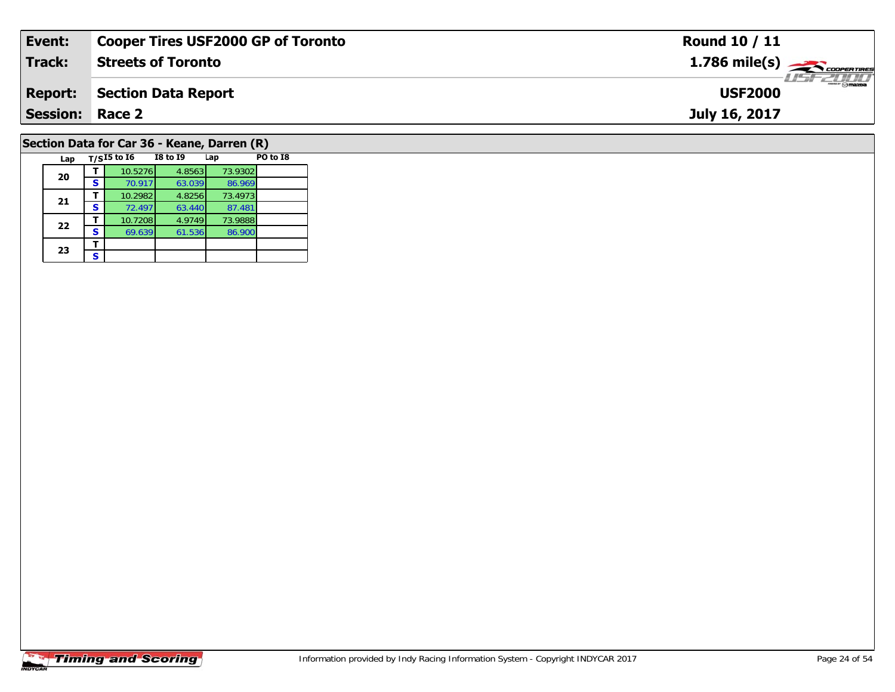| **Event:** | **Cooper Tires USF2000 GP of Toronto** | **Round 10 / 11** |
|---|---|---|
| **Track:** | **Streets of Toronto** | **1.786 mile(s)** |
| **Report:** | **Section Data Report** | **USF2000** |
| **Session:** | **Race 2** | **July 16, 2017** |

## Section Data for Car 36 - Keane, Darren (R)

| Lap | T/S | I5 to I6 | I8 to I9 | Lap | PO to I8 |
|---|---|---|---|---|---|
| 20 | T | 10.5276 | 4.8563 | 73.9302 | |
| | S | 70.917 | 63.039 | 86.969 | |
| 21 | T | 10.2982 | 4.8256 | 73.4973 | |
| | S | 72.497 | 63.440 | 87.481 | |
| 22 | T | 10.7208 | 4.9749 | 73.9888 | |
| | S | 69.639 | 61.536 | 86.900 | |
| 23 | T | | | | |
| | S | | | | |

Information provided by Indy Racing Information System - Copyright INDYCAR 2017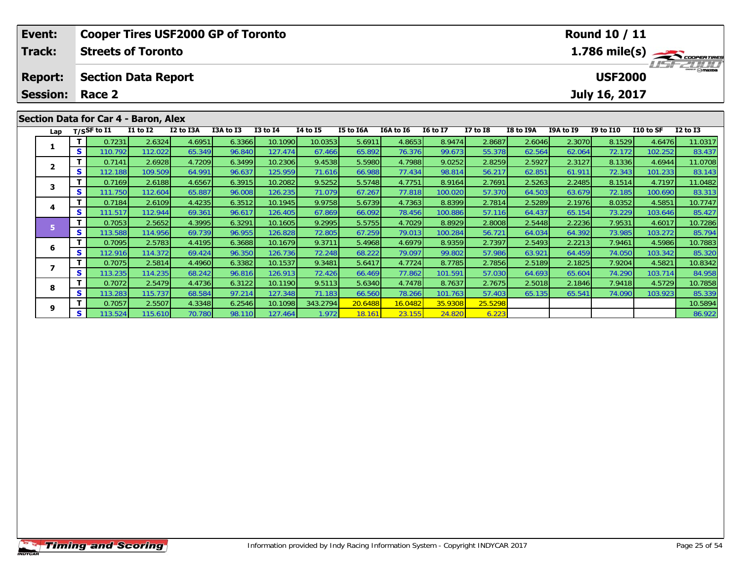| **Event:** | **Cooper Tires USF2000 GP of Toronto** | **Round 10 / 11** |
|---|---|---|
| **Track:** | **Streets of Toronto** | **1.786 mile(s)** |
| **Report:** | **Section Data Report** | **USF2000** |
| **Session:** | **Race 2** | **July 16, 2017** |

## Section Data for Car 4 - Baron, Alex

| Lap | T/S | SF to I1 | I1 to I2 | I2 to I3A | I3A to I3 | I3 to I4 | I4 to I5 | I5 to I6A | I6A to I6 | I6 to I7 | I7 to I8 | I8 to I9A | I9A to I9 | I9 to I10 | I10 to SF | I2 to I3 |
|---|---|---|---|---|---|---|---|---|---|---|---|---|---|---|---|---|
| 1 | T | 0.7231 | 2.6324 | 4.6951 | 6.3366 | 10.1090 | 10.0353 | 5.6911 | 4.8653 | 8.9474 | 2.8687 | 2.6046 | 2.3070 | 8.1529 | 4.6476 | 11.0317 |
| | S | 110.792 | 112.022 | 65.349 | 96.840 | 127.474 | 67.466 | 65.892 | 76.376 | 99.673 | 55.378 | 62.564 | 62.064 | 72.172 | 102.252 | 83.437 |
| 2 | T | 0.7141 | 2.6928 | 4.7209 | 6.3499 | 10.2306 | 9.4538 | 5.5980 | 4.7988 | 9.0252 | 2.8259 | 2.5927 | 2.3127 | 8.1336 | 4.6944 | 11.0708 |
| | S | 112.188 | 109.509 | 64.991 | 96.637 | 125.959 | 71.616 | 66.988 | 77.434 | 98.814 | 56.217 | 62.851 | 61.911 | 72.343 | 101.233 | 83.143 |
| 3 | T | 0.7169 | 2.6188 | 4.6567 | 6.3915 | 10.2082 | 9.5252 | 5.5748 | 4.7751 | 8.9164 | 2.7691 | 2.5263 | 2.2485 | 8.1514 | 4.7197 | 11.0482 |
| | S | 111.750 | 112.604 | 65.887 | 96.008 | 126.235 | 71.079 | 67.267 | 77.818 | 100.020 | 57.370 | 64.503 | 63.679 | 72.185 | 100.690 | 83.313 |
| 4 | T | 0.7184 | 2.6109 | 4.4235 | 6.3512 | 10.1945 | 9.9758 | 5.6739 | 4.7363 | 8.8399 | 2.7814 | 2.5289 | 2.1976 | 8.0352 | 4.5851 | 10.7747 |
| | S | 111.517 | 112.944 | 69.361 | 96.617 | 126.405 | 67.869 | 66.092 | 78.456 | 100.886 | 57.116 | 64.437 | 65.154 | 73.229 | 103.646 | 85.427 |
| 5 | T | 0.7053 | 2.5652 | 4.3995 | 6.3291 | 10.1605 | 9.2995 | 5.5755 | 4.7029 | 8.8929 | 2.8008 | 2.5448 | 2.2236 | 7.9531 | 4.6017 | 10.7286 |
| | S | 113.588 | 114.956 | 69.739 | 96.955 | 126.828 | 72.805 | 67.259 | 79.013 | 100.284 | 56.721 | 64.034 | 64.392 | 73.985 | 103.272 | 85.794 |
| 6 | T | 0.7095 | 2.5783 | 4.4195 | 6.3688 | 10.1679 | 9.3711 | 5.4968 | 4.6979 | 8.9359 | 2.7397 | 2.5493 | 2.2213 | 7.9461 | 4.5986 | 10.7883 |
| | S | 112.916 | 114.372 | 69.424 | 96.350 | 126.736 | 72.248 | 68.222 | 79.097 | 99.802 | 57.986 | 63.921 | 64.459 | 74.050 | 103.342 | 85.320 |
| 7 | T | 0.7075 | 2.5814 | 4.4960 | 6.3382 | 10.1537 | 9.3481 | 5.6417 | 4.7724 | 8.7785 | 2.7856 | 2.5189 | 2.1825 | 7.9204 | 4.5821 | 10.8342 |
| | S | 113.235 | 114.235 | 68.242 | 96.816 | 126.913 | 72.426 | 66.469 | 77.862 | 101.591 | 57.030 | 64.693 | 65.604 | 74.290 | 103.714 | 84.958 |
| 8 | T | 0.7072 | 2.5479 | 4.4736 | 6.3122 | 10.1190 | 9.5113 | 5.6340 | 4.7478 | 8.7637 | 2.7675 | 2.5018 | 2.1846 | 7.9418 | 4.5729 | 10.7858 |
| | S | 113.283 | 115.737 | 68.584 | 97.214 | 127.348 | 71.183 | 66.560 | 78.266 | 101.763 | 57.403 | 65.135 | 65.541 | 74.090 | 103.923 | 85.339 |
| 9 | T | 0.7057 | 2.5507 | 4.3348 | 6.2546 | 10.1098 | 343.2794 | 20.6488 | 16.0482 | 35.9308 | 25.5298 | | | | | 10.5894 |
| | S | 113.524 | 115.610 | 70.780 | 98.110 | 127.464 | 1.972 | 18.161 | 23.155 | 24.820 | 6.223 | | | | | 86.922 |

Information provided by Indy Racing Information System - Copyright INDYCAR 2017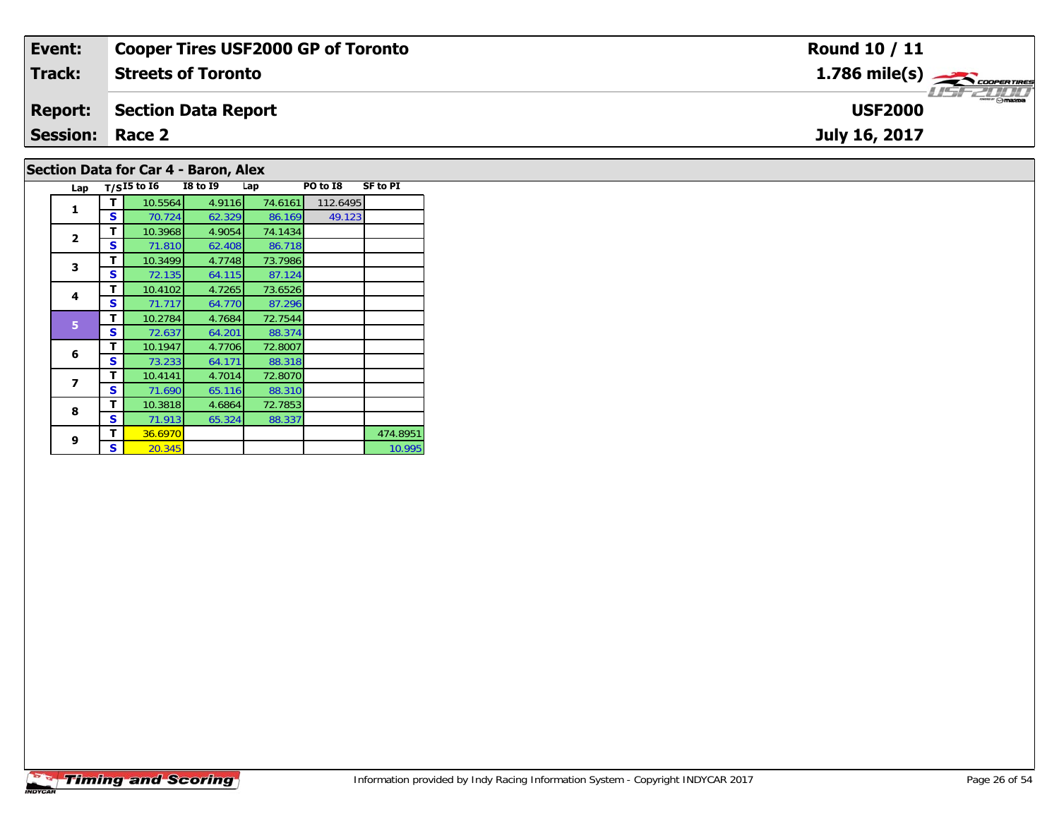| Event: | Cooper Tires USF2000 GP of Toronto | Round 10 / 11 |
|---|---|---|
| Track: | Streets of Toronto | 1.786 mile(s) |
| Report: | Section Data Report | USF2000 |
| Session: | Race 2 | July 16, 2017 |

## Section Data for Car 4 - Baron, Alex

| Lap | T/S | I5 to I6 | I8 to I9 | Lap | PO to I8 | SF to PI |
|---|---|---|---|---|---|---|
| 1 | T | 10.5564 | 4.9116 | 74.6161 | 112.6495 | |
| | S | 70.724 | 62.329 | 86.169 | 49.123 | |
| 2 | T | 10.3968 | 4.9054 | 74.1434 | | |
| | S | 71.810 | 62.408 | 86.718 | | |
| 3 | T | 10.3499 | 4.7748 | 73.7986 | | |
| | S | 72.135 | 64.115 | 87.124 | | |
| 4 | T | 10.4102 | 4.7265 | 73.6526 | | |
| | S | 71.717 | 64.770 | 87.296 | | |
| 5 | T | 10.2784 | 4.7684 | 72.7544 | | |
| | S | 72.637 | 64.201 | 88.374 | | |
| 6 | T | 10.1947 | 4.7706 | 72.8007 | | |
| | S | 73.233 | 64.171 | 88.318 | | |
| 7 | T | 10.4141 | 4.7014 | 72.8070 | | |
| | S | 71.690 | 65.116 | 88.310 | | |
| 8 | T | 10.3818 | 4.6864 | 72.7853 | | |
| | S | 71.913 | 65.324 | 88.337 | | |
| 9 | T | 36.6970 | | | | 474.8951 |
| | S | 20.345 | | | | 10.995 |

Information provided by Indy Racing Information System - Copyright INDYCAR 2017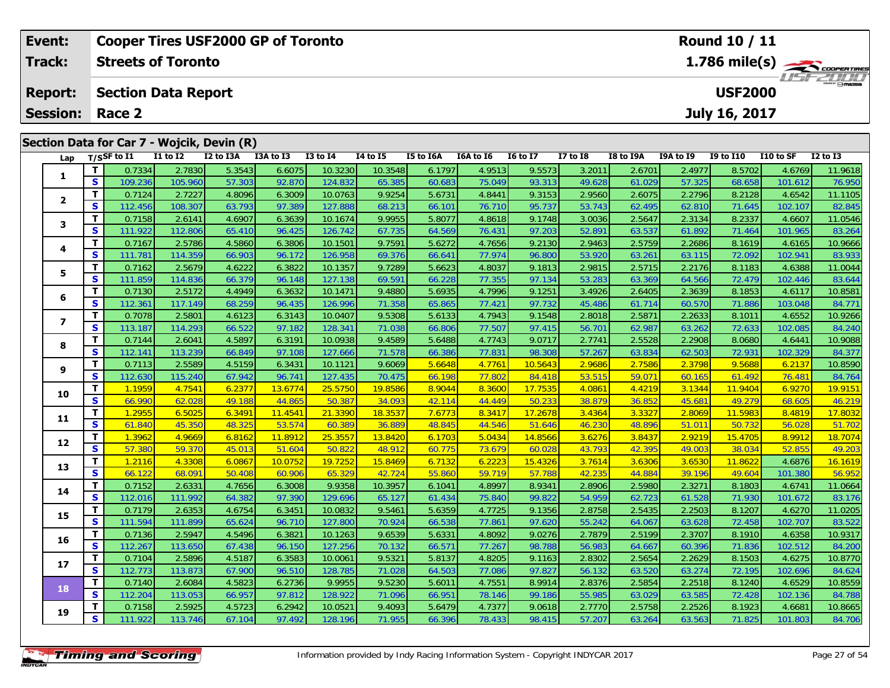| Event: | Cooper Tires USF2000 GP of Toronto | Round 10 / 11 |
|---|---|---|
| Track: | Streets of Toronto | 1.786 mile(s) |
| Report: | Section Data Report | USF2000 |
| Session: | Race 2 | July 16, 2017 |

## Section Data for Car 7 - Wojcik, Devin (R)

| Lap | T/S | SF to I1 | I1 to I2 | I2 to I3A | I3A to I3 | I3 to I4 | I4 to I5 | I5 to I6A | I6A to I6 | I6 to I7 | I7 to I8 | I8 to I9A | I9A to I9 | I9 to I10 | I10 to SF | I2 to I3 |
|---|---|---|---|---|---|---|---|---|---|---|---|---|---|---|---|---|
| 1 | T | 0.7334 | 2.7830 | 5.3543 | 6.6075 | 10.3230 | 10.3548 | 6.1797 | 4.9513 | 9.5573 | 3.2011 | 2.6701 | 2.4977 | 8.5702 | 4.6769 | 11.9618 |
| | S | 109.236 | 105.960 | 57.303 | 92.870 | 124.832 | 65.385 | 60.683 | 75.049 | 93.313 | 49.628 | 61.029 | 57.325 | 68.658 | 101.612 | 76.950 |
| 2 | T | 0.7124 | 2.7227 | 4.8096 | 6.3009 | 10.0763 | 9.9254 | 5.6731 | 4.8441 | 9.3153 | 2.9560 | 2.6075 | 2.2796 | 8.2128 | 4.6542 | 11.1105 |
| | S | 112.456 | 108.307 | 63.793 | 97.389 | 127.888 | 68.213 | 66.101 | 76.710 | 95.737 | 53.743 | 62.495 | 62.810 | 71.645 | 102.107 | 82.845 |
| 3 | T | 0.7158 | 2.6141 | 4.6907 | 6.3639 | 10.1674 | 9.9955 | 5.8077 | 4.8618 | 9.1748 | 3.0036 | 2.5647 | 2.3134 | 8.2337 | 4.6607 | 11.0546 |
| | S | 111.922 | 112.806 | 65.410 | 96.425 | 126.742 | 67.735 | 64.569 | 76.431 | 97.203 | 52.891 | 63.537 | 61.892 | 71.464 | 101.965 | 83.264 |
| 4 | T | 0.7167 | 2.5786 | 4.5860 | 6.3806 | 10.1501 | 9.7591 | 5.6272 | 4.7656 | 9.2130 | 2.9463 | 2.5759 | 2.2686 | 8.1619 | 4.6165 | 10.9666 |
| | S | 111.781 | 114.359 | 66.903 | 96.172 | 126.958 | 69.376 | 66.641 | 77.974 | 96.800 | 53.920 | 63.261 | 63.115 | 72.092 | 102.941 | 83.933 |
| 5 | T | 0.7162 | 2.5679 | 4.6222 | 6.3822 | 10.1357 | 9.7289 | 5.6623 | 4.8037 | 9.1813 | 2.9815 | 2.5715 | 2.2176 | 8.1183 | 4.6388 | 11.0044 |
| | S | 111.859 | 114.836 | 66.379 | 96.148 | 127.138 | 69.591 | 66.228 | 77.355 | 97.134 | 53.283 | 63.369 | 64.566 | 72.479 | 102.446 | 83.644 |
| 6 | T | 0.7130 | 2.5172 | 4.4949 | 6.3632 | 10.1471 | 9.4880 | 5.6935 | 4.7996 | 9.1251 | 3.4926 | 2.6405 | 2.3639 | 8.1853 | 4.6117 | 10.8581 |
| | S | 112.361 | 117.149 | 68.259 | 96.435 | 126.996 | 71.358 | 65.865 | 77.421 | 97.732 | 45.486 | 61.714 | 60.570 | 71.886 | 103.048 | 84.771 |
| 7 | T | 0.7078 | 2.5801 | 4.6123 | 6.3143 | 10.0407 | 9.5308 | 5.6133 | 4.7943 | 9.1548 | 2.8018 | 2.5871 | 2.2633 | 8.1011 | 4.6552 | 10.9266 |
| | S | 113.187 | 114.293 | 66.522 | 97.182 | 128.341 | 71.038 | 66.806 | 77.507 | 97.415 | 56.701 | 62.987 | 63.262 | 72.633 | 102.085 | 84.240 |
| 8 | T | 0.7144 | 2.6041 | 4.5897 | 6.3191 | 10.0938 | 9.4589 | 5.6488 | 4.7743 | 9.0717 | 2.7741 | 2.5528 | 2.2908 | 8.0680 | 4.6441 | 10.9088 |
| | S | 112.141 | 113.239 | 66.849 | 97.108 | 127.666 | 71.578 | 66.386 | 77.831 | 98.308 | 57.267 | 63.834 | 62.503 | 72.931 | 102.329 | 84.377 |
| 9 | T | 0.7113 | 2.5589 | 4.5159 | 6.3431 | 10.1121 | 9.6069 | 5.6648 | 4.7761 | 10.5643 | 2.9686 | 2.7586 | 2.3798 | 9.5688 | 6.2137 | 10.8590 |
| | S | 112.630 | 115.240 | 67.942 | 96.741 | 127.435 | 70.475 | 66.198 | 77.802 | 84.418 | 53.515 | 59.071 | 60.165 | 61.492 | 76.481 | 84.764 |
| 10 | T | 1.1959 | 4.7541 | 6.2377 | 13.6774 | 25.5750 | 19.8586 | 8.9044 | 8.3600 | 17.7535 | 4.0861 | 4.4219 | 3.1344 | 11.9404 | 6.9270 | 19.9151 |
| | S | 66.990 | 62.028 | 49.188 | 44.865 | 50.387 | 34.093 | 42.114 | 44.449 | 50.233 | 38.879 | 36.852 | 45.681 | 49.279 | 68.605 | 46.219 |
| 11 | T | 1.2955 | 6.5025 | 6.3491 | 11.4541 | 21.3390 | 18.3537 | 7.6773 | 8.3417 | 17.2678 | 3.4364 | 3.3327 | 2.8069 | 11.5983 | 8.4819 | 17.8032 |
| | S | 61.840 | 45.350 | 48.325 | 53.574 | 60.389 | 36.889 | 48.845 | 44.546 | 51.646 | 46.230 | 48.896 | 51.011 | 50.732 | 56.028 | 51.702 |
| 12 | T | 1.3962 | 4.9669 | 6.8162 | 11.8912 | 25.3557 | 13.8420 | 6.1703 | 5.0434 | 14.8566 | 3.6276 | 3.8437 | 2.9219 | 15.4705 | 8.9912 | 18.7074 |
| | S | 57.380 | 59.370 | 45.013 | 51.604 | 50.822 | 48.912 | 60.775 | 73.679 | 60.028 | 43.793 | 42.395 | 49.003 | 38.034 | 52.855 | 49.203 |
| 13 | T | 1.2116 | 4.3308 | 6.0867 | 10.0752 | 19.7252 | 15.8469 | 6.7132 | 6.2223 | 15.4326 | 3.7614 | 3.6306 | 3.6530 | 11.8622 | 4.6876 | 16.1619 |
| | S | 66.122 | 68.091 | 50.408 | 60.906 | 65.329 | 42.724 | 55.860 | 59.719 | 57.788 | 42.235 | 44.884 | 39.196 | 49.604 | 101.380 | 56.952 |
| 14 | T | 0.7152 | 2.6331 | 4.7656 | 6.3008 | 9.9358 | 10.3957 | 6.1041 | 4.8997 | 8.9341 | 2.8906 | 2.5980 | 2.3271 | 8.1803 | 4.6741 | 11.0664 |
| | S | 112.016 | 111.992 | 64.382 | 97.390 | 129.696 | 65.127 | 61.434 | 75.840 | 99.822 | 54.959 | 62.723 | 61.528 | 71.930 | 101.672 | 83.176 |
| 15 | T | 0.7179 | 2.6353 | 4.6754 | 6.3451 | 10.0832 | 9.5461 | 5.6359 | 4.7725 | 9.1356 | 2.8758 | 2.5435 | 2.2503 | 8.1207 | 4.6270 | 11.0205 |
| | S | 111.594 | 111.899 | 65.624 | 96.710 | 127.800 | 70.924 | 66.538 | 77.861 | 97.620 | 55.242 | 64.067 | 63.628 | 72.458 | 102.707 | 83.522 |
| 16 | T | 0.7136 | 2.5947 | 4.5496 | 6.3821 | 10.1263 | 9.6539 | 5.6331 | 4.8092 | 9.0276 | 2.7879 | 2.5199 | 2.3707 | 8.1910 | 4.6358 | 10.9317 |
| | S | 112.267 | 113.650 | 67.438 | 96.150 | 127.256 | 70.132 | 66.571 | 77.267 | 98.788 | 56.983 | 64.667 | 60.396 | 71.836 | 102.512 | 84.200 |
| 17 | T | 0.7104 | 2.5896 | 4.5187 | 6.3583 | 10.0061 | 9.5321 | 5.8137 | 4.8205 | 9.1163 | 2.8302 | 2.5654 | 2.2629 | 8.1503 | 4.6275 | 10.8770 |
| | S | 112.773 | 113.873 | 67.900 | 96.510 | 128.785 | 71.028 | 64.503 | 77.086 | 97.827 | 56.132 | 63.520 | 63.274 | 72.195 | 102.696 | 84.624 |
| 18 | T | 0.7140 | 2.6084 | 4.5823 | 6.2736 | 9.9955 | 9.5230 | 5.6011 | 4.7551 | 8.9914 | 2.8376 | 2.5854 | 2.2518 | 8.1240 | 4.6529 | 10.8559 |
| | S | 112.204 | 113.053 | 66.957 | 97.812 | 128.922 | 71.096 | 66.951 | 78.146 | 99.186 | 55.985 | 63.029 | 63.585 | 72.428 | 102.136 | 84.788 |
| 19 | T | 0.7158 | 2.5925 | 4.5723 | 6.2942 | 10.0521 | 9.4093 | 5.6479 | 4.7377 | 9.0618 | 2.7770 | 2.5758 | 2.2526 | 8.1923 | 4.6681 | 10.8665 |
| | S | 111.922 | 113.746 | 67.104 | 97.492 | 128.196 | 71.955 | 66.396 | 78.433 | 98.415 | 57.207 | 63.264 | 63.563 | 71.825 | 101.803 | 84.706 |

Information provided by Indy Racing Information System - Copyright INDYCAR 2017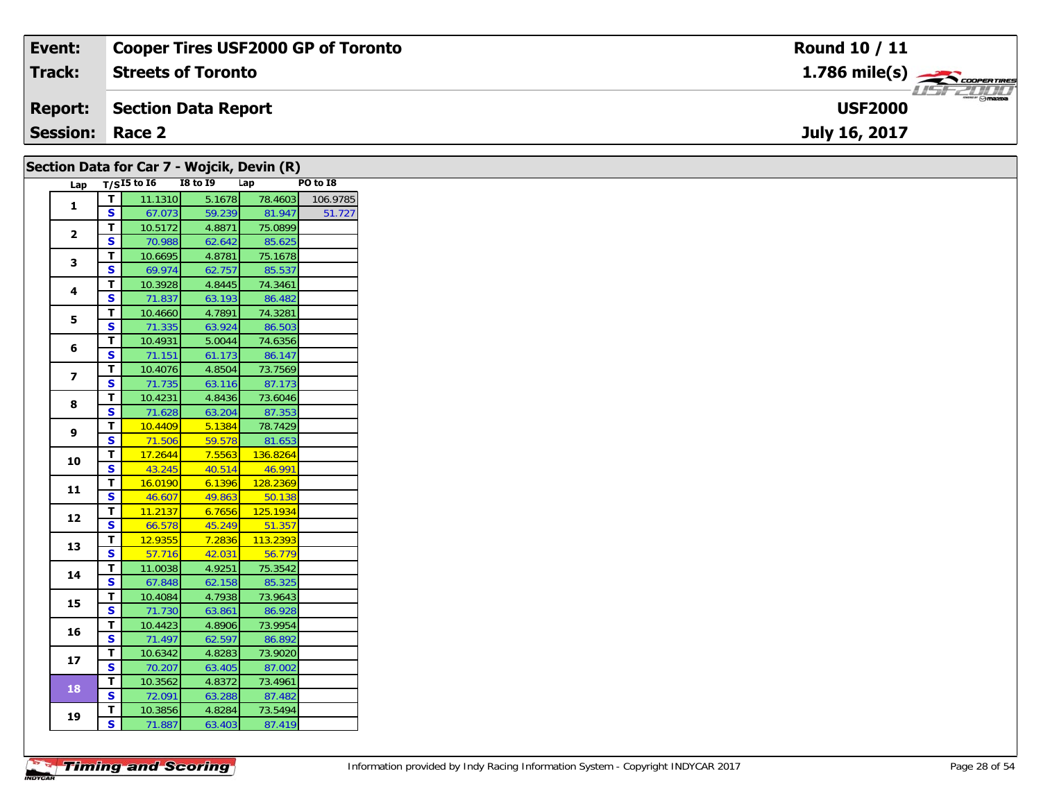| Event: | Cooper Tires USF2000 GP of Toronto | Round 10 / 11 |
|---|---|---|
| Track: | Streets of Toronto | 1.786 mile(s) |
| Report: | Section Data Report | USF2000 |
| Session: | Race 2 | July 16, 2017 |

## Section Data for Car 7 - Wojcik, Devin (R)

| Lap | T/S | I5 to I6 | I8 to I9 | Lap | PO to I8 |
|---|---|---|---|---|---|
| 1 | T | 11.1310 | 5.1678 | 78.4603 | 106.9785 |
| | S | 67.073 | 59.239 | 81.947 | 51.727 |
| 2 | T | 10.5172 | 4.8871 | 75.0899 | |
| | S | 70.988 | 62.642 | 85.625 | |
| 3 | T | 10.6695 | 4.8781 | 75.1678 | |
| | S | 69.974 | 62.757 | 85.537 | |
| 4 | T | 10.3928 | 4.8445 | 74.3461 | |
| | S | 71.837 | 63.193 | 86.482 | |
| 5 | T | 10.4660 | 4.7891 | 74.3281 | |
| | S | 71.335 | 63.924 | 86.503 | |
| 6 | T | 10.4931 | 5.0044 | 74.6356 | |
| | S | 71.151 | 61.173 | 86.147 | |
| 7 | T | 10.4076 | 4.8504 | 73.7569 | |
| | S | 71.735 | 63.116 | 87.173 | |
| 8 | T | 10.4231 | 4.8436 | 73.6046 | |
| | S | 71.628 | 63.204 | 87.353 | |
| 9 | T | 10.4409 | 5.1384 | 78.7429 | |
| | S | 71.506 | 59.578 | 81.653 | |
| 10 | T | 17.2644 | 7.5563 | 136.8264 | |
| | S | 43.245 | 40.514 | 46.991 | |
| 11 | T | 16.0190 | 6.1396 | 128.2369 | |
| | S | 46.607 | 49.863 | 50.138 | |
| 12 | T | 11.2137 | 6.7656 | 125.1934 | |
| | S | 66.578 | 45.249 | 51.357 | |
| 13 | T | 12.9355 | 7.2836 | 113.2393 | |
| | S | 57.716 | 42.031 | 56.779 | |
| 14 | T | 11.0038 | 4.9251 | 75.3542 | |
| | S | 67.848 | 62.158 | 85.325 | |
| 15 | T | 10.4084 | 4.7938 | 73.9643 | |
| | S | 71.730 | 63.861 | 86.928 | |
| 16 | T | 10.4423 | 4.8906 | 73.9954 | |
| | S | 71.497 | 62.597 | 86.892 | |
| 17 | T | 10.6342 | 4.8283 | 73.9020 | |
| | S | 70.207 | 63.405 | 87.002 | |
| 18 | T | 10.3562 | 4.8372 | 73.4961 | |
| | S | 72.091 | 63.288 | 87.482 | |
| 19 | T | 10.3856 | 4.8284 | 73.5494 | |
| | S | 71.887 | 63.403 | 87.419 | |

Information provided by Indy Racing Information System - Copyright INDYCAR 2017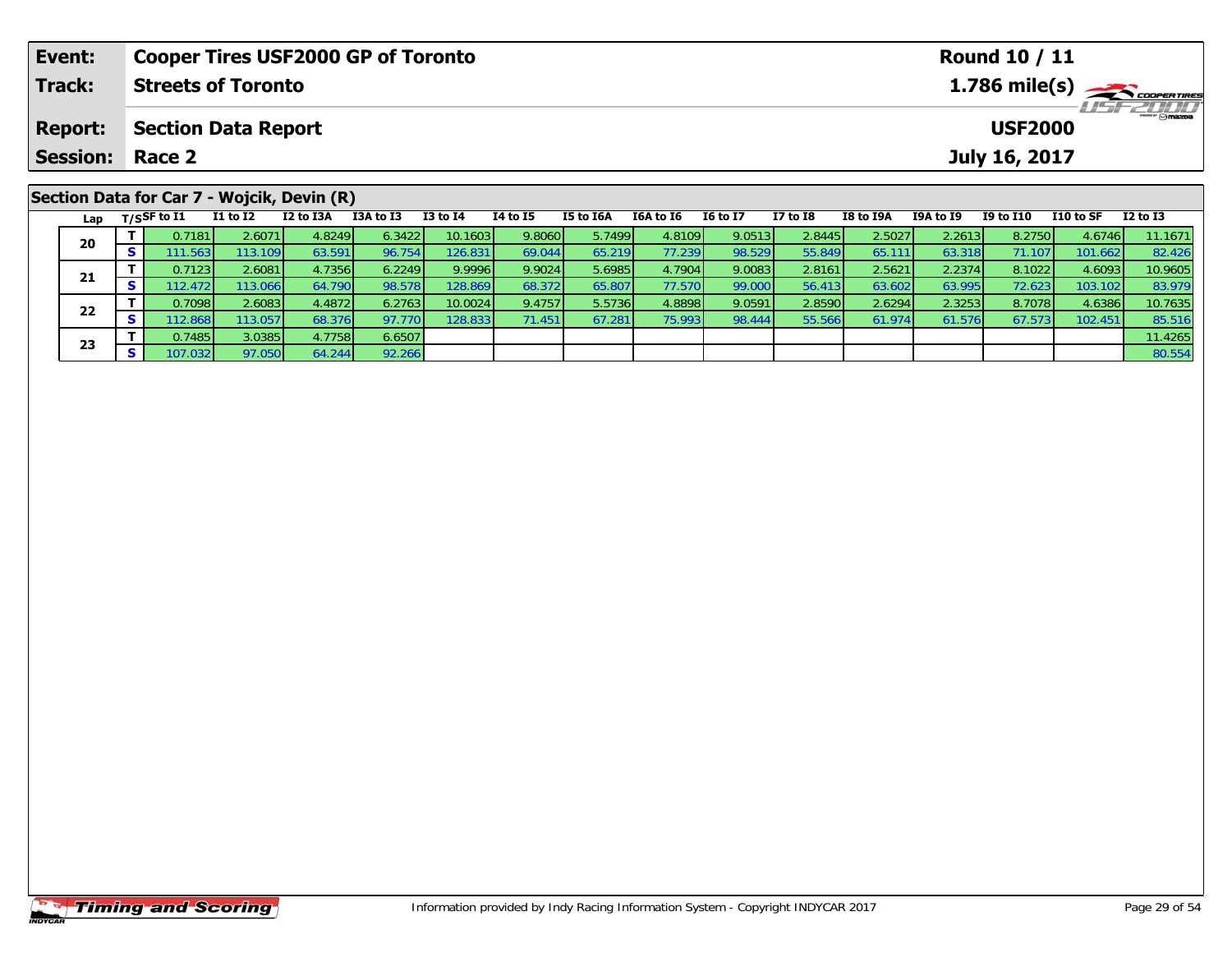| Event: | Cooper Tires USF2000 GP of Toronto | Round 10 / 11 |
|---|---|---|
| Track: | Streets of Toronto | 1.786 mile(s) |
| Report: | Section Data Report | USF2000 |
| Session: | Race 2 | July 16, 2017 |

## Section Data for Car 7 - Wojcik, Devin (R)

| Lap | T/S | SF to I1 | I1 to I2 | I2 to I3A | I3A to I3 | I3 to I4 | I4 to I5 | I5 to I6A | I6A to I6 | I6 to I7 | I7 to I8 | I8 to I9A | I9A to I9 | I9 to I10 | I10 to SF | I2 to I3 |
|---|---|---|---|---|---|---|---|---|---|---|---|---|---|---|---|---|
| 20 | T | 0.7181 | 2.6071 | 4.8249 | 6.3422 | 10.1603 | 9.8060 | 5.7499 | 4.8109 | 9.0513 | 2.8445 | 2.5027 | 2.2613 | 8.2750 | 4.6746 | 11.1671 |
| | S | 111.563 | 113.109 | 63.591 | 96.754 | 126.831 | 69.044 | 65.219 | 77.239 | 98.529 | 55.849 | 65.111 | 63.318 | 71.107 | 101.662 | 82.426 |
| 21 | T | 0.7123 | 2.6081 | 4.7356 | 6.2249 | 9.9996 | 9.9024 | 5.6985 | 4.7904 | 9.0083 | 2.8161 | 2.5621 | 2.2374 | 8.1022 | 4.6093 | 10.9605 |
| | S | 112.472 | 113.066 | 64.790 | 98.578 | 128.869 | 68.372 | 65.807 | 77.570 | 99.000 | 56.413 | 63.602 | 63.995 | 72.623 | 103.102 | 83.979 |
| 22 | T | 0.7098 | 2.6083 | 4.4872 | 6.2763 | 10.0024 | 9.4757 | 5.5736 | 4.8898 | 9.0591 | 2.8590 | 2.6294 | 2.3253 | 8.7078 | 4.6386 | 10.7635 |
| | S | 112.868 | 113.057 | 68.376 | 97.770 | 128.833 | 71.451 | 67.281 | 75.993 | 98.444 | 55.566 | 61.974 | 61.576 | 67.573 | 102.451 | 85.516 |
| 23 | T | 0.7485 | 3.0385 | 4.7758 | 6.6507 | | | | | | | | | | | 11.4265 |
| | S | 107.032 | 97.050 | 64.244 | 92.266 | | | | | | | | | | | 80.554 |

Information provided by Indy Racing Information System - Copyright INDYCAR 2017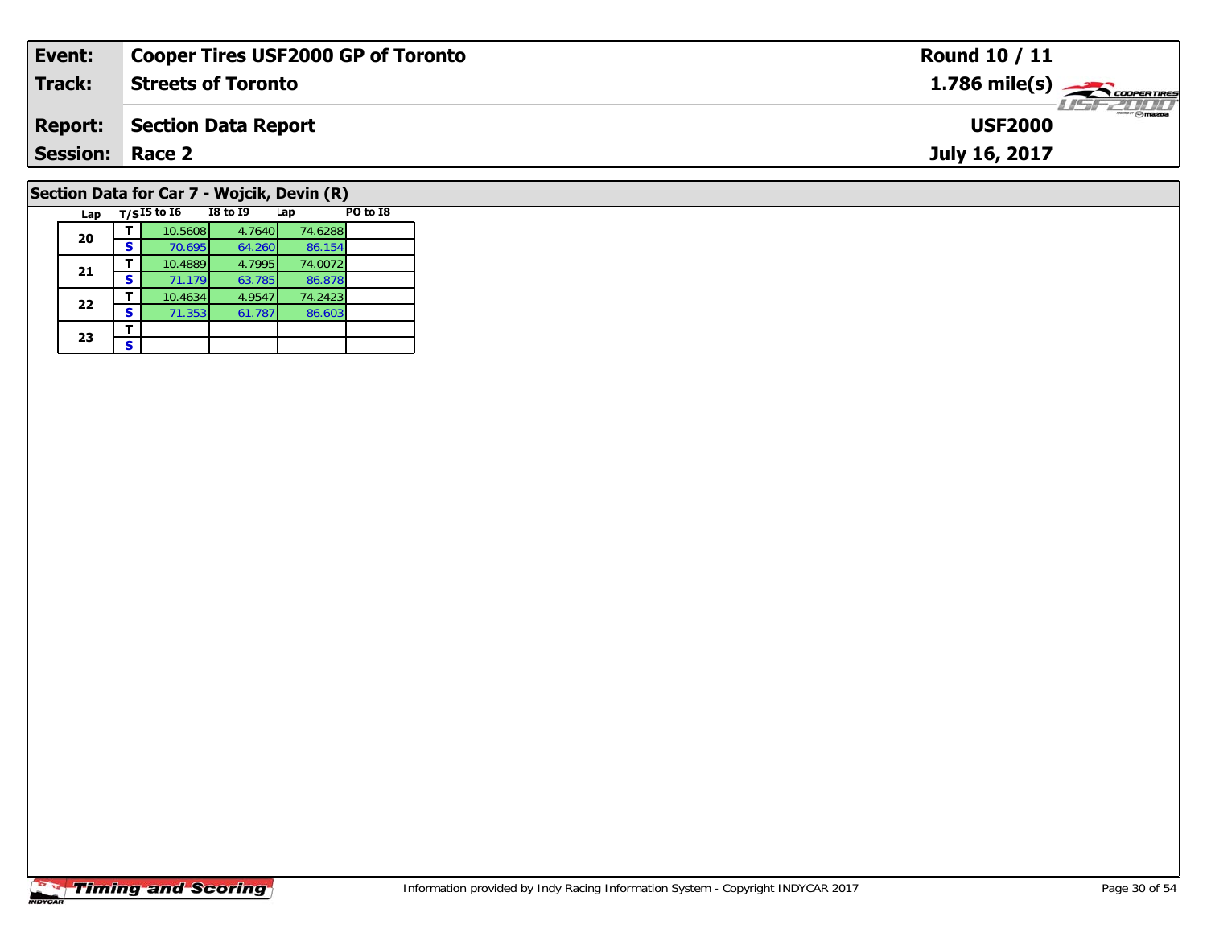| Event: | Cooper Tires USF2000 GP of Toronto | Round 10 / 11 |
|---|---|---|
| Track: | Streets of Toronto | 1.786 mile(s) |
| Report: | Section Data Report | USF2000 |
| Session: | Race 2 | July 16, 2017 |

## Section Data for Car 7 - Wojcik, Devin (R)

| Lap | T/S | I5 to I6 | I8 to I9 | Lap | PO to I8 |
|---|---|---|---|---|---|
| 20 | T | 10.5608 | 4.7640 | 74.6288 | |
| | S | 70.695 | 64.260 | 86.154 | |
| 21 | T | 10.4889 | 4.7995 | 74.0072 | |
| | S | 71.179 | 63.785 | 86.878 | |
| 22 | T | 10.4634 | 4.9547 | 74.2423 | |
| | S | 71.353 | 61.787 | 86.603 | |
| 23 | T | | | | |
| | S | | | | |

Timing and Scoring

Information provided by Indy Racing Information System - Copyright INDYCAR 2017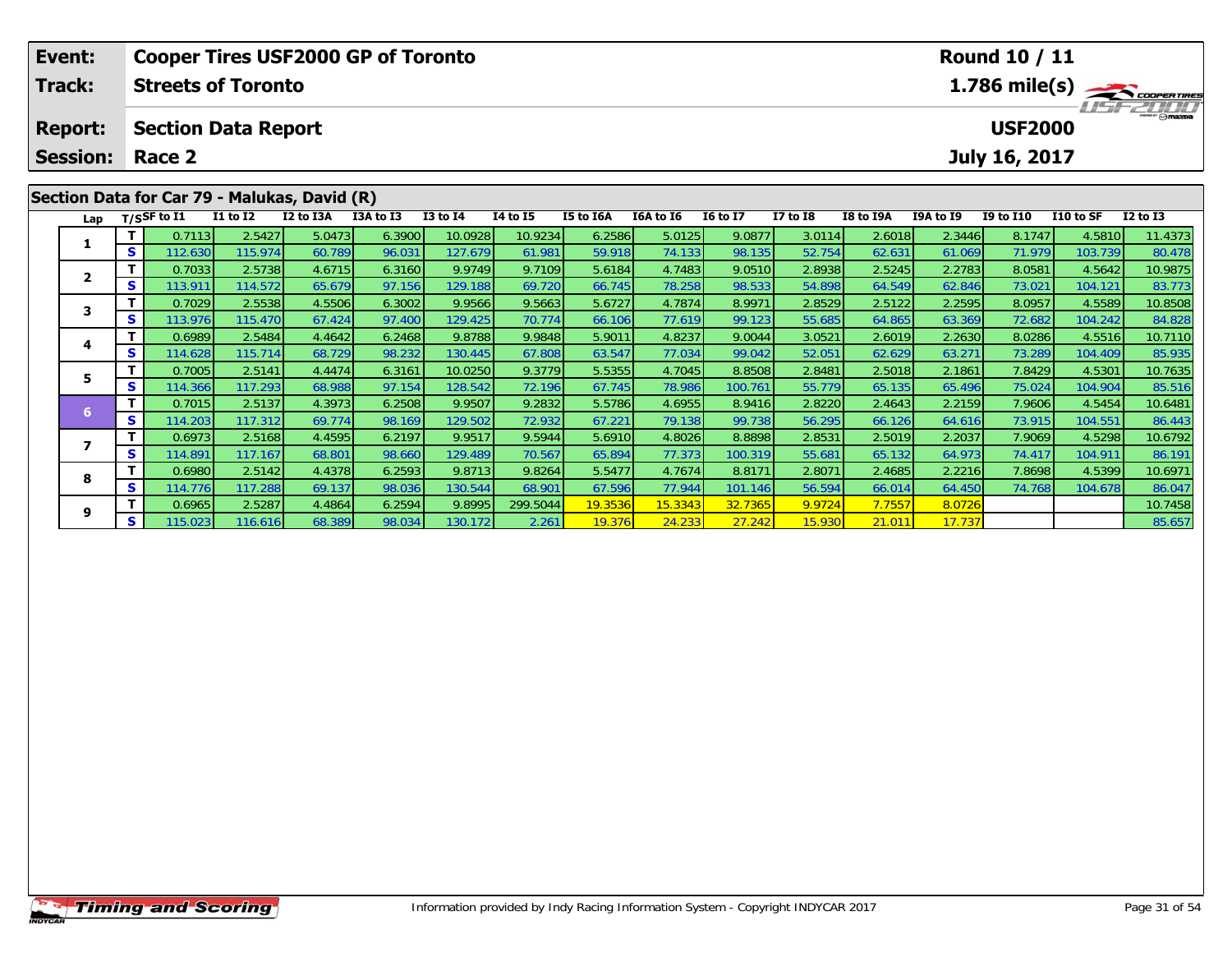| Event: | Cooper Tires USF2000 GP of Toronto | Round 10 / 11 |
|---|---|---|
| Track: | Streets of Toronto | 1.786 mile(s) |
| Report: | Section Data Report | USF2000 |
| Session: | Race 2 | July 16, 2017 |

## Section Data for Car 79 - Malukas, David (R)

| Lap | T/S | SF to I1 | I1 to I2 | I2 to I3A | I3A to I3 | I3 to I4 | I4 to I5 | I5 to I6A | I6A to I6 | I6 to I7 | I7 to I8 | I8 to I9A | I9A to I9 | I9 to I10 | I10 to SF | I2 to I3 |
|---|---|---|---|---|---|---|---|---|---|---|---|---|---|---|---|---|
| 1 | T | 0.7113 | 2.5427 | 5.0473 | 6.3900 | 10.0928 | 10.9234 | 6.2586 | 5.0125 | 9.0877 | 3.0114 | 2.6018 | 2.3446 | 8.1747 | 4.5810 | 11.4373 |
| | S | 112.630 | 115.974 | 60.789 | 96.031 | 127.679 | 61.981 | 59.918 | 74.133 | 98.135 | 52.754 | 62.631 | 61.069 | 71.979 | 103.739 | 80.478 |
| 2 | T | 0.7033 | 2.5738 | 4.6715 | 6.3160 | 9.9749 | 9.7109 | 5.6184 | 4.7483 | 9.0510 | 2.8938 | 2.5245 | 2.2783 | 8.0581 | 4.5642 | 10.9875 |
| | S | 113.911 | 114.572 | 65.679 | 97.156 | 129.188 | 69.720 | 66.745 | 78.258 | 98.533 | 54.898 | 64.549 | 62.846 | 73.021 | 104.121 | 83.773 |
| 3 | T | 0.7029 | 2.5538 | 4.5506 | 6.3002 | 9.9566 | 9.5663 | 5.6727 | 4.7874 | 8.9971 | 2.8529 | 2.5122 | 2.2595 | 8.0957 | 4.5589 | 10.8508 |
| | S | 113.976 | 115.470 | 67.424 | 97.400 | 129.425 | 70.774 | 66.106 | 77.619 | 99.123 | 55.685 | 64.865 | 63.369 | 72.682 | 104.242 | 84.828 |
| 4 | T | 0.6989 | 2.5484 | 4.4642 | 6.2468 | 9.8788 | 9.9848 | 5.9011 | 4.8237 | 9.0044 | 3.0521 | 2.6019 | 2.2630 | 8.0286 | 4.5516 | 10.7110 |
| | S | 114.628 | 115.714 | 68.729 | 98.232 | 130.445 | 67.808 | 63.547 | 77.034 | 99.042 | 52.051 | 62.629 | 63.271 | 73.289 | 104.409 | 85.935 |
| 5 | T | 0.7005 | 2.5141 | 4.4474 | 6.3161 | 10.0250 | 9.3779 | 5.5355 | 4.7045 | 8.8508 | 2.8481 | 2.5018 | 2.1861 | 7.8429 | 4.5301 | 10.7635 |
| | S | 114.366 | 117.293 | 68.988 | 97.154 | 128.542 | 72.196 | 67.745 | 78.986 | 100.761 | 55.779 | 65.135 | 65.496 | 75.024 | 104.904 | 85.516 |
| 6 | T | 0.7015 | 2.5137 | 4.3973 | 6.2508 | 9.9507 | 9.2832 | 5.5786 | 4.6955 | 8.9416 | 2.8220 | 2.4643 | 2.2159 | 7.9606 | 4.5454 | 10.6481 |
| | S | 114.203 | 117.312 | 69.774 | 98.169 | 129.502 | 72.932 | 67.221 | 79.138 | 99.738 | 56.295 | 66.126 | 64.616 | 73.915 | 104.551 | 86.443 |
| 7 | T | 0.6973 | 2.5168 | 4.4595 | 6.2197 | 9.9517 | 9.5944 | 5.6910 | 4.8026 | 8.8898 | 2.8531 | 2.5019 | 2.2037 | 7.9069 | 4.5298 | 10.6792 |
| | S | 114.891 | 117.167 | 68.801 | 98.660 | 129.489 | 70.567 | 65.894 | 77.373 | 100.319 | 55.681 | 65.132 | 64.973 | 74.417 | 104.911 | 86.191 |
| 8 | T | 0.6980 | 2.5142 | 4.4378 | 6.2593 | 9.8713 | 9.8264 | 5.5477 | 4.7674 | 8.8171 | 2.8071 | 2.4685 | 2.2216 | 7.8698 | 4.5399 | 10.6971 |
| | S | 114.776 | 117.288 | 69.137 | 98.036 | 130.544 | 68.901 | 67.596 | 77.944 | 101.146 | 56.594 | 66.014 | 64.450 | 74.768 | 104.678 | 86.047 |
| 9 | T | 0.6965 | 2.5287 | 4.4864 | 6.2594 | 9.8995 | 299.5044 | 19.3536 | 15.3343 | 32.7365 | 9.9724 | 7.7557 | 8.0726 | | | 10.7458 |
| | S | 115.023 | 116.616 | 68.389 | 98.034 | 130.172 | 2.261 | 19.376 | 24.233 | 27.242 | 15.930 | 21.011 | 17.737 | | | 85.657 |

Information provided by Indy Racing Information System - Copyright INDYCAR 2017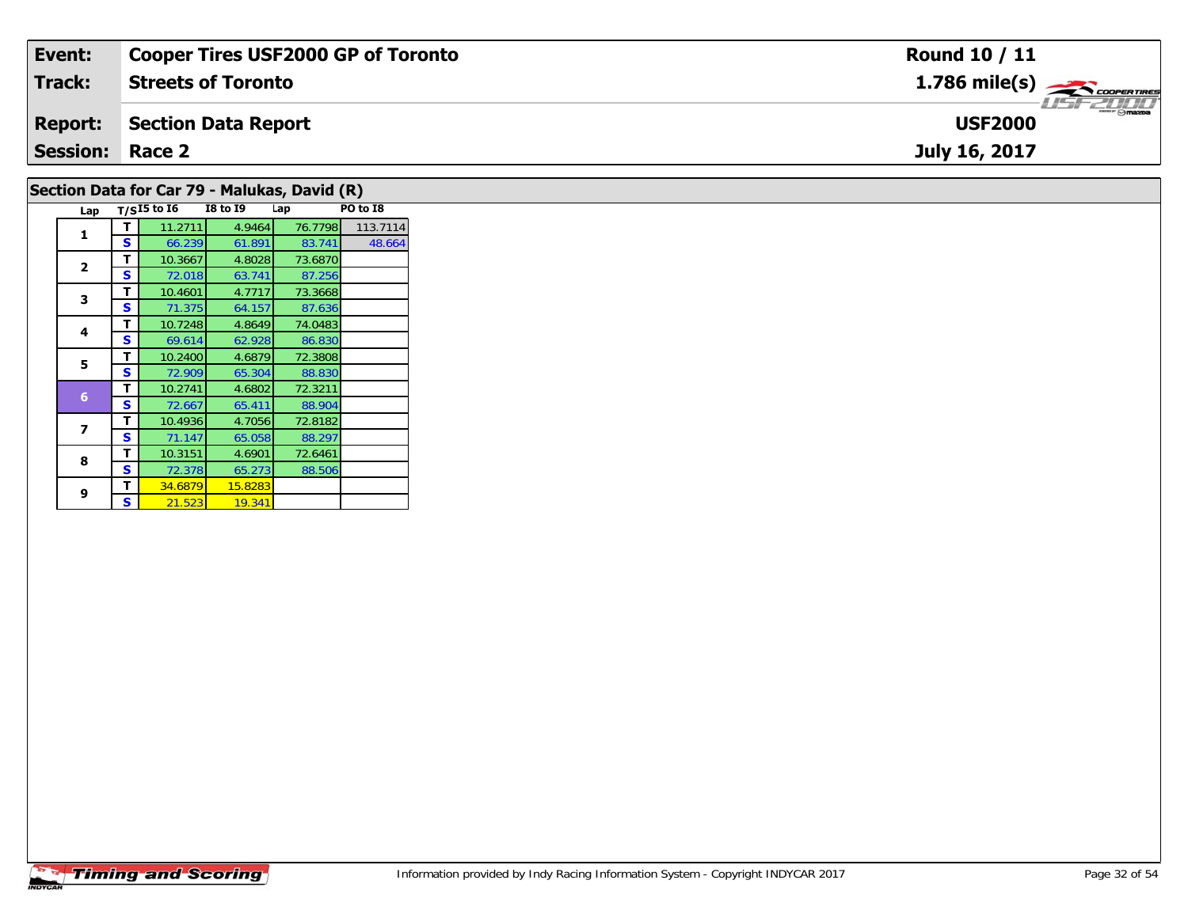| **Event:** | **Cooper Tires USF2000 GP of Toronto** | **Round 10 / 11** |
|---|---|---|
| **Track:** | **Streets of Toronto** | **1.786 mile(s)** |
| **Report:** | **Section Data Report** | **USF2000** |
| **Session:** | **Race 2** | **July 16, 2017** |

## Section Data for Car 79 - Malukas, David (R)

| Lap | T/S | I5 to I6 | I8 to I9 | Lap | PO to I8 |
|---|---|---|---|---|---|
| 1 | T | 11.2711 | 4.9464 | 76.7798 | 113.7114 |
| | S | 66.239 | 61.891 | 83.741 | 48.664 |
| 2 | T | 10.3667 | 4.8028 | 73.6870 | |
| | S | 72.018 | 63.741 | 87.256 | |
| 3 | T | 10.4601 | 4.7717 | 73.3668 | |
| | S | 71.375 | 64.157 | 87.636 | |
| 4 | T | 10.7248 | 4.8649 | 74.0483 | |
| | S | 69.614 | 62.928 | 86.830 | |
| 5 | T | 10.2400 | 4.6879 | 72.3808 | |
| | S | 72.909 | 65.304 | 88.830 | |
| 6 | T | 10.2741 | 4.6802 | 72.3211 | |
| | S | 72.667 | 65.411 | 88.904 | |
| 7 | T | 10.4936 | 4.7056 | 72.8182 | |
| | S | 71.147 | 65.058 | 88.297 | |
| 8 | T | 10.3151 | 4.6901 | 72.6461 | |
| | S | 72.378 | 65.273 | 88.506 | |
| 9 | T | 34.6879 | 15.8283 | | |
| | S | 21.523 | 19.341 | | |

Information provided by Indy Racing Information System - Copyright INDYCAR 2017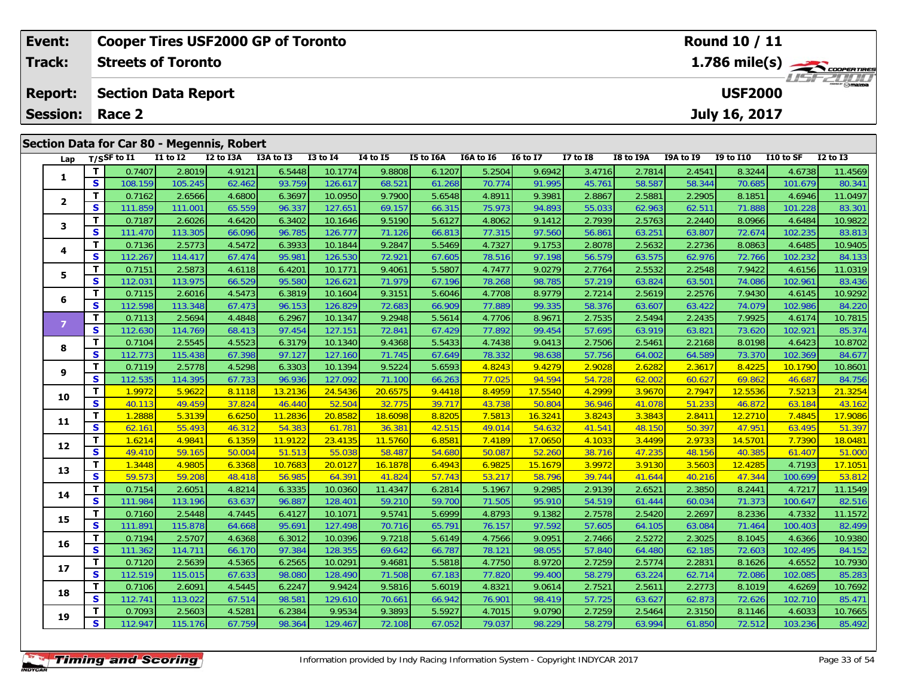| Event: | Cooper Tires USF2000 GP of Toronto | Round 10 / 11 |
|---|---|---|
| Track: | Streets of Toronto | 1.786 mile(s) |
| Report: | Section Data Report | USF2000 |
| Session: | Race 2 | July 16, 2017 |

## Section Data for Car 80 - Megennis, Robert

| Lap | T/S | SF to I1 | I1 to I2 | I2 to I3A | I3A to I3 | I3 to I4 | I4 to I5 | I5 to I6A | I6A to I6 | I6 to I7 | I7 to I8 | I8 to I9A | I9A to I9 | I9 to I10 | I10 to SF | I2 to I3 |
|---|---|---|---|---|---|---|---|---|---|---|---|---|---|---|---|---|
| 1 | T | 0.7407 | 2.8019 | 4.9121 | 6.5448 | 10.1774 | 9.8808 | 6.1207 | 5.2504 | 9.6942 | 3.4716 | 2.7814 | 2.4541 | 8.3244 | 4.6738 | 11.4569 |
| | S | 108.159 | 105.245 | 62.462 | 93.759 | 126.617 | 68.521 | 61.268 | 70.774 | 91.995 | 45.761 | 58.587 | 58.344 | 70.685 | 101.679 | 80.341 |
| 2 | T | 0.7162 | 2.6566 | 4.6800 | 6.3697 | 10.0950 | 9.7900 | 5.6548 | 4.8911 | 9.3981 | 2.8867 | 2.5881 | 2.2905 | 8.1851 | 4.6946 | 11.0497 |
| | S | 111.859 | 111.001 | 65.559 | 96.337 | 127.651 | 69.157 | 66.315 | 75.973 | 94.893 | 55.033 | 62.963 | 62.511 | 71.888 | 101.228 | 83.301 |
| 3 | T | 0.7187 | 2.6026 | 4.6420 | 6.3402 | 10.1646 | 9.5190 | 5.6127 | 4.8062 | 9.1412 | 2.7939 | 2.5763 | 2.2440 | 8.0966 | 4.6484 | 10.9822 |
| | S | 111.470 | 113.305 | 66.096 | 96.785 | 126.777 | 71.126 | 66.813 | 77.315 | 97.560 | 56.861 | 63.251 | 63.807 | 72.674 | 102.235 | 83.813 |
| 4 | T | 0.7136 | 2.5773 | 4.5472 | 6.3933 | 10.1844 | 9.2847 | 5.5469 | 4.7327 | 9.1753 | 2.8078 | 2.5632 | 2.2736 | 8.0863 | 4.6485 | 10.9405 |
| | S | 112.267 | 114.417 | 67.474 | 95.981 | 126.530 | 72.921 | 67.605 | 78.516 | 97.198 | 56.579 | 63.575 | 62.976 | 72.766 | 102.232 | 84.133 |
| 5 | T | 0.7151 | 2.5873 | 4.6118 | 6.4201 | 10.1771 | 9.4061 | 5.5807 | 4.7477 | 9.0279 | 2.7764 | 2.5532 | 2.2548 | 7.9422 | 4.6156 | 11.0319 |
| | S | 112.031 | 113.975 | 66.529 | 95.580 | 126.621 | 71.979 | 67.196 | 78.268 | 98.785 | 57.219 | 63.824 | 63.501 | 74.086 | 102.961 | 83.436 |
| 6 | T | 0.7115 | 2.6016 | 4.5473 | 6.3819 | 10.1604 | 9.3151 | 5.6046 | 4.7708 | 8.9779 | 2.7214 | 2.5619 | 2.2576 | 7.9430 | 4.6145 | 10.9292 |
| | S | 112.598 | 113.348 | 67.473 | 96.153 | 126.829 | 72.683 | 66.909 | 77.889 | 99.335 | 58.376 | 63.607 | 63.422 | 74.079 | 102.986 | 84.220 |
| 7 | T | 0.7113 | 2.5694 | 4.4848 | 6.2967 | 10.1347 | 9.2948 | 5.5614 | 4.7706 | 8.9671 | 2.7535 | 2.5494 | 2.2435 | 7.9925 | 4.6174 | 10.7815 |
| | S | 112.630 | 114.769 | 68.413 | 97.454 | 127.151 | 72.841 | 67.429 | 77.892 | 99.454 | 57.695 | 63.919 | 63.821 | 73.620 | 102.921 | 85.374 |
| 8 | T | 0.7104 | 2.5545 | 4.5523 | 6.3179 | 10.1340 | 9.4368 | 5.5433 | 4.7438 | 9.0413 | 2.7506 | 2.5461 | 2.2168 | 8.0198 | 4.6423 | 10.8702 |
| | S | 112.773 | 115.438 | 67.398 | 97.127 | 127.160 | 71.745 | 67.649 | 78.332 | 98.638 | 57.756 | 64.002 | 64.589 | 73.370 | 102.369 | 84.677 |
| 9 | T | 0.7119 | 2.5778 | 4.5298 | 6.3303 | 10.1394 | 9.5224 | 5.6593 | 4.8243 | 9.4279 | 2.9028 | 2.6282 | 2.3617 | 8.4225 | 10.1790 | 10.8601 |
| | S | 112.535 | 114.395 | 67.733 | 96.936 | 127.092 | 71.100 | 66.263 | 77.025 | 94.594 | 54.728 | 62.002 | 60.627 | 69.862 | 46.687 | 84.756 |
| 10 | T | 1.9972 | 5.9622 | 8.1118 | 13.2136 | 24.5436 | 20.6575 | 9.4418 | 8.4959 | 17.5540 | 4.2999 | 3.9670 | 2.7947 | 12.5536 | 7.5213 | 21.3254 |
| | S | 40.113 | 49.459 | 37.824 | 46.440 | 52.504 | 32.775 | 39.717 | 43.738 | 50.804 | 36.946 | 41.078 | 51.233 | 46.872 | 63.184 | 43.162 |
| 11 | T | 1.2888 | 5.3139 | 6.6250 | 11.2836 | 20.8582 | 18.6098 | 8.8205 | 7.5813 | 16.3241 | 3.8243 | 3.3843 | 2.8411 | 12.2710 | 7.4845 | 17.9086 |
| | S | 62.161 | 55.493 | 46.312 | 54.383 | 61.781 | 36.381 | 42.515 | 49.014 | 54.632 | 41.541 | 48.150 | 50.397 | 47.951 | 63.495 | 51.397 |
| 12 | T | 1.6214 | 4.9841 | 6.1359 | 11.9122 | 23.4135 | 11.5760 | 6.8581 | 7.4189 | 17.0650 | 4.1033 | 3.4499 | 2.9733 | 14.5701 | 7.7390 | 18.0481 |
| | S | 49.410 | 59.165 | 50.004 | 51.513 | 55.038 | 58.487 | 54.680 | 50.087 | 52.260 | 38.716 | 47.235 | 48.156 | 40.385 | 61.407 | 51.000 |
| 13 | T | 1.3448 | 4.9805 | 6.3368 | 10.7683 | 20.0127 | 16.1878 | 6.4943 | 6.9825 | 15.1679 | 3.9972 | 3.9130 | 3.5603 | 12.4285 | 4.7193 | 17.1051 |
| | S | 59.573 | 59.208 | 48.418 | 56.985 | 64.391 | 41.824 | 57.743 | 53.217 | 58.796 | 39.744 | 41.644 | 40.216 | 47.344 | 100.699 | 53.812 |
| 14 | T | 0.7154 | 2.6051 | 4.8214 | 6.3335 | 10.0360 | 11.4347 | 6.2814 | 5.1967 | 9.2985 | 2.9139 | 2.6521 | 2.3850 | 8.2441 | 4.7217 | 11.1549 |
| | S | 111.984 | 113.196 | 63.637 | 96.887 | 128.401 | 59.210 | 59.700 | 71.505 | 95.910 | 54.519 | 61.444 | 60.034 | 71.373 | 100.647 | 82.516 |
| 15 | T | 0.7160 | 2.5448 | 4.7445 | 6.4127 | 10.1071 | 9.5741 | 5.6999 | 4.8793 | 9.1382 | 2.7578 | 2.5420 | 2.2697 | 8.2336 | 4.7332 | 11.1572 |
| | S | 111.891 | 115.878 | 64.668 | 95.691 | 127.498 | 70.716 | 65.791 | 76.157 | 97.592 | 57.605 | 64.105 | 63.084 | 71.464 | 100.403 | 82.499 |
| 16 | T | 0.7194 | 2.5707 | 4.6368 | 6.3012 | 10.0396 | 9.7218 | 5.6149 | 4.7566 | 9.0951 | 2.7466 | 2.5272 | 2.3025 | 8.1045 | 4.6366 | 10.9380 |
| | S | 111.362 | 114.711 | 66.170 | 97.384 | 128.355 | 69.642 | 66.787 | 78.121 | 98.055 | 57.840 | 64.480 | 62.185 | 72.603 | 102.495 | 84.152 |
| 17 | T | 0.7120 | 2.5639 | 4.5365 | 6.2565 | 10.0291 | 9.4681 | 5.5818 | 4.7750 | 8.9720 | 2.7259 | 2.5774 | 2.2831 | 8.1626 | 4.6552 | 10.7930 |
| | S | 112.519 | 115.015 | 67.633 | 98.080 | 128.490 | 71.508 | 67.183 | 77.820 | 99.400 | 58.279 | 63.224 | 62.714 | 72.086 | 102.085 | 85.283 |
| 18 | T | 0.7106 | 2.6091 | 4.5445 | 6.2247 | 9.9424 | 9.5816 | 5.6019 | 4.8321 | 9.0614 | 2.7521 | 2.5611 | 2.2773 | 8.1019 | 4.6269 | 10.7692 |
| | S | 112.741 | 113.022 | 67.514 | 98.581 | 129.610 | 70.661 | 66.942 | 76.901 | 98.419 | 57.725 | 63.627 | 62.873 | 72.626 | 102.710 | 85.471 |
| 19 | T | 0.7093 | 2.5603 | 4.5281 | 6.2384 | 9.9534 | 9.3893 | 5.5927 | 4.7015 | 9.0790 | 2.7259 | 2.5464 | 2.3150 | 8.1146 | 4.6033 | 10.7665 |
| | S | 112.947 | 115.176 | 67.759 | 98.364 | 129.467 | 72.108 | 67.052 | 79.037 | 98.229 | 58.279 | 63.994 | 61.850 | 72.512 | 103.236 | 85.492 |

Information provided by Indy Racing Information System - Copyright INDYCAR 2017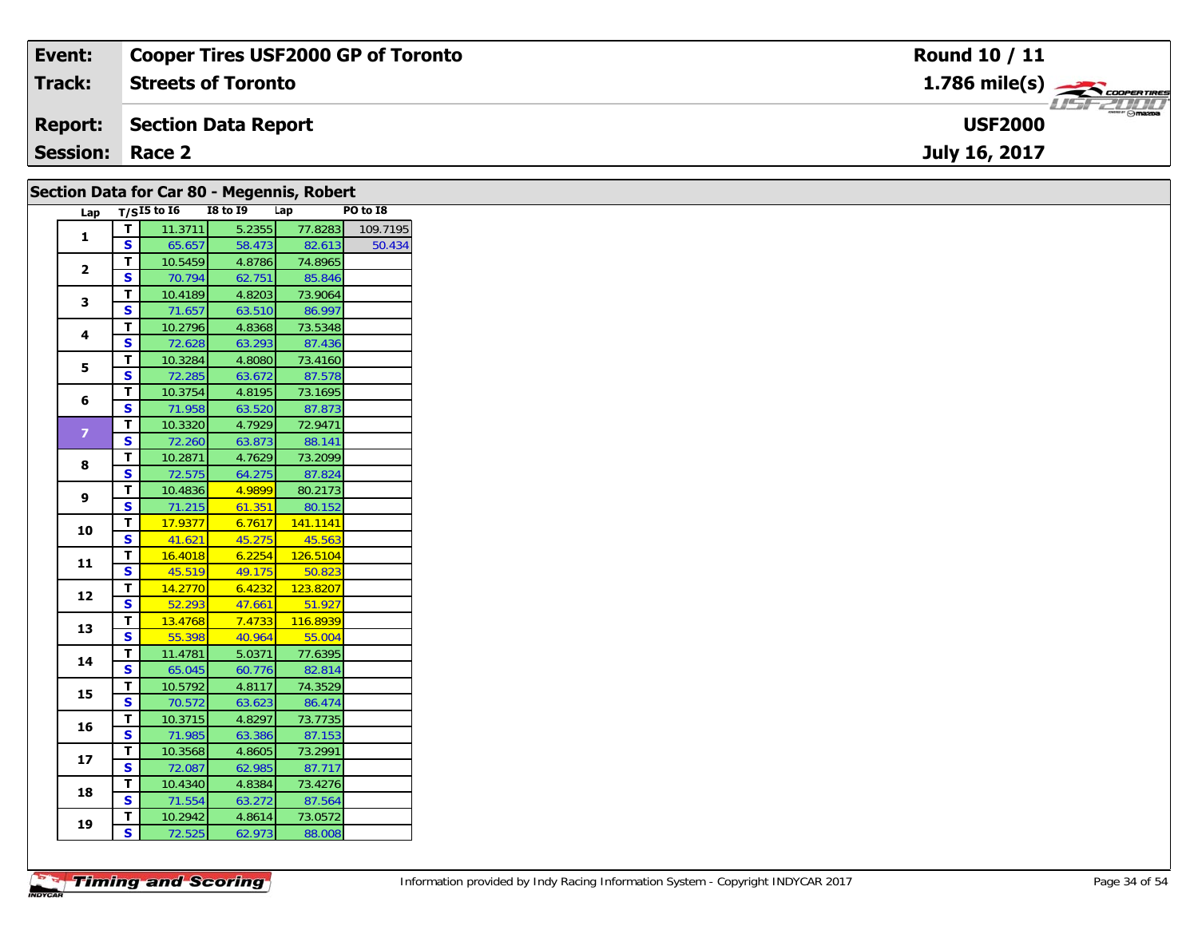| | | | |
|---|---|---|---|
| **Event:** | **Cooper Tires USF2000 GP of Toronto** | **Round 10 / 11** |
| **Track:** | **Streets of Toronto** | **1.786 mile(s)** |
| **Report:** | **Section Data Report** | **USF2000** |
| **Session:** | **Race 2** | **July 16, 2017** |

## Section Data for Car 80 - Megennis, Robert

| Lap | T/S | I5 to I6 | I8 to I9 | Lap | PO to I8 |
|---|---|---|---|---|---|
| 1 | T | 11.3711 | 5.2355 | 77.8283 | 109.7195 |
| | S | 65.657 | 58.473 | 82.613 | 50.434 |
| 2 | T | 10.5459 | 4.8786 | 74.8965 | |
| | S | 70.794 | 62.751 | 85.846 | |
| 3 | T | 10.4189 | 4.8203 | 73.9064 | |
| | S | 71.657 | 63.510 | 86.997 | |
| 4 | T | 10.2796 | 4.8368 | 73.5348 | |
| | S | 72.628 | 63.293 | 87.436 | |
| 5 | T | 10.3284 | 4.8080 | 73.4160 | |
| | S | 72.285 | 63.672 | 87.578 | |
| 6 | T | 10.3754 | 4.8195 | 73.1695 | |
| | S | 71.958 | 63.520 | 87.873 | |
| 7 | T | 10.3320 | 4.7929 | 72.9471 | |
| | S | 72.260 | 63.873 | 88.141 | |
| 8 | T | 10.2871 | 4.7629 | 73.2099 | |
| | S | 72.575 | 64.275 | 87.824 | |
| 9 | T | 10.4836 | 4.9899 | 80.2173 | |
| | S | 71.215 | 61.351 | 80.152 | |
| 10 | T | 17.9377 | 6.7617 | 141.1141 | |
| | S | 41.621 | 45.275 | 45.563 | |
| 11 | T | 16.4018 | 6.2254 | 126.5104 | |
| | S | 45.519 | 49.175 | 50.823 | |
| 12 | T | 14.2770 | 6.4232 | 123.8207 | |
| | S | 52.293 | 47.661 | 51.927 | |
| 13 | T | 13.4768 | 7.4733 | 116.8939 | |
| | S | 55.398 | 40.964 | 55.004 | |
| 14 | T | 11.4781 | 5.0371 | 77.6395 | |
| | S | 65.045 | 60.776 | 82.814 | |
| 15 | T | 10.5792 | 4.8117 | 74.3529 | |
| | S | 70.572 | 63.623 | 86.474 | |
| 16 | T | 10.3715 | 4.8297 | 73.7735 | |
| | S | 71.985 | 63.386 | 87.153 | |
| 17 | T | 10.3568 | 4.8605 | 73.2991 | |
| | S | 72.087 | 62.985 | 87.717 | |
| 18 | T | 10.4340 | 4.8384 | 73.4276 | |
| | S | 71.554 | 63.272 | 87.564 | |
| 19 | T | 10.2942 | 4.8614 | 73.0572 | |
| | S | 72.525 | 62.973 | 88.008 | |

Information provided by Indy Racing Information System - Copyright INDYCAR 2017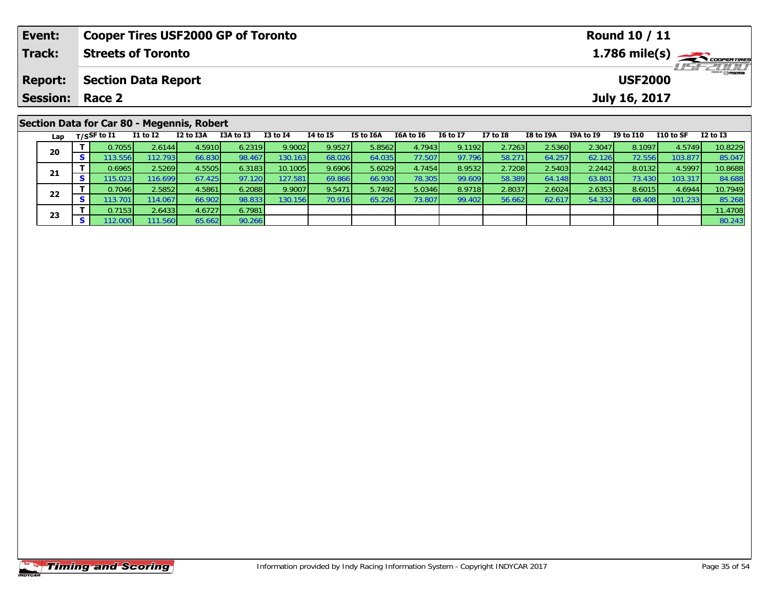| Event: | Cooper Tires USF2000 GP of Toronto | Round 10 / 11 |
|---|---|---|
| Track: | Streets of Toronto | 1.786 mile(s) |
| Report: | Section Data Report | USF2000 |
| Session: | Race 2 | July 16, 2017 |

## Section Data for Car 80 - Megennis, Robert

| Lap | T/S | SF to I1 | I1 to I2 | I2 to I3A | I3A to I3 | I3 to I4 | I4 to I5 | I5 to I6A | I6A to I6 | I6 to I7 | I7 to I8 | I8 to I9A | I9A to I9 | I9 to I10 | I10 to SF | I2 to I3 |
|---|---|---|---|---|---|---|---|---|---|---|---|---|---|---|---|---|
| 20 | T | 0.7055 | 2.6144 | 4.5910 | 6.2319 | 9.9002 | 9.9527 | 5.8562 | 4.7943 | 9.1192 | 2.7263 | 2.5360 | 2.3047 | 8.1097 | 4.5749 | 10.8229 |
| | S | 113.556 | 112.793 | 66.830 | 98.467 | 130.163 | 68.026 | 64.035 | 77.507 | 97.796 | 58.271 | 64.257 | 62.126 | 72.556 | 103.877 | 85.047 |
| 21 | T | 0.6965 | 2.5269 | 4.5505 | 6.3183 | 10.1005 | 9.6906 | 5.6029 | 4.7454 | 8.9532 | 2.7208 | 2.5403 | 2.2442 | 8.0132 | 4.5997 | 10.8688 |
| | S | 115.023 | 116.699 | 67.425 | 97.120 | 127.581 | 69.866 | 66.930 | 78.305 | 99.609 | 58.389 | 64.148 | 63.801 | 73.430 | 103.317 | 84.688 |
| 22 | T | 0.7046 | 2.5852 | 4.5861 | 6.2088 | 9.9007 | 9.5471 | 5.7492 | 5.0346 | 8.9718 | 2.8037 | 2.6024 | 2.6353 | 8.6015 | 4.6944 | 10.7949 |
| | S | 113.701 | 114.067 | 66.902 | 98.833 | 130.156 | 70.916 | 65.226 | 73.807 | 99.402 | 56.662 | 62.617 | 54.332 | 68.408 | 101.233 | 85.268 |
| 23 | T | 0.7153 | 2.6433 | 4.6727 | 6.7981 | | | | | | | | | | | 11.4708 |
| | S | 112.000 | 111.560 | 65.662 | 90.266 | | | | | | | | | | | 80.243 |

Information provided by Indy Racing Information System - Copyright INDYCAR 2017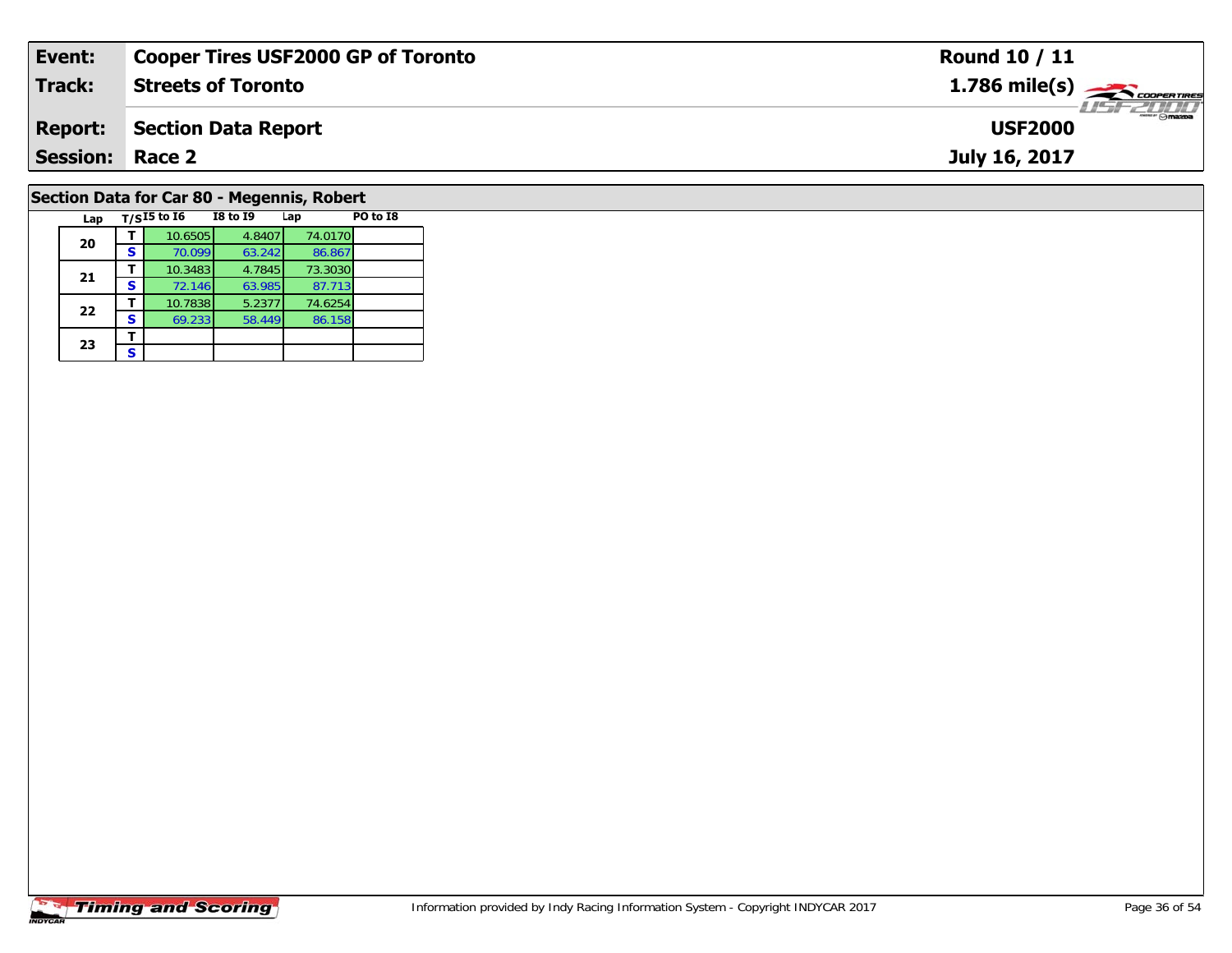| **Event:** | **Cooper Tires USF2000 GP of Toronto** | **Round 10 / 11** |
|---|---|---|
| **Track:** | **Streets of Toronto** | **1.786 mile(s)** |
| **Report:** | **Section Data Report** | **USF2000** |
| **Session:** | **Race 2** | **July 16, 2017** |

## Section Data for Car 80 - Megennis, Robert

| Lap | T/S | I5 to I6 | I8 to I9 | Lap | PO to I8 |
|---|---|---|---|---|---|
| 20 | T | 10.6505 | 4.8407 | 74.0170 | |
| | S | 70.099 | 63.242 | 86.867 | |
| 21 | T | 10.3483 | 4.7845 | 73.3030 | |
| | S | 72.146 | 63.985 | 87.713 | |
| 22 | T | 10.7838 | 5.2377 | 74.6254 | |
| | S | 69.233 | 58.449 | 86.158 | |
| 23 | T | | | | |
| | S | | | | |

Information provided by Indy Racing Information System - Copyright INDYCAR 2017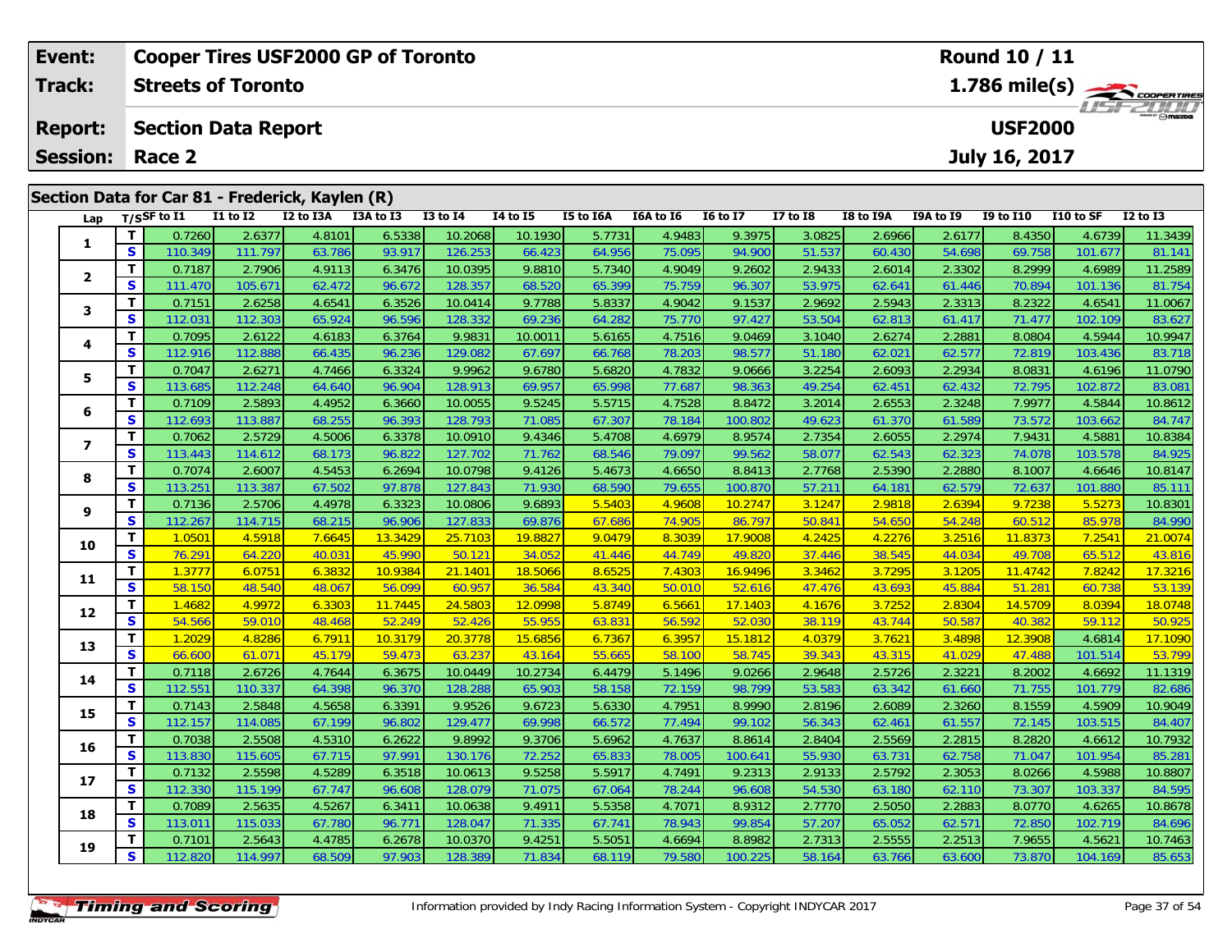| Event: | Cooper Tires USF2000 GP of Toronto | Round 10 / 11 |
|---|---|---|
| Track: | Streets of Toronto | 1.786 mile(s) |
| Report: | Section Data Report | USF2000 |
| Session: | Race 2 | July 16, 2017 |

## Section Data for Car 81 - Frederick, Kaylen (R)

| Lap | T/S | SF to I1 | I1 to I2 | I2 to I3A | I3A to I3 | I3 to I4 | I4 to I5 | I5 to I6A | I6A to I6 | I6 to I7 | I7 to I8 | I8 to I9A | I9A to I9 | I9 to I10 | I10 to SF | I2 to I3 |
|---|---|---|---|---|---|---|---|---|---|---|---|---|---|---|---|---|
| 1 | T | 0.7260 | 2.6377 | 4.8101 | 6.5338 | 10.2068 | 10.1930 | 5.7731 | 4.9483 | 9.3975 | 3.0825 | 2.6966 | 2.6177 | 8.4350 | 4.6739 | 11.3439 |
| | S | 110.349 | 111.797 | 63.786 | 93.917 | 126.253 | 66.423 | 64.956 | 75.095 | 94.900 | 51.537 | 60.430 | 54.698 | 69.758 | 101.677 | 81.141 |
| 2 | T | 0.7187 | 2.7906 | 4.9113 | 6.3476 | 10.0395 | 9.8810 | 5.7340 | 4.9049 | 9.2602 | 2.9433 | 2.6014 | 2.3302 | 8.2999 | 4.6989 | 11.2589 |
| | S | 111.470 | 105.671 | 62.472 | 96.672 | 128.357 | 68.520 | 65.399 | 75.759 | 96.307 | 53.975 | 62.641 | 61.446 | 70.894 | 101.136 | 81.754 |
| 3 | T | 0.7151 | 2.6258 | 4.6541 | 6.3526 | 10.0414 | 9.7788 | 5.8337 | 4.9042 | 9.1537 | 2.9692 | 2.5943 | 2.3313 | 8.2322 | 4.6541 | 11.0067 |
| | S | 112.031 | 112.303 | 65.924 | 96.596 | 128.332 | 69.236 | 64.282 | 75.770 | 97.427 | 53.504 | 62.813 | 61.417 | 71.477 | 102.109 | 83.627 |
| 4 | T | 0.7095 | 2.6122 | 4.6183 | 6.3764 | 9.9831 | 10.0011 | 5.6165 | 4.7516 | 9.0469 | 3.1040 | 2.6274 | 2.2881 | 8.0804 | 4.5944 | 10.9947 |
| | S | 112.916 | 112.888 | 66.435 | 96.236 | 129.082 | 67.697 | 66.768 | 78.203 | 98.577 | 51.180 | 62.021 | 62.577 | 72.819 | 103.436 | 83.718 |
| 5 | T | 0.7047 | 2.6271 | 4.7466 | 6.3324 | 9.9962 | 9.6780 | 5.6820 | 4.7832 | 9.0666 | 3.2254 | 2.6093 | 2.2934 | 8.0831 | 4.6196 | 11.0790 |
| | S | 113.685 | 112.248 | 64.640 | 96.904 | 128.913 | 69.957 | 65.998 | 77.687 | 98.363 | 49.254 | 62.451 | 62.432 | 72.795 | 102.872 | 83.081 |
| 6 | T | 0.7109 | 2.5893 | 4.4952 | 6.3660 | 10.0055 | 9.5245 | 5.5715 | 4.7528 | 8.8472 | 3.2014 | 2.6553 | 2.3248 | 7.9977 | 4.5844 | 10.8612 |
| | S | 112.693 | 113.887 | 68.255 | 96.393 | 128.793 | 71.085 | 67.307 | 78.184 | 100.802 | 49.623 | 61.370 | 61.589 | 73.572 | 103.662 | 84.747 |
| 7 | T | 0.7062 | 2.5729 | 4.5006 | 6.3378 | 10.0910 | 9.4346 | 5.4708 | 4.6979 | 8.9574 | 2.7354 | 2.6055 | 2.2974 | 7.9431 | 4.5881 | 10.8384 |
| | S | 113.443 | 114.612 | 68.173 | 96.822 | 127.702 | 71.762 | 68.546 | 79.097 | 99.562 | 58.077 | 62.543 | 62.323 | 74.078 | 103.578 | 84.925 |
| 8 | T | 0.7074 | 2.6007 | 4.5453 | 6.2694 | 10.0798 | 9.4126 | 5.4673 | 4.6650 | 8.8413 | 2.7768 | 2.5390 | 2.2880 | 8.1007 | 4.6646 | 10.8147 |
| | S | 113.251 | 113.387 | 67.502 | 97.878 | 127.843 | 71.930 | 68.590 | 79.655 | 100.870 | 57.211 | 64.181 | 62.579 | 72.637 | 101.880 | 85.111 |
| 9 | T | 0.7136 | 2.5706 | 4.4978 | 6.3323 | 10.0806 | 9.6893 | 5.5403 | 4.9608 | 10.2747 | 3.1247 | 2.9818 | 2.6394 | 9.7238 | 5.5273 | 10.8301 |
| | S | 112.267 | 114.715 | 68.215 | 96.906 | 127.833 | 69.876 | 67.686 | 74.905 | 86.797 | 50.841 | 54.650 | 54.248 | 60.512 | 85.978 | 84.990 |
| 10 | T | 1.0501 | 4.5918 | 7.6645 | 13.3429 | 25.7103 | 19.8827 | 9.0479 | 8.3039 | 17.9008 | 4.2425 | 4.2276 | 3.2516 | 11.8373 | 7.2541 | 21.0074 |
| | S | 76.291 | 64.220 | 40.031 | 45.990 | 50.121 | 34.052 | 41.446 | 44.749 | 49.820 | 37.446 | 38.545 | 44.034 | 49.708 | 65.512 | 43.816 |
| 11 | T | 1.3777 | 6.0751 | 6.3832 | 10.9384 | 21.1401 | 18.5066 | 8.6525 | 7.4303 | 16.9496 | 3.3462 | 3.7295 | 3.1205 | 11.4742 | 7.8242 | 17.3216 |
| | S | 58.150 | 48.540 | 48.067 | 56.099 | 60.957 | 36.584 | 43.340 | 50.010 | 52.616 | 47.476 | 43.693 | 45.884 | 51.281 | 60.738 | 53.139 |
| 12 | T | 1.4682 | 4.9972 | 6.3303 | 11.7445 | 24.5803 | 12.0998 | 5.8749 | 6.5661 | 17.1403 | 4.1676 | 3.7252 | 2.8304 | 14.5709 | 8.0394 | 18.0748 |
| | S | 54.566 | 59.010 | 48.468 | 52.249 | 52.426 | 55.955 | 63.831 | 56.592 | 52.030 | 38.119 | 43.744 | 50.587 | 40.382 | 59.112 | 50.925 |
| 13 | T | 1.2029 | 4.8286 | 6.7911 | 10.3179 | 20.3778 | 15.6856 | 6.7367 | 6.3957 | 15.1812 | 4.0379 | 3.7621 | 3.4898 | 12.3908 | 4.6814 | 17.1090 |
| | S | 66.600 | 61.071 | 45.179 | 59.473 | 63.237 | 43.164 | 55.665 | 58.100 | 58.745 | 39.343 | 43.315 | 41.029 | 47.488 | 101.514 | 53.799 |
| 14 | T | 0.7118 | 2.6726 | 4.7644 | 6.3675 | 10.0449 | 10.2734 | 6.4479 | 5.1496 | 9.0266 | 2.9648 | 2.5726 | 2.3221 | 8.2002 | 4.6692 | 11.1319 |
| | S | 112.551 | 110.337 | 64.398 | 96.370 | 128.288 | 65.903 | 58.158 | 72.159 | 98.799 | 53.583 | 63.342 | 61.660 | 71.755 | 101.779 | 82.686 |
| 15 | T | 0.7143 | 2.5848 | 4.5658 | 6.3391 | 9.9526 | 9.6723 | 5.6330 | 4.7951 | 8.9990 | 2.8196 | 2.6089 | 2.3260 | 8.1559 | 4.5909 | 10.9049 |
| | S | 112.157 | 114.085 | 67.199 | 96.802 | 129.477 | 69.998 | 66.572 | 77.494 | 99.102 | 56.343 | 62.461 | 61.557 | 72.145 | 103.515 | 84.407 |
| 16 | T | 0.7038 | 2.5508 | 4.5310 | 6.2622 | 9.8992 | 9.3706 | 5.6962 | 4.7637 | 8.8614 | 2.8404 | 2.5569 | 2.2815 | 8.2820 | 4.6612 | 10.7932 |
| | S | 113.830 | 115.605 | 67.715 | 97.991 | 130.176 | 72.252 | 65.833 | 78.005 | 100.641 | 55.930 | 63.731 | 62.758 | 71.047 | 101.954 | 85.281 |
| 17 | T | 0.7132 | 2.5598 | 4.5289 | 6.3518 | 10.0613 | 9.5258 | 5.5917 | 4.7491 | 9.2313 | 2.9133 | 2.5792 | 2.3053 | 8.0266 | 4.5988 | 10.8807 |
| | S | 112.330 | 115.199 | 67.747 | 96.608 | 128.079 | 71.075 | 67.064 | 78.244 | 96.608 | 54.530 | 63.180 | 62.110 | 73.307 | 103.337 | 84.595 |
| 18 | T | 0.7089 | 2.5635 | 4.5267 | 6.3411 | 10.0638 | 9.4911 | 5.5358 | 4.7071 | 8.9312 | 2.7770 | 2.5050 | 2.2883 | 8.0770 | 4.6265 | 10.8678 |
| | S | 113.011 | 115.033 | 67.780 | 96.771 | 128.047 | 71.335 | 67.741 | 78.943 | 99.854 | 57.207 | 65.052 | 62.571 | 72.850 | 102.719 | 84.696 |
| 19 | T | 0.7101 | 2.5643 | 4.4785 | 6.2678 | 10.0370 | 9.4251 | 5.5051 | 4.6694 | 8.8982 | 2.7313 | 2.5555 | 2.2513 | 7.9655 | 4.5621 | 10.7463 |
| | S | 112.820 | 114.997 | 68.509 | 97.903 | 128.389 | 71.834 | 68.119 | 79.580 | 100.225 | 58.164 | 63.766 | 63.600 | 73.870 | 104.169 | 85.653 |

Information provided by Indy Racing Information System - Copyright INDYCAR 2017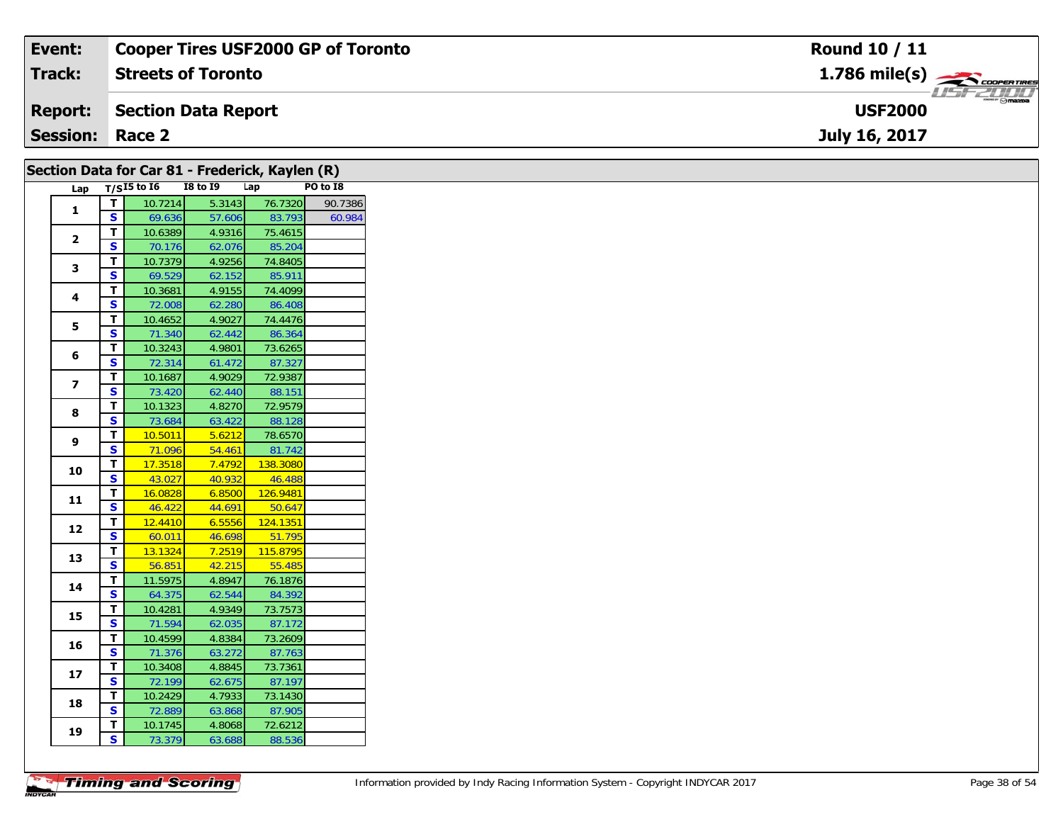| | |
|---|---|
| **Event:** | **Cooper Tires USF2000 GP of Toronto** |
| **Track:** | **Streets of Toronto** |
| **Report:** | **Section Data Report** |
| **Session:** | **Race 2** |

**Round 10 / 11**
**1.786 mile(s)**
**USF2000**
**July 16, 2017**

## Section Data for Car 81 - Frederick, Kaylen (R)

| Lap | T/S | I5 to I6 | I8 to I9 | Lap | PO to I8 |
|---|---|---|---|---|---|
| 1 | T | 10.7214 | 5.3143 | 76.7320 | 90.7386 |
| | S | 69.636 | 57.606 | 83.793 | 60.984 |
| 2 | T | 10.6389 | 4.9316 | 75.4615 | |
| | S | 70.176 | 62.076 | 85.204 | |
| 3 | T | 10.7379 | 4.9256 | 74.8405 | |
| | S | 69.529 | 62.152 | 85.911 | |
| 4 | T | 10.3681 | 4.9155 | 74.4099 | |
| | S | 72.008 | 62.280 | 86.408 | |
| 5 | T | 10.4652 | 4.9027 | 74.4476 | |
| | S | 71.340 | 62.442 | 86.364 | |
| 6 | T | 10.3243 | 4.9801 | 73.6265 | |
| | S | 72.314 | 61.472 | 87.327 | |
| 7 | T | 10.1687 | 4.9029 | 72.9387 | |
| | S | 73.420 | 62.440 | 88.151 | |
| 8 | T | 10.1323 | 4.8270 | 72.9579 | |
| | S | 73.684 | 63.422 | 88.128 | |
| 9 | T | 10.5011 | 5.6212 | 78.6570 | |
| | S | 71.096 | 54.461 | 81.742 | |
| 10 | T | 17.3518 | 7.4792 | 138.3080 | |
| | S | 43.027 | 40.932 | 46.488 | |
| 11 | T | 16.0828 | 6.8500 | 126.9481 | |
| | S | 46.422 | 44.691 | 50.647 | |
| 12 | T | 12.4410 | 6.5556 | 124.1351 | |
| | S | 60.011 | 46.698 | 51.795 | |
| 13 | T | 13.1324 | 7.2519 | 115.8795 | |
| | S | 56.851 | 42.215 | 55.485 | |
| 14 | T | 11.5975 | 4.8947 | 76.1876 | |
| | S | 64.375 | 62.544 | 84.392 | |
| 15 | T | 10.4281 | 4.9349 | 73.7573 | |
| | S | 71.594 | 62.035 | 87.172 | |
| 16 | T | 10.4599 | 4.8384 | 73.2609 | |
| | S | 71.376 | 63.272 | 87.763 | |
| 17 | T | 10.3408 | 4.8845 | 73.7361 | |
| | S | 72.199 | 62.675 | 87.197 | |
| 18 | T | 10.2429 | 4.7933 | 73.1430 | |
| | S | 72.889 | 63.868 | 87.905 | |
| 19 | T | 10.1745 | 4.8068 | 72.6212 | |
| | S | 73.379 | 63.688 | 88.536 | |

Information provided by Indy Racing Information System - Copyright INDYCAR 2017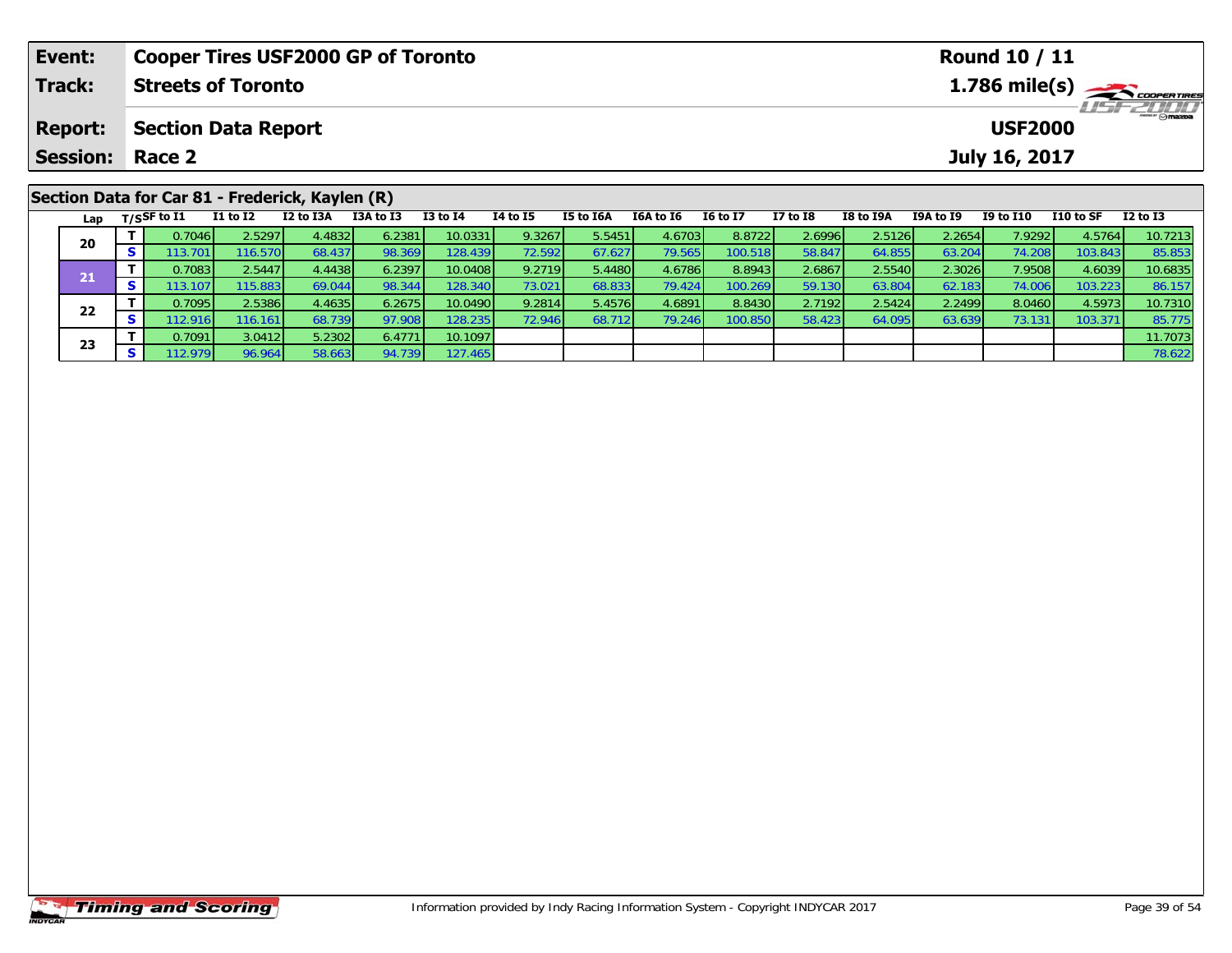| Event: | Cooper Tires USF2000 GP of Toronto | Round 10 / 11 |
|---|---|---|
| Track: | Streets of Toronto | 1.786 mile(s) |
| Report: | Section Data Report | USF2000 |
| Session: | Race 2 | July 16, 2017 |

## Section Data for Car 81 - Frederick, Kaylen (R)

| Lap | T/S | SF to I1 | I1 to I2 | I2 to I3A | I3A to I3 | I3 to I4 | I4 to I5 | I5 to I6A | I6A to I6 | I6 to I7 | I7 to I8 | I8 to I9A | I9A to I9 | I9 to I10 | I10 to SF | I2 to I3 |
|---|---|---|---|---|---|---|---|---|---|---|---|---|---|---|---|---|
| 20 | T | 0.7046 | 2.5297 | 4.4832 | 6.2381 | 10.0331 | 9.3267 | 5.5451 | 4.6703 | 8.8722 | 2.6996 | 2.5126 | 2.2654 | 7.9292 | 4.5764 | 10.7213 |
| | S | 113.701 | 116.570 | 68.437 | 98.369 | 128.439 | 72.592 | 67.627 | 79.565 | 100.518 | 58.847 | 64.855 | 63.204 | 74.208 | 103.843 | 85.853 |
| 21 | T | 0.7083 | 2.5447 | 4.4438 | 6.2397 | 10.0408 | 9.2719 | 5.4480 | 4.6786 | 8.8943 | 2.6867 | 2.5540 | 2.3026 | 7.9508 | 4.6039 | 10.6835 |
| | S | 113.107 | 115.883 | 69.044 | 98.344 | 128.340 | 73.021 | 68.833 | 79.424 | 100.269 | 59.130 | 63.804 | 62.183 | 74.006 | 103.223 | 86.157 |
| 22 | T | 0.7095 | 2.5386 | 4.4635 | 6.2675 | 10.0490 | 9.2814 | 5.4576 | 4.6891 | 8.8430 | 2.7192 | 2.5424 | 2.2499 | 8.0460 | 4.5973 | 10.7310 |
| | S | 112.916 | 116.161 | 68.739 | 97.908 | 128.235 | 72.946 | 68.712 | 79.246 | 100.850 | 58.423 | 64.095 | 63.639 | 73.131 | 103.371 | 85.775 |
| 23 | T | 0.7091 | 3.0412 | 5.2302 | 6.4771 | 10.1097 | | | | | | | | | | 11.7073 |
| | S | 112.979 | 96.964 | 58.663 | 94.739 | 127.465 | | | | | | | | | | 78.622 |

Information provided by Indy Racing Information System - Copyright INDYCAR 2017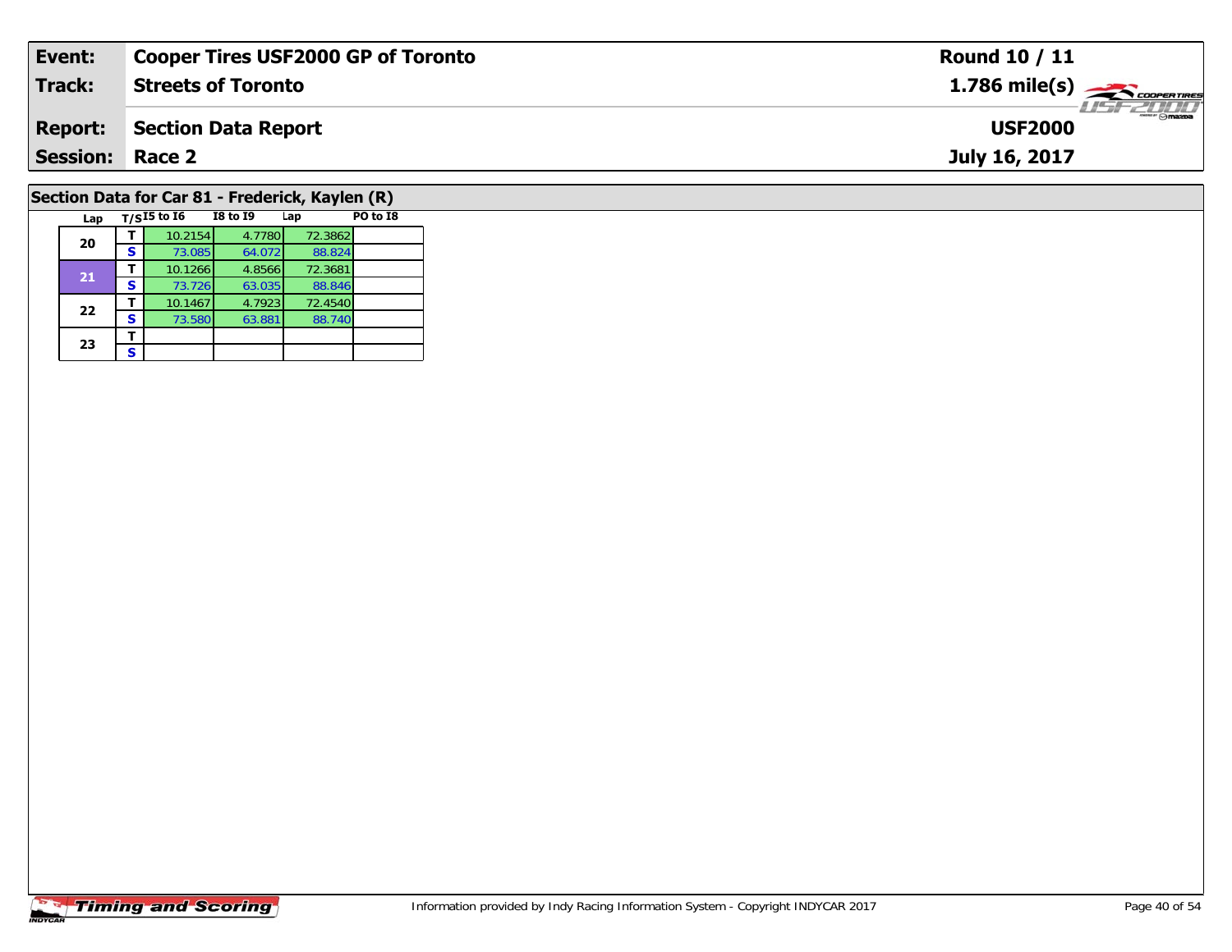| Event: | Cooper Tires USF2000 GP of Toronto | Round 10 / 11 |
|---|---|---|
| Track: | Streets of Toronto | 1.786 mile(s) |
| Report: | Section Data Report | USF2000 |
| Session: | Race 2 | July 16, 2017 |

## Section Data for Car 81 - Frederick, Kaylen (R)

| Lap | T/S | I5 to I6 | I8 to I9 | Lap | PO to I8 |
|---|---|---|---|---|---|
| 20 | T | 10.2154 | 4.7780 | 72.3862 | |
| | S | 73.085 | 64.072 | 88.824 | |
| 21 | T | 10.1266 | 4.8566 | 72.3681 | |
| | S | 73.726 | 63.035 | 88.846 | |
| 22 | T | 10.1467 | 4.7923 | 72.4540 | |
| | S | 73.580 | 63.881 | 88.740 | |
| 23 | T | | | | |
| | S | | | | |

Information provided by Indy Racing Information System - Copyright INDYCAR 2017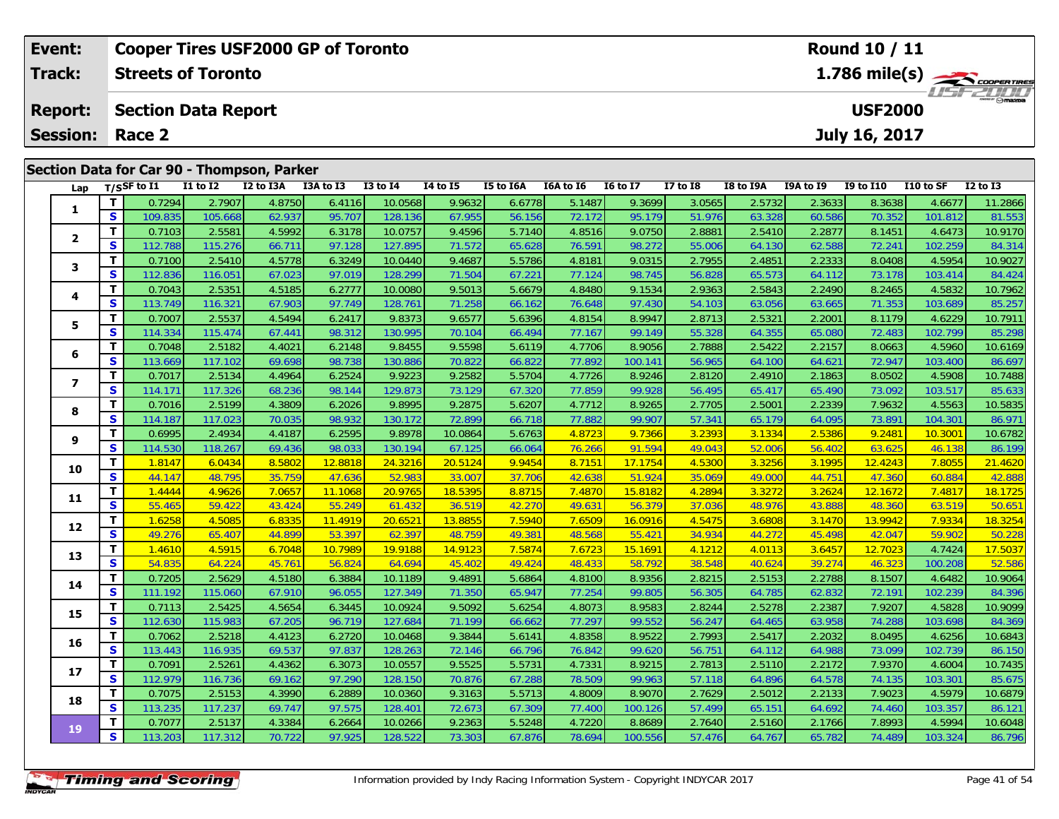| Event: | Cooper Tires USF2000 GP of Toronto | Round 10 / 11 |
|---|---|---|
| Track: | Streets of Toronto | 1.786 mile(s) |
| Report: | Section Data Report | USF2000 |
| Session: | Race 2 | July 16, 2017 |

## Section Data for Car 90 - Thompson, Parker

| Lap | T/S | SF to I1 | I1 to I2 | I2 to I3A | I3A to I3 | I3 to I4 | I4 to I5 | I5 to I6A | I6A to I6 | I6 to I7 | I7 to I8 | I8 to I9A | I9A to I9 | I9 to I10 | I10 to SF | I2 to I3 |
|---|---|---|---|---|---|---|---|---|---|---|---|---|---|---|---|---|
| 1 | T | 0.7294 | 2.7907 | 4.8750 | 6.4116 | 10.0568 | 9.9632 | 6.6778 | 5.1487 | 9.3699 | 3.0565 | 2.5732 | 2.3633 | 8.3638 | 4.6677 | 11.2866 |
| | S | 109.835 | 105.668 | 62.937 | 95.707 | 128.136 | 67.955 | 56.156 | 72.172 | 95.179 | 51.976 | 63.328 | 60.586 | 70.352 | 101.812 | 81.553 |
| 2 | T | 0.7103 | 2.5581 | 4.5992 | 6.3178 | 10.0757 | 9.4596 | 5.7140 | 4.8516 | 9.0750 | 2.8881 | 2.5410 | 2.2877 | 8.1451 | 4.6473 | 10.9170 |
| | S | 112.788 | 115.276 | 66.711 | 97.128 | 127.895 | 71.572 | 65.628 | 76.591 | 98.272 | 55.006 | 64.130 | 62.588 | 72.241 | 102.259 | 84.314 |
| 3 | T | 0.7100 | 2.5410 | 4.5778 | 6.3249 | 10.0440 | 9.4687 | 5.5786 | 4.8181 | 9.0315 | 2.7955 | 2.4851 | 2.2333 | 8.0408 | 4.5954 | 10.9027 |
| | S | 112.836 | 116.051 | 67.023 | 97.019 | 128.299 | 71.504 | 67.221 | 77.124 | 98.745 | 56.828 | 65.573 | 64.112 | 73.178 | 103.414 | 84.424 |
| 4 | T | 0.7043 | 2.5351 | 4.5185 | 6.2777 | 10.0080 | 9.5013 | 5.6679 | 4.8480 | 9.1534 | 2.9363 | 2.5843 | 2.2490 | 8.2465 | 4.5832 | 10.7962 |
| | S | 113.749 | 116.321 | 67.903 | 97.749 | 128.761 | 71.258 | 66.162 | 76.648 | 97.430 | 54.103 | 63.056 | 63.665 | 71.353 | 103.689 | 85.257 |
| 5 | T | 0.7007 | 2.5537 | 4.5494 | 6.2417 | 9.8373 | 9.6577 | 5.6396 | 4.8154 | 8.9947 | 2.8713 | 2.5321 | 2.2001 | 8.1179 | 4.6229 | 10.7911 |
| | S | 114.334 | 115.474 | 67.441 | 98.312 | 130.995 | 70.104 | 66.494 | 77.167 | 99.149 | 55.328 | 64.355 | 65.080 | 72.483 | 102.799 | 85.298 |
| 6 | T | 0.7048 | 2.5182 | 4.4021 | 6.2148 | 9.8455 | 9.5598 | 5.6119 | 4.7706 | 8.9056 | 2.7888 | 2.5422 | 2.2157 | 8.0663 | 4.5960 | 10.6169 |
| | S | 113.669 | 117.102 | 69.698 | 98.738 | 130.886 | 70.822 | 66.822 | 77.892 | 100.141 | 56.965 | 64.100 | 64.621 | 72.947 | 103.400 | 86.697 |
| 7 | T | 0.7017 | 2.5134 | 4.4964 | 6.2524 | 9.9223 | 9.2582 | 5.5704 | 4.7726 | 8.9246 | 2.8120 | 2.4910 | 2.1863 | 8.0502 | 4.5908 | 10.7488 |
| | S | 114.171 | 117.326 | 68.236 | 98.144 | 129.873 | 73.129 | 67.320 | 77.859 | 99.928 | 56.495 | 65.417 | 65.490 | 73.092 | 103.517 | 85.633 |
| 8 | T | 0.7016 | 2.5199 | 4.3809 | 6.2026 | 9.8995 | 9.2875 | 5.6207 | 4.7712 | 8.9265 | 2.7705 | 2.5001 | 2.2339 | 7.9632 | 4.5563 | 10.5835 |
| | S | 114.187 | 117.023 | 70.035 | 98.932 | 130.172 | 72.899 | 66.718 | 77.882 | 99.907 | 57.341 | 65.179 | 64.095 | 73.891 | 104.301 | 86.971 |
| 9 | T | 0.6995 | 2.4934 | 4.4187 | 6.2595 | 9.8978 | 10.0864 | 5.6763 | 4.8723 | 9.7366 | 3.2393 | 3.1334 | 2.5386 | 9.2481 | 10.3001 | 10.6782 |
| | S | 114.530 | 118.267 | 69.436 | 98.033 | 130.194 | 67.125 | 66.064 | 76.266 | 91.594 | 49.043 | 52.006 | 56.402 | 63.625 | 46.138 | 86.199 |
| 10 | T | 1.8147 | 6.0434 | 8.5802 | 12.8818 | 24.3216 | 20.5124 | 9.9454 | 8.7151 | 17.1754 | 4.5300 | 3.3256 | 3.1995 | 12.4243 | 7.8055 | 21.4620 |
| | S | 44.147 | 48.795 | 35.759 | 47.636 | 52.983 | 33.007 | 37.706 | 42.638 | 51.924 | 35.069 | 49.000 | 44.751 | 47.360 | 60.884 | 42.888 |
| 11 | T | 1.4444 | 4.9626 | 7.0657 | 11.1068 | 20.9765 | 18.5395 | 8.8715 | 7.4870 | 15.8182 | 4.2894 | 3.3272 | 3.2624 | 12.1672 | 7.4817 | 18.1725 |
| | S | 55.465 | 59.422 | 43.424 | 55.249 | 61.432 | 36.519 | 42.270 | 49.631 | 56.379 | 37.036 | 48.976 | 43.888 | 48.360 | 63.519 | 50.651 |
| 12 | T | 1.6258 | 4.5085 | 6.8335 | 11.4919 | 20.6521 | 13.8855 | 7.5940 | 7.6509 | 16.0916 | 4.5475 | 3.6808 | 3.1470 | 13.9942 | 7.9334 | 18.3254 |
| | S | 49.276 | 65.407 | 44.899 | 53.397 | 62.397 | 48.759 | 49.381 | 48.568 | 55.421 | 34.934 | 44.272 | 45.498 | 42.047 | 59.902 | 50.228 |
| 13 | T | 1.4610 | 4.5915 | 6.7048 | 10.7989 | 19.9188 | 14.9123 | 7.5874 | 7.6723 | 15.1691 | 4.1212 | 4.0113 | 3.6457 | 12.7023 | 4.7424 | 17.5037 |
| | S | 54.835 | 64.224 | 45.761 | 56.824 | 64.694 | 45.402 | 49.424 | 48.433 | 58.792 | 38.548 | 40.624 | 39.274 | 46.323 | 100.208 | 52.586 |
| 14 | T | 0.7205 | 2.5629 | 4.5180 | 6.3884 | 10.1189 | 9.4891 | 5.6864 | 4.8100 | 8.9356 | 2.8215 | 2.5153 | 2.2788 | 8.1507 | 4.6482 | 10.9064 |
| | S | 111.192 | 115.060 | 67.910 | 96.055 | 127.349 | 71.350 | 65.947 | 77.254 | 99.805 | 56.305 | 64.785 | 62.832 | 72.191 | 102.239 | 84.396 |
| 15 | T | 0.7113 | 2.5425 | 4.5654 | 6.3445 | 10.0924 | 9.5092 | 5.6254 | 4.8073 | 8.9583 | 2.8244 | 2.5278 | 2.2387 | 7.9207 | 4.5828 | 10.9099 |
| | S | 112.630 | 115.983 | 67.205 | 96.719 | 127.684 | 71.199 | 66.662 | 77.297 | 99.552 | 56.247 | 64.465 | 63.958 | 74.288 | 103.698 | 84.369 |
| 16 | T | 0.7062 | 2.5218 | 4.4123 | 6.2720 | 10.0468 | 9.3844 | 5.6141 | 4.8358 | 8.9522 | 2.7993 | 2.5417 | 2.2032 | 8.0495 | 4.6256 | 10.6843 |
| | S | 113.443 | 116.935 | 69.537 | 97.837 | 128.263 | 72.146 | 66.796 | 76.842 | 99.620 | 56.751 | 64.112 | 64.988 | 73.099 | 102.739 | 86.150 |
| 17 | T | 0.7091 | 2.5261 | 4.4362 | 6.3073 | 10.0557 | 9.5525 | 5.5731 | 4.7331 | 8.9215 | 2.7813 | 2.5110 | 2.2172 | 7.9370 | 4.6004 | 10.7435 |
| | S | 112.979 | 116.736 | 69.162 | 97.290 | 128.150 | 70.876 | 67.288 | 78.509 | 99.963 | 57.118 | 64.896 | 64.578 | 74.135 | 103.301 | 85.675 |
| 18 | T | 0.7075 | 2.5153 | 4.3990 | 6.2889 | 10.0360 | 9.3163 | 5.5713 | 4.8009 | 8.9070 | 2.7629 | 2.5012 | 2.2133 | 7.9023 | 4.5979 | 10.6879 |
| | S | 113.235 | 117.237 | 69.747 | 97.575 | 128.401 | 72.673 | 67.309 | 77.400 | 100.126 | 57.499 | 65.151 | 64.692 | 74.460 | 103.357 | 86.121 |
| 19 | T | 0.7077 | 2.5137 | 4.3384 | 6.2664 | 10.0266 | 9.2363 | 5.5248 | 4.7220 | 8.8689 | 2.7640 | 2.5160 | 2.1766 | 7.8993 | 4.5994 | 10.6048 |
| | S | 113.203 | 117.312 | 70.722 | 97.925 | 128.522 | 73.303 | 67.876 | 78.694 | 100.556 | 57.476 | 64.767 | 65.782 | 74.489 | 103.324 | 86.796 |

Information provided by Indy Racing Information System - Copyright INDYCAR 2017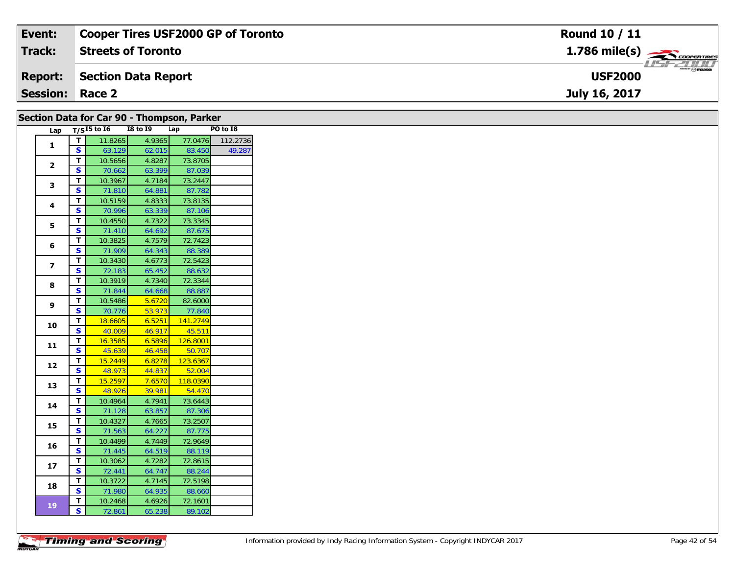| Event: | Cooper Tires USF2000 GP of Toronto | Round 10 / 11 |
|---|---|---|
| Track: | Streets of Toronto | 1.786 mile(s) |
| Report: | Section Data Report | USF2000 |
| Session: | Race 2 | July 16, 2017 |

## Section Data for Car 90 - Thompson, Parker

| Lap | T/S | I5 to I6 | I8 to I9 | Lap | PO to I8 |
|---|---|---|---|---|---|
| 1 | T | 11.8265 | 4.9365 | 77.0476 | 112.2736 |
| | S | 63.129 | 62.015 | 83.450 | 49.287 |
| 2 | T | 10.5656 | 4.8287 | 73.8705 | |
| | S | 70.662 | 63.399 | 87.039 | |
| 3 | T | 10.3967 | 4.7184 | 73.2447 | |
| | S | 71.810 | 64.881 | 87.782 | |
| 4 | T | 10.5159 | 4.8333 | 73.8135 | |
| | S | 70.996 | 63.339 | 87.106 | |
| 5 | T | 10.4550 | 4.7322 | 73.3345 | |
| | S | 71.410 | 64.692 | 87.675 | |
| 6 | T | 10.3825 | 4.7579 | 72.7423 | |
| | S | 71.909 | 64.343 | 88.389 | |
| 7 | T | 10.3430 | 4.6773 | 72.5423 | |
| | S | 72.183 | 65.452 | 88.632 | |
| 8 | T | 10.3919 | 4.7340 | 72.3344 | |
| | S | 71.844 | 64.668 | 88.887 | |
| 9 | T | 10.5486 | 5.6720 | 82.6000 | |
| | S | 70.776 | 53.973 | 77.840 | |
| 10 | T | 18.6605 | 6.5251 | 141.2749 | |
| | S | 40.009 | 46.917 | 45.511 | |
| 11 | T | 16.3585 | 6.5896 | 126.8001 | |
| | S | 45.639 | 46.458 | 50.707 | |
| 12 | T | 15.2449 | 6.8278 | 123.6367 | |
| | S | 48.973 | 44.837 | 52.004 | |
| 13 | T | 15.2597 | 7.6570 | 118.0390 | |
| | S | 48.926 | 39.981 | 54.470 | |
| 14 | T | 10.4964 | 4.7941 | 73.6443 | |
| | S | 71.128 | 63.857 | 87.306 | |
| 15 | T | 10.4327 | 4.7665 | 73.2507 | |
| | S | 71.563 | 64.227 | 87.775 | |
| 16 | T | 10.4499 | 4.7449 | 72.9649 | |
| | S | 71.445 | 64.519 | 88.119 | |
| 17 | T | 10.3062 | 4.7282 | 72.8615 | |
| | S | 72.441 | 64.747 | 88.244 | |
| 18 | T | 10.3722 | 4.7145 | 72.5198 | |
| | S | 71.980 | 64.935 | 88.660 | |
| 19 | T | 10.2468 | 4.6926 | 72.1601 | |
| | S | 72.861 | 65.238 | 89.102 | |

Information provided by Indy Racing Information System - Copyright INDYCAR 2017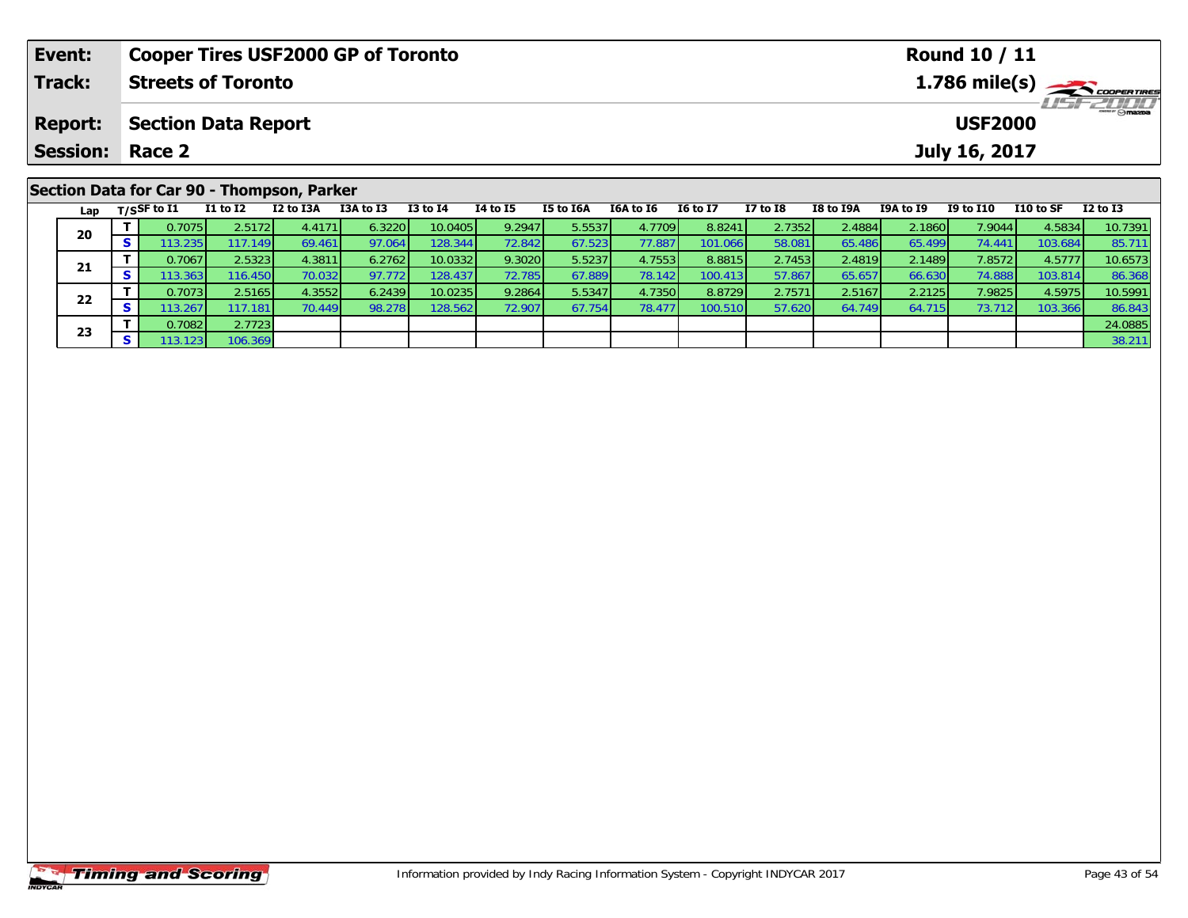| Event: | Cooper Tires USF2000 GP of Toronto | Round 10 / 11 |
|---|---|---|
| Track: | Streets of Toronto | 1.786 mile(s) |
| Report: | Section Data Report | USF2000 |
| Session: | Race 2 | July 16, 2017 |

## Section Data for Car 90 - Thompson, Parker

| Lap | T/S | SF to I1 | I1 to I2 | I2 to I3A | I3A to I3 | I3 to I4 | I4 to I5 | I5 to I6A | I6A to I6 | I6 to I7 | I7 to I8 | I8 to I9A | I9A to I9 | I9 to I10 | I10 to SF | I2 to I3 |
|---|---|---|---|---|---|---|---|---|---|---|---|---|---|---|---|---|
| 20 | T | 0.7075 | 2.5172 | 4.4171 | 6.3220 | 10.0405 | 9.2947 | 5.5537 | 4.7709 | 8.8241 | 2.7352 | 2.4884 | 2.1860 | 7.9044 | 4.5834 | 10.7391 |
| | S | 113.235 | 117.149 | 69.461 | 97.064 | 128.344 | 72.842 | 67.523 | 77.887 | 101.066 | 58.081 | 65.486 | 65.499 | 74.441 | 103.684 | 85.711 |
| 21 | T | 0.7067 | 2.5323 | 4.3811 | 6.2762 | 10.0332 | 9.3020 | 5.5237 | 4.7553 | 8.8815 | 2.7453 | 2.4819 | 2.1489 | 7.8572 | 4.5777 | 10.6573 |
| | S | 113.363 | 116.450 | 70.032 | 97.772 | 128.437 | 72.785 | 67.889 | 78.142 | 100.413 | 57.867 | 65.657 | 66.630 | 74.888 | 103.814 | 86.368 |
| 22 | T | 0.7073 | 2.5165 | 4.3552 | 6.2439 | 10.0235 | 9.2864 | 5.5347 | 4.7350 | 8.8729 | 2.7571 | 2.5167 | 2.2125 | 7.9825 | 4.5975 | 10.5991 |
| | S | 113.267 | 117.181 | 70.449 | 98.278 | 128.562 | 72.907 | 67.754 | 78.477 | 100.510 | 57.620 | 64.749 | 64.715 | 73.712 | 103.366 | 86.843 |
| 23 | T | 0.7082 | 2.7723 | | | | | | | | | | | | | 24.0885 |
| | S | 113.123 | 106.369 | | | | | | | | | | | | | 38.211 |

Information provided by Indy Racing Information System - Copyright INDYCAR 2017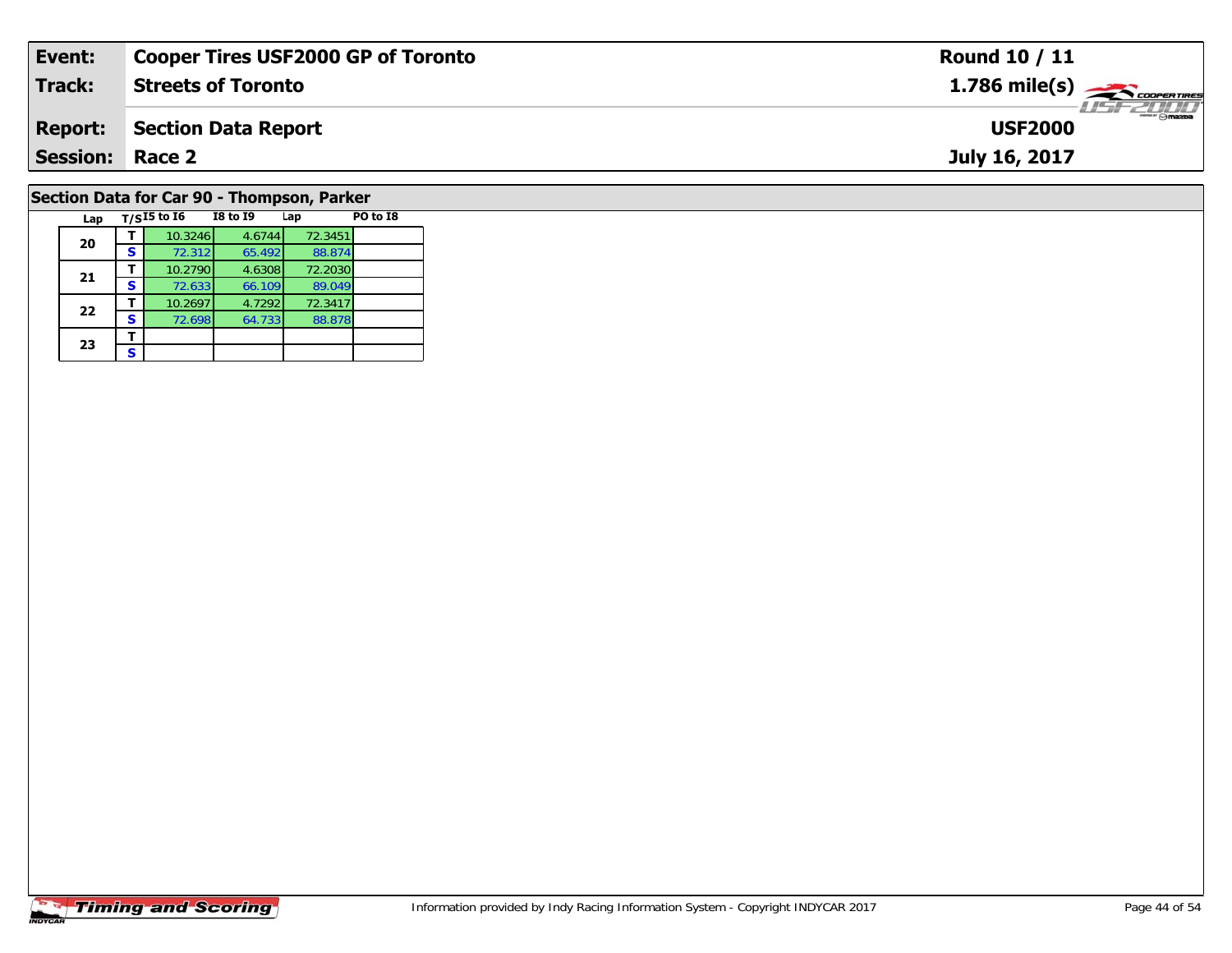| **Event:** | **Cooper Tires USF2000 GP of Toronto** | **Round 10 / 11** |
|---|---|---|
| **Track:** | **Streets of Toronto** | **1.786 mile(s)** |
| **Report:** | **Section Data Report** | **USF2000** |
| **Session:** | **Race 2** | **July 16, 2017** |

## Section Data for Car 90 - Thompson, Parker

| Lap | T/S | I5 to I6 | I8 to I9 | Lap | PO to I8 |
|---|---|---|---|---|---|
| 20 | T | 10.3246 | 4.6744 | 72.3451 | |
| | S | 72.312 | 65.492 | 88.874 | |
| 21 | T | 10.2790 | 4.6308 | 72.2030 | |
| | S | 72.633 | 66.109 | 89.049 | |
| 22 | T | 10.2697 | 4.7292 | 72.3417 | |
| | S | 72.698 | 64.733 | 88.878 | |
| 23 | T | | | | |
| | S | | | | |

Information provided by Indy Racing Information System - Copyright INDYCAR 2017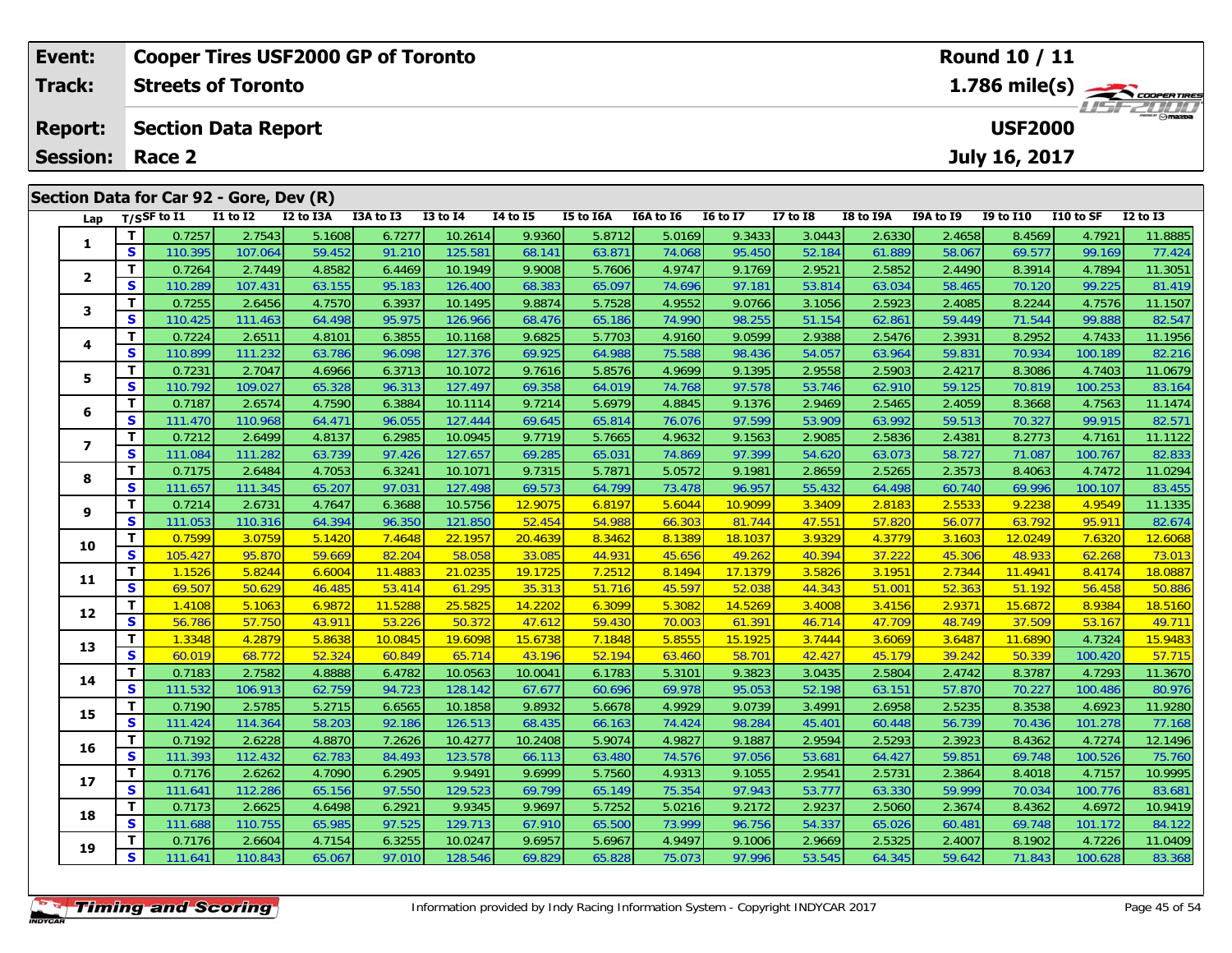| Event: | Cooper Tires USF2000 GP of Toronto | Round 10 / 11 |
|---|---|---|
| Track: | Streets of Toronto | 1.786 mile(s) |
| Report: | Section Data Report | USF2000 |
| Session: | Race 2 | July 16, 2017 |

## Section Data for Car 92 - Gore, Dev (R)

| Lap | T/S | SF to I1 | I1 to I2 | I2 to I3A | I3A to I3 | I3 to I4 | I4 to I5 | I5 to I6A | I6A to I6 | I6 to I7 | I7 to I8 | I8 to I9A | I9A to I9 | I9 to I10 | I10 to SF | I2 to I3 |
|---|---|---|---|---|---|---|---|---|---|---|---|---|---|---|---|---|
| 1 | T | 0.7257 | 2.7543 | 5.1608 | 6.7277 | 10.2614 | 9.9360 | 5.8712 | 5.0169 | 9.3433 | 3.0443 | 2.6330 | 2.4658 | 8.4569 | 4.7921 | 11.8885 |
| | S | 110.395 | 107.064 | 59.452 | 91.210 | 125.581 | 68.141 | 63.871 | 74.068 | 95.450 | 52.184 | 61.889 | 58.067 | 69.577 | 99.169 | 77.424 |
| 2 | T | 0.7264 | 2.7449 | 4.8582 | 6.4469 | 10.1949 | 9.9008 | 5.7606 | 4.9747 | 9.1769 | 2.9521 | 2.5852 | 2.4490 | 8.3914 | 4.7894 | 11.3051 |
| | S | 110.289 | 107.431 | 63.155 | 95.183 | 126.400 | 68.383 | 65.097 | 74.696 | 97.181 | 53.814 | 63.034 | 58.465 | 70.120 | 99.225 | 81.419 |
| 3 | T | 0.7255 | 2.6456 | 4.7570 | 6.3937 | 10.1495 | 9.8874 | 5.7528 | 4.9552 | 9.0766 | 3.1056 | 2.5923 | 2.4085 | 8.2244 | 4.7576 | 11.1507 |
| | S | 110.425 | 111.463 | 64.498 | 95.975 | 126.966 | 68.476 | 65.186 | 74.990 | 98.255 | 51.154 | 62.861 | 59.449 | 71.544 | 99.888 | 82.547 |
| 4 | T | 0.7224 | 2.6511 | 4.8101 | 6.3855 | 10.1168 | 9.6825 | 5.7703 | 4.9160 | 9.0599 | 2.9388 | 2.5476 | 2.3931 | 8.2952 | 4.7433 | 11.1956 |
| | S | 110.899 | 111.232 | 63.786 | 96.098 | 127.376 | 69.925 | 64.988 | 75.588 | 98.436 | 54.057 | 63.964 | 59.831 | 70.934 | 100.189 | 82.216 |
| 5 | T | 0.7231 | 2.7047 | 4.6966 | 6.3713 | 10.1072 | 9.7616 | 5.8576 | 4.9699 | 9.1395 | 2.9558 | 2.5903 | 2.4217 | 8.3086 | 4.7403 | 11.0679 |
| | S | 110.792 | 109.027 | 65.328 | 96.313 | 127.497 | 69.358 | 64.019 | 74.768 | 97.578 | 53.746 | 62.910 | 59.125 | 70.819 | 100.253 | 83.164 |
| 6 | T | 0.7187 | 2.6574 | 4.7590 | 6.3884 | 10.1114 | 9.7214 | 5.6979 | 4.8845 | 9.1376 | 2.9469 | 2.5465 | 2.4059 | 8.3668 | 4.7563 | 11.1474 |
| | S | 111.470 | 110.968 | 64.471 | 96.055 | 127.444 | 69.645 | 65.814 | 76.076 | 97.599 | 53.909 | 63.992 | 59.513 | 70.327 | 99.915 | 82.571 |
| 7 | T | 0.7212 | 2.6499 | 4.8137 | 6.2985 | 10.0945 | 9.7719 | 5.7665 | 4.9632 | 9.1563 | 2.9085 | 2.5836 | 2.4381 | 8.2773 | 4.7161 | 11.1122 |
| | S | 111.084 | 111.282 | 63.739 | 97.426 | 127.657 | 69.285 | 65.031 | 74.869 | 97.399 | 54.620 | 63.073 | 58.727 | 71.087 | 100.767 | 82.833 |
| 8 | T | 0.7175 | 2.6484 | 4.7053 | 6.3241 | 10.1071 | 9.7315 | 5.7871 | 5.0572 | 9.1981 | 2.8659 | 2.5265 | 2.3573 | 8.4063 | 4.7472 | 11.0294 |
| | S | 111.657 | 111.345 | 65.207 | 97.031 | 127.498 | 69.573 | 64.799 | 73.478 | 96.957 | 55.432 | 64.498 | 60.740 | 69.996 | 100.107 | 83.455 |
| 9 | T | 0.7214 | 2.6731 | 4.7647 | 6.3688 | 10.5756 | 12.9075 | 6.8197 | 5.6044 | 10.9099 | 3.3409 | 2.8183 | 2.5533 | 9.2238 | 4.9549 | 11.1335 |
| | S | 111.053 | 110.316 | 64.394 | 96.350 | 121.850 | 52.454 | 54.988 | 66.303 | 81.744 | 47.551 | 57.820 | 56.077 | 63.792 | 95.911 | 82.674 |
| 10 | T | 0.7599 | 3.0759 | 5.1420 | 7.4648 | 22.1957 | 20.4639 | 8.3462 | 8.1389 | 18.1037 | 3.9329 | 4.3779 | 3.1603 | 12.0249 | 7.6320 | 12.6068 |
| | S | 105.427 | 95.870 | 59.669 | 82.204 | 58.058 | 33.085 | 44.931 | 45.656 | 49.262 | 40.394 | 37.222 | 45.306 | 48.933 | 62.268 | 73.013 |
| 11 | T | 1.1526 | 5.8244 | 6.6004 | 11.4883 | 21.0235 | 19.1725 | 7.2512 | 8.1494 | 17.1379 | 3.5826 | 3.1951 | 2.7344 | 11.4941 | 8.4174 | 18.0887 |
| | S | 69.507 | 50.629 | 46.485 | 53.414 | 61.295 | 35.313 | 51.716 | 45.597 | 52.038 | 44.343 | 51.001 | 52.363 | 51.192 | 56.458 | 50.886 |
| 12 | T | 1.4108 | 5.1063 | 6.9872 | 11.5288 | 25.5825 | 14.2202 | 6.3099 | 5.3082 | 14.5269 | 3.4008 | 3.4156 | 2.9371 | 15.6872 | 8.9384 | 18.5160 |
| | S | 56.786 | 57.750 | 43.911 | 53.226 | 50.372 | 47.612 | 59.430 | 70.003 | 61.391 | 46.714 | 47.709 | 48.749 | 37.509 | 53.167 | 49.711 |
| 13 | T | 1.3348 | 4.2879 | 5.8638 | 10.0845 | 19.6098 | 15.6738 | 7.1848 | 5.8555 | 15.1925 | 3.7444 | 3.6069 | 3.6487 | 11.6890 | 4.7324 | 15.9483 |
| | S | 60.019 | 68.772 | 52.324 | 60.849 | 65.714 | 43.196 | 52.194 | 63.460 | 58.701 | 42.427 | 45.179 | 39.242 | 50.339 | 100.420 | 57.715 |
| 14 | T | 0.7183 | 2.7582 | 4.8888 | 6.4782 | 10.0563 | 10.0041 | 6.1783 | 5.3101 | 9.3823 | 3.0435 | 2.5804 | 2.4742 | 8.3787 | 4.7293 | 11.3670 |
| | S | 111.532 | 106.913 | 62.759 | 94.723 | 128.142 | 67.677 | 60.696 | 69.978 | 95.053 | 52.198 | 63.151 | 57.870 | 70.227 | 100.486 | 80.976 |
| 15 | T | 0.7190 | 2.5785 | 5.2715 | 6.6565 | 10.1858 | 9.8932 | 5.6678 | 4.9929 | 9.0739 | 3.4991 | 2.6958 | 2.5235 | 8.3538 | 4.6923 | 11.9280 |
| | S | 111.424 | 114.364 | 58.203 | 92.186 | 126.513 | 68.435 | 66.163 | 74.424 | 98.284 | 45.401 | 60.448 | 56.739 | 70.436 | 101.278 | 77.168 |
| 16 | T | 0.7192 | 2.6228 | 4.8870 | 7.2626 | 10.4277 | 10.2408 | 5.9074 | 4.9827 | 9.1887 | 2.9594 | 2.5293 | 2.3923 | 8.4362 | 4.7274 | 12.1496 |
| | S | 111.393 | 112.432 | 62.783 | 84.493 | 123.578 | 66.113 | 63.480 | 74.576 | 97.056 | 53.681 | 64.427 | 59.851 | 69.748 | 100.526 | 75.760 |
| 17 | T | 0.7176 | 2.6262 | 4.7090 | 6.2905 | 9.9491 | 9.6999 | 5.7560 | 4.9313 | 9.1055 | 2.9541 | 2.5731 | 2.3864 | 8.4018 | 4.7157 | 10.9995 |
| | S | 111.641 | 112.286 | 65.156 | 97.550 | 129.523 | 69.799 | 65.149 | 75.354 | 97.943 | 53.777 | 63.330 | 59.999 | 70.034 | 100.776 | 83.681 |
| 18 | T | 0.7173 | 2.6625 | 4.6498 | 6.2921 | 9.9345 | 9.9697 | 5.7252 | 5.0216 | 9.2172 | 2.9237 | 2.5060 | 2.3674 | 8.4362 | 4.6972 | 10.9419 |
| | S | 111.688 | 110.755 | 65.985 | 97.525 | 129.713 | 67.910 | 65.500 | 73.999 | 96.756 | 54.337 | 65.026 | 60.481 | 69.748 | 101.172 | 84.122 |
| 19 | T | 0.7176 | 2.6604 | 4.7154 | 6.3255 | 10.0247 | 9.6957 | 5.6967 | 4.9497 | 9.1006 | 2.9669 | 2.5325 | 2.4007 | 8.1902 | 4.7226 | 11.0409 |
| | S | 111.641 | 110.843 | 65.067 | 97.010 | 128.546 | 69.829 | 65.828 | 75.073 | 97.996 | 53.545 | 64.345 | 59.642 | 71.843 | 100.628 | 83.368 |

Information provided by Indy Racing Information System - Copyright INDYCAR 2017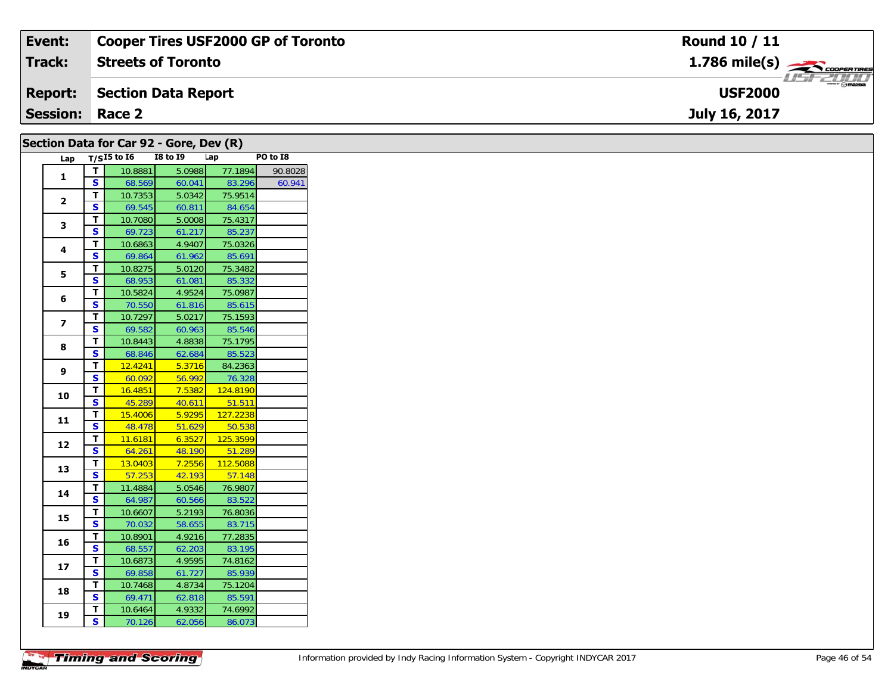| Event: | Cooper Tires USF2000 GP of Toronto | Round 10 / 11 |
|---|---|---|
| Track: | Streets of Toronto | 1.786 mile(s) |
| Report: | Section Data Report | USF2000 |
| Session: | Race 2 | July 16, 2017 |

## Section Data for Car 92 - Gore, Dev (R)

| Lap | T/S | I5 to I6 | I8 to I9 | Lap | PO to I8 |
|---|---|---|---|---|---|
| 1 | T | 10.8881 | 5.0988 | 77.1894 | 90.8028 |
| | S | 68.569 | 60.041 | 83.296 | 60.941 |
| 2 | T | 10.7353 | 5.0342 | 75.9514 | |
| | S | 69.545 | 60.811 | 84.654 | |
| 3 | T | 10.7080 | 5.0008 | 75.4317 | |
| | S | 69.723 | 61.217 | 85.237 | |
| 4 | T | 10.6863 | 4.9407 | 75.0326 | |
| | S | 69.864 | 61.962 | 85.691 | |
| 5 | T | 10.8275 | 5.0120 | 75.3482 | |
| | S | 68.953 | 61.081 | 85.332 | |
| 6 | T | 10.5824 | 4.9524 | 75.0987 | |
| | S | 70.550 | 61.816 | 85.615 | |
| 7 | T | 10.7297 | 5.0217 | 75.1593 | |
| | S | 69.582 | 60.963 | 85.546 | |
| 8 | T | 10.8443 | 4.8838 | 75.1795 | |
| | S | 68.846 | 62.684 | 85.523 | |
| 9 | T | 12.4241 | 5.3716 | 84.2363 | |
| | S | 60.092 | 56.992 | 76.328 | |
| 10 | T | 16.4851 | 7.5382 | 124.8190 | |
| | S | 45.289 | 40.611 | 51.511 | |
| 11 | T | 15.4006 | 5.9295 | 127.2238 | |
| | S | 48.478 | 51.629 | 50.538 | |
| 12 | T | 11.6181 | 6.3527 | 125.3599 | |
| | S | 64.261 | 48.190 | 51.289 | |
| 13 | T | 13.0403 | 7.2556 | 112.5088 | |
| | S | 57.253 | 42.193 | 57.148 | |
| 14 | T | 11.4884 | 5.0546 | 76.9807 | |
| | S | 64.987 | 60.566 | 83.522 | |
| 15 | T | 10.6607 | 5.2193 | 76.8036 | |
| | S | 70.032 | 58.655 | 83.715 | |
| 16 | T | 10.8901 | 4.9216 | 77.2835 | |
| | S | 68.557 | 62.203 | 83.195 | |
| 17 | T | 10.6873 | 4.9595 | 74.8162 | |
| | S | 69.858 | 61.727 | 85.939 | |
| 18 | T | 10.7468 | 4.8734 | 75.1204 | |
| | S | 69.471 | 62.818 | 85.591 | |
| 19 | T | 10.6464 | 4.9332 | 74.6992 | |
| | S | 70.126 | 62.056 | 86.073 | |

Information provided by Indy Racing Information System - Copyright INDYCAR 2017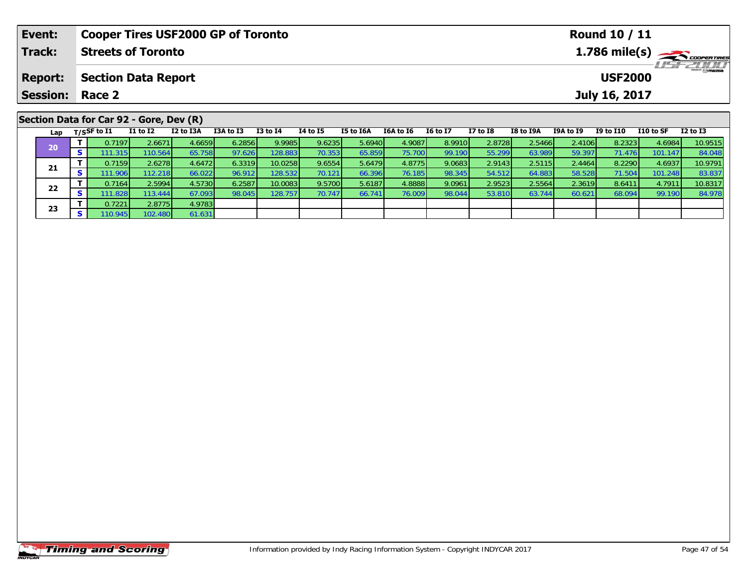| Event: | Cooper Tires USF2000 GP of Toronto | Round 10 / 11 |
|---|---|---|
| Track: | Streets of Toronto | 1.786 mile(s) |
| Report: | Section Data Report | USF2000 |
| Session: | Race 2 | July 16, 2017 |

## Section Data for Car 92 - Gore, Dev (R)

| Lap | T/S | SF to I1 | I1 to I2 | I2 to I3A | I3A to I3 | I3 to I4 | I4 to I5 | I5 to I6A | I6A to I6 | I6 to I7 | I7 to I8 | I8 to I9A | I9A to I9 | I9 to I10 | I10 to SF | I2 to I3 |
|---|---|---|---|---|---|---|---|---|---|---|---|---|---|---|---|---|
| 20 | T | 0.7197 | 2.6671 | 4.6659 | 6.2856 | 9.9985 | 9.6235 | 5.6940 | 4.9087 | 8.9910 | 2.8728 | 2.5466 | 2.4106 | 8.2323 | 4.6984 | 10.9515 |
| | S | 111.315 | 110.564 | 65.758 | 97.626 | 128.883 | 70.353 | 65.859 | 75.700 | 99.190 | 55.299 | 63.989 | 59.397 | 71.476 | 101.147 | 84.048 |
| 21 | T | 0.7159 | 2.6278 | 4.6472 | 6.3319 | 10.0258 | 9.6554 | 5.6479 | 4.8775 | 9.0683 | 2.9143 | 2.5115 | 2.4464 | 8.2290 | 4.6937 | 10.9791 |
| | S | 111.906 | 112.218 | 66.022 | 96.912 | 128.532 | 70.121 | 66.396 | 76.185 | 98.345 | 54.512 | 64.883 | 58.528 | 71.504 | 101.248 | 83.837 |
| 22 | T | 0.7164 | 2.5994 | 4.5730 | 6.2587 | 10.0083 | 9.5700 | 5.6187 | 4.8888 | 9.0961 | 2.9523 | 2.5564 | 2.3619 | 8.6411 | 4.7911 | 10.8317 |
| | S | 111.828 | 113.444 | 67.093 | 98.045 | 128.757 | 70.747 | 66.741 | 76.009 | 98.044 | 53.810 | 63.744 | 60.621 | 68.094 | 99.190 | 84.978 |
| 23 | T | 0.7221 | 2.8775 | 4.9783 | | | | | | | | | | | | |
| | S | 110.945 | 102.480 | 61.631 | | | | | | | | | | | | |

Information provided by Indy Racing Information System - Copyright INDYCAR 2017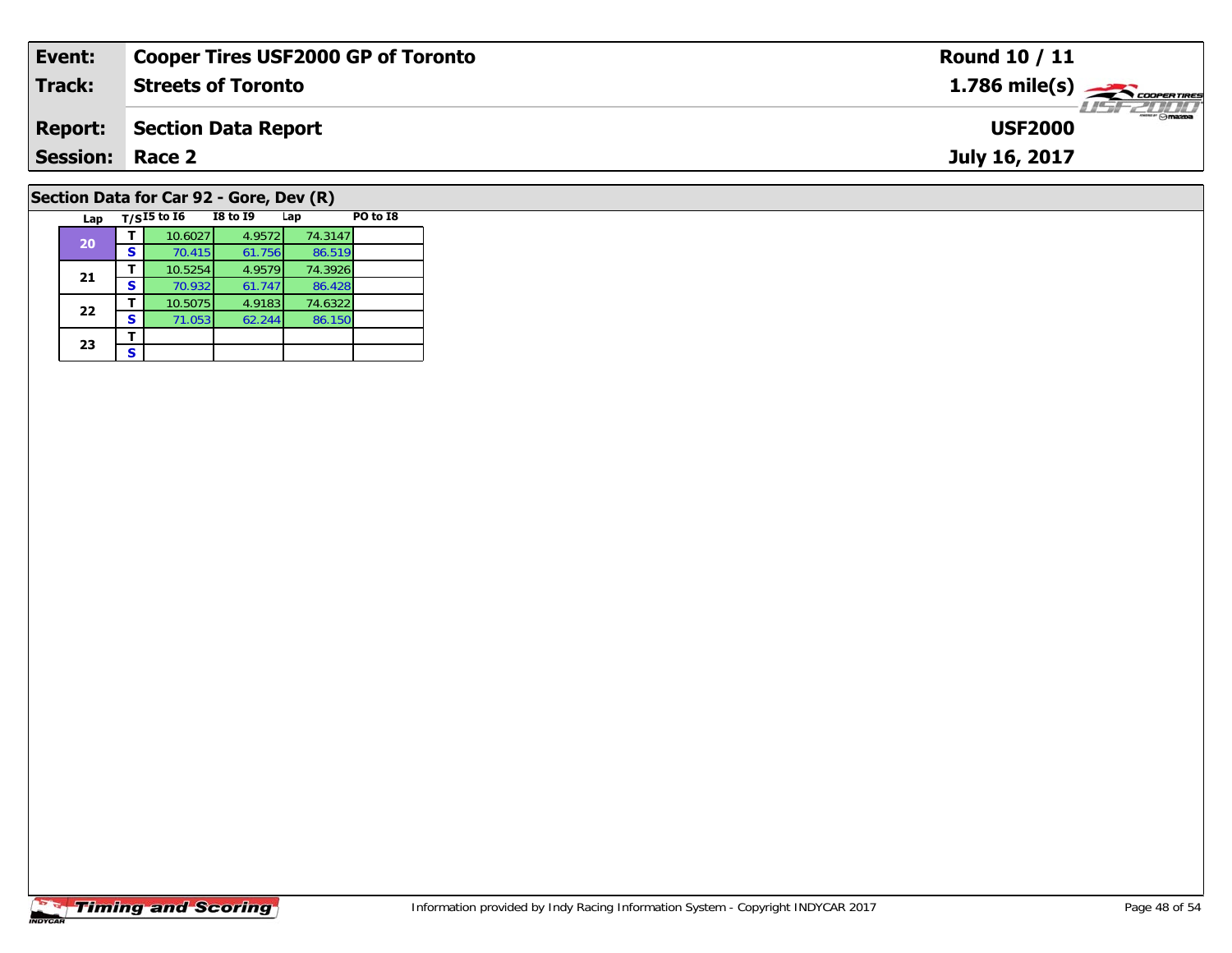| Event: | Cooper Tires USF2000 GP of Toronto | Round 10 / 11 |
|---|---|---|
| Track: | Streets of Toronto | 1.786 mile(s) |
| Report: | Section Data Report | USF2000 |
| Session: | Race 2 | July 16, 2017 |

## Section Data for Car 92 - Gore, Dev (R)

| Lap | T/S | I5 to I6 | I8 to I9 | Lap | PO to I8 |
|---|---|---|---|---|---|
| 20 | T | 10.6027 | 4.9572 | 74.3147 | |
| | S | 70.415 | 61.756 | 86.519 | |
| 21 | T | 10.5254 | 4.9579 | 74.3926 | |
| | S | 70.932 | 61.747 | 86.428 | |
| 22 | T | 10.5075 | 4.9183 | 74.6322 | |
| | S | 71.053 | 62.244 | 86.150 | |
| 23 | T | | | | |
| | S | | | | |

Information provided by Indy Racing Information System - Copyright INDYCAR 2017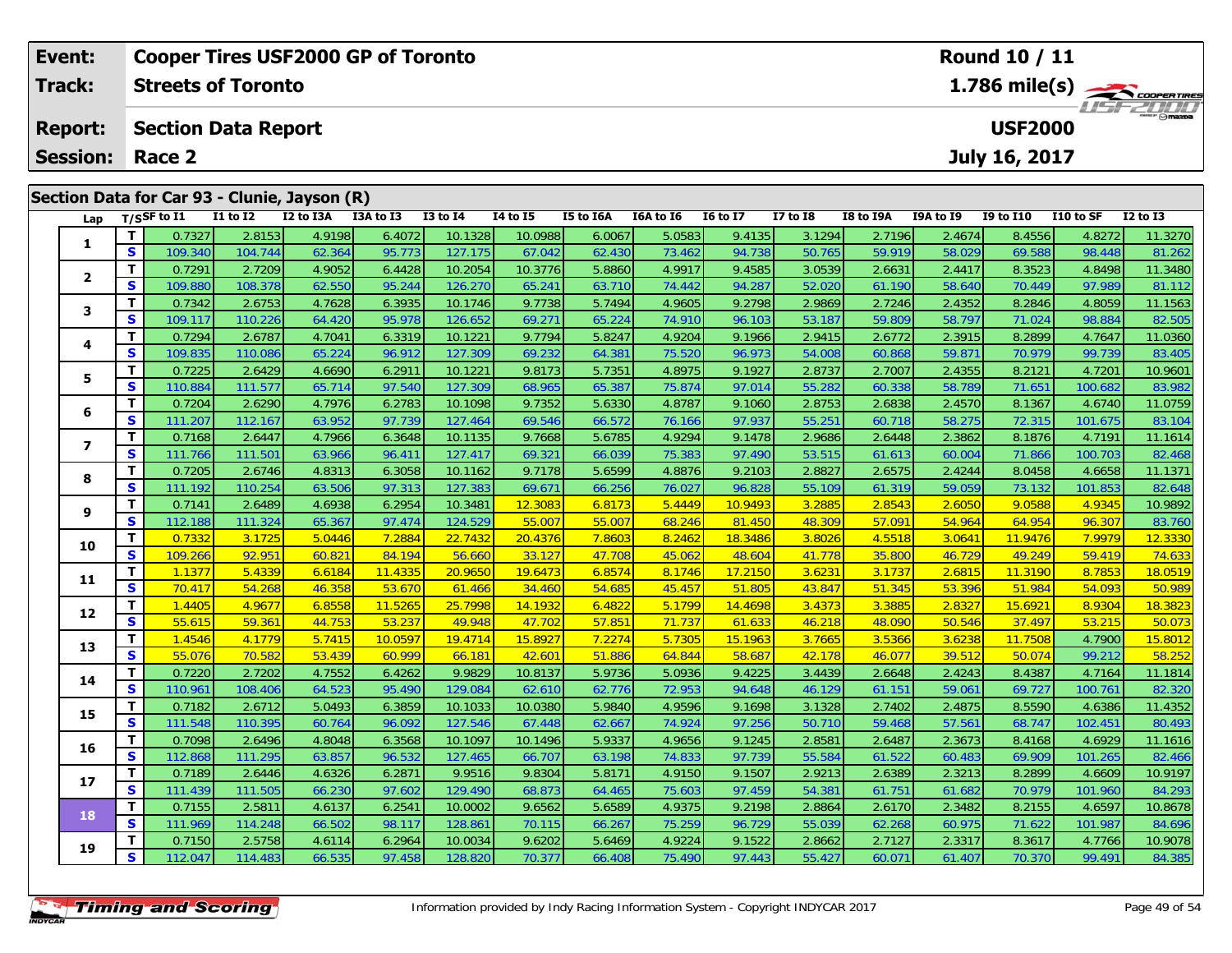| Event: | Cooper Tires USF2000 GP of Toronto | Round 10 / 11 |
|---|---|---|
| Track: | Streets of Toronto | 1.786 mile(s) |
| Report: | Section Data Report | USF2000 |
| Session: | Race 2 | July 16, 2017 |

## Section Data for Car 93 - Clunie, Jayson (R)

| Lap | T/S | SF to I1 | I1 to I2 | I2 to I3A | I3A to I3 | I3 to I4 | I4 to I5 | I5 to I6A | I6A to I6 | I6 to I7 | I7 to I8 | I8 to I9A | I9A to I9 | I9 to I10 | I10 to SF | I2 to I3 |
|---|---|---|---|---|---|---|---|---|---|---|---|---|---|---|---|---|
| 1 | T | 0.7327 | 2.8153 | 4.9198 | 6.4072 | 10.1328 | 10.0988 | 6.0067 | 5.0583 | 9.4135 | 3.1294 | 2.7196 | 2.4674 | 8.4556 | 4.8272 | 11.3270 |
| | S | 109.340 | 104.744 | 62.364 | 95.773 | 127.175 | 67.042 | 62.430 | 73.462 | 94.738 | 50.765 | 59.919 | 58.029 | 69.588 | 98.448 | 81.262 |
| 2 | T | 0.7291 | 2.7209 | 4.9052 | 6.4428 | 10.2054 | 10.3776 | 5.8860 | 4.9917 | 9.4585 | 3.0539 | 2.6631 | 2.4417 | 8.3523 | 4.8498 | 11.3480 |
| | S | 109.880 | 108.378 | 62.550 | 95.244 | 126.270 | 65.241 | 63.710 | 74.442 | 94.287 | 52.020 | 61.190 | 58.640 | 70.449 | 97.989 | 81.112 |
| 3 | T | 0.7342 | 2.6753 | 4.7628 | 6.3935 | 10.1746 | 9.7738 | 5.7494 | 4.9605 | 9.2798 | 2.9869 | 2.7246 | 2.4352 | 8.2846 | 4.8059 | 11.1563 |
| | S | 109.117 | 110.226 | 64.420 | 95.978 | 126.652 | 69.271 | 65.224 | 74.910 | 96.103 | 53.187 | 59.809 | 58.797 | 71.024 | 98.884 | 82.505 |
| 4 | T | 0.7294 | 2.6787 | 4.7041 | 6.3319 | 10.1221 | 9.7794 | 5.8247 | 4.9204 | 9.1966 | 2.9415 | 2.6772 | 2.3915 | 8.2899 | 4.7647 | 11.0360 |
| | S | 109.835 | 110.086 | 65.224 | 96.912 | 127.309 | 69.232 | 64.381 | 75.520 | 96.973 | 54.008 | 60.868 | 59.871 | 70.979 | 99.739 | 83.405 |
| 5 | T | 0.7225 | 2.6429 | 4.6690 | 6.2911 | 10.1221 | 9.8173 | 5.7351 | 4.8975 | 9.1927 | 2.8737 | 2.7007 | 2.4355 | 8.2121 | 4.7201 | 10.9601 |
| | S | 110.884 | 111.577 | 65.714 | 97.540 | 127.309 | 68.965 | 65.387 | 75.874 | 97.014 | 55.282 | 60.338 | 58.789 | 71.651 | 100.682 | 83.982 |
| 6 | T | 0.7204 | 2.6290 | 4.7976 | 6.2783 | 10.1098 | 9.7352 | 5.6330 | 4.8787 | 9.1060 | 2.8753 | 2.6838 | 2.4570 | 8.1367 | 4.6740 | 11.0759 |
| | S | 111.207 | 112.167 | 63.952 | 97.739 | 127.464 | 69.546 | 66.572 | 76.166 | 97.937 | 55.251 | 60.718 | 58.275 | 72.315 | 101.675 | 83.104 |
| 7 | T | 0.7168 | 2.6447 | 4.7966 | 6.3648 | 10.1135 | 9.7668 | 5.6785 | 4.9294 | 9.1478 | 2.9686 | 2.6448 | 2.3862 | 8.1876 | 4.7191 | 11.1614 |
| | S | 111.766 | 111.501 | 63.966 | 96.411 | 127.417 | 69.321 | 66.039 | 75.383 | 97.490 | 53.515 | 61.613 | 60.004 | 71.866 | 100.703 | 82.468 |
| 8 | T | 0.7205 | 2.6746 | 4.8313 | 6.3058 | 10.1162 | 9.7178 | 5.6599 | 4.8876 | 9.2103 | 2.8827 | 2.6575 | 2.4244 | 8.0458 | 4.6658 | 11.1371 |
| | S | 111.192 | 110.254 | 63.506 | 97.313 | 127.383 | 69.671 | 66.256 | 76.027 | 96.828 | 55.109 | 61.319 | 59.059 | 73.132 | 101.853 | 82.648 |
| 9 | T | 0.7141 | 2.6489 | 4.6938 | 6.2954 | 10.3481 | 12.3083 | 6.8173 | 5.4449 | 10.9493 | 3.2885 | 2.8543 | 2.6050 | 9.0588 | 4.9345 | 10.9892 |
| | S | 112.188 | 111.324 | 65.367 | 97.474 | 124.529 | 55.007 | 55.007 | 68.246 | 81.450 | 48.309 | 57.091 | 54.964 | 64.954 | 96.307 | 83.760 |
| 10 | T | 0.7332 | 3.1725 | 5.0446 | 7.2884 | 22.7432 | 20.4376 | 7.8603 | 8.2462 | 18.3486 | 3.8026 | 4.5518 | 3.0641 | 11.9476 | 7.9979 | 12.3330 |
| | S | 109.266 | 92.951 | 60.821 | 84.194 | 56.660 | 33.127 | 47.708 | 45.062 | 48.604 | 41.778 | 35.800 | 46.729 | 49.249 | 59.419 | 74.633 |
| 11 | T | 1.1377 | 5.4339 | 6.6184 | 11.4335 | 20.9650 | 19.6473 | 6.8574 | 8.1746 | 17.2150 | 3.6231 | 3.1737 | 2.6815 | 11.3190 | 8.7853 | 18.0519 |
| | S | 70.417 | 54.268 | 46.358 | 53.670 | 61.466 | 34.460 | 54.685 | 45.457 | 51.805 | 43.847 | 51.345 | 53.396 | 51.984 | 54.093 | 50.989 |
| 12 | T | 1.4405 | 4.9677 | 6.8558 | 11.5265 | 25.7998 | 14.1932 | 6.4822 | 5.1799 | 14.4698 | 3.4373 | 3.3885 | 2.8327 | 15.6921 | 8.9304 | 18.3823 |
| | S | 55.615 | 59.361 | 44.753 | 53.237 | 49.948 | 47.702 | 57.851 | 71.737 | 61.633 | 46.218 | 48.090 | 50.546 | 37.497 | 53.215 | 50.073 |
| 13 | T | 1.4546 | 4.1779 | 5.7415 | 10.0597 | 19.4714 | 15.8927 | 7.2274 | 5.7305 | 15.1963 | 3.7665 | 3.5366 | 3.6238 | 11.7508 | 4.7900 | 15.8012 |
| | S | 55.076 | 70.582 | 53.439 | 60.999 | 66.181 | 42.601 | 51.886 | 64.844 | 58.687 | 42.178 | 46.077 | 39.512 | 50.074 | 99.212 | 58.252 |
| 14 | T | 0.7220 | 2.7202 | 4.7552 | 6.4262 | 9.9829 | 10.8137 | 5.9736 | 5.0936 | 9.4225 | 3.4439 | 2.6648 | 2.4243 | 8.4387 | 4.7164 | 11.1814 |
| | S | 110.961 | 108.406 | 64.523 | 95.490 | 129.084 | 62.610 | 62.776 | 72.953 | 94.648 | 46.129 | 61.151 | 59.061 | 69.727 | 100.761 | 82.320 |
| 15 | T | 0.7182 | 2.6712 | 5.0493 | 6.3859 | 10.1033 | 10.0380 | 5.9840 | 4.9596 | 9.1698 | 3.1328 | 2.7402 | 2.4875 | 8.5590 | 4.6386 | 11.4352 |
| | S | 111.548 | 110.395 | 60.764 | 96.092 | 127.546 | 67.448 | 62.667 | 74.924 | 97.256 | 50.710 | 59.468 | 57.561 | 68.747 | 102.451 | 80.493 |
| 16 | T | 0.7098 | 2.6496 | 4.8048 | 6.3568 | 10.1097 | 10.1496 | 5.9337 | 4.9656 | 9.1245 | 2.8581 | 2.6487 | 2.3673 | 8.4168 | 4.6929 | 11.1616 |
| | S | 112.868 | 111.295 | 63.857 | 96.532 | 127.465 | 66.707 | 63.198 | 74.833 | 97.739 | 55.584 | 61.522 | 60.483 | 69.909 | 101.265 | 82.466 |
| 17 | T | 0.7189 | 2.6446 | 4.6326 | 6.2871 | 9.9516 | 9.8304 | 5.8171 | 4.9150 | 9.1507 | 2.9213 | 2.6389 | 2.3213 | 8.2899 | 4.6609 | 10.9197 |
| | S | 111.439 | 111.505 | 66.230 | 97.602 | 129.490 | 68.873 | 64.465 | 75.603 | 97.459 | 54.381 | 61.751 | 61.682 | 70.979 | 101.960 | 84.293 |
| 18 | T | 0.7155 | 2.5811 | 4.6137 | 6.2541 | 10.0002 | 9.6562 | 5.6589 | 4.9375 | 9.2198 | 2.8864 | 2.6170 | 2.3482 | 8.2155 | 4.6597 | 10.8678 |
| | S | 111.969 | 114.248 | 66.502 | 98.117 | 128.861 | 70.115 | 66.267 | 75.259 | 96.729 | 55.039 | 62.268 | 60.975 | 71.622 | 101.987 | 84.696 |
| 19 | T | 0.7150 | 2.5758 | 4.6114 | 6.2964 | 10.0034 | 9.6202 | 5.6469 | 4.9224 | 9.1522 | 2.8662 | 2.7127 | 2.3317 | 8.3617 | 4.7766 | 10.9078 |
| | S | 112.047 | 114.483 | 66.535 | 97.458 | 128.820 | 70.377 | 66.408 | 75.490 | 97.443 | 55.427 | 60.071 | 61.407 | 70.370 | 99.491 | 84.385 |

Information provided by Indy Racing Information System - Copyright INDYCAR 2017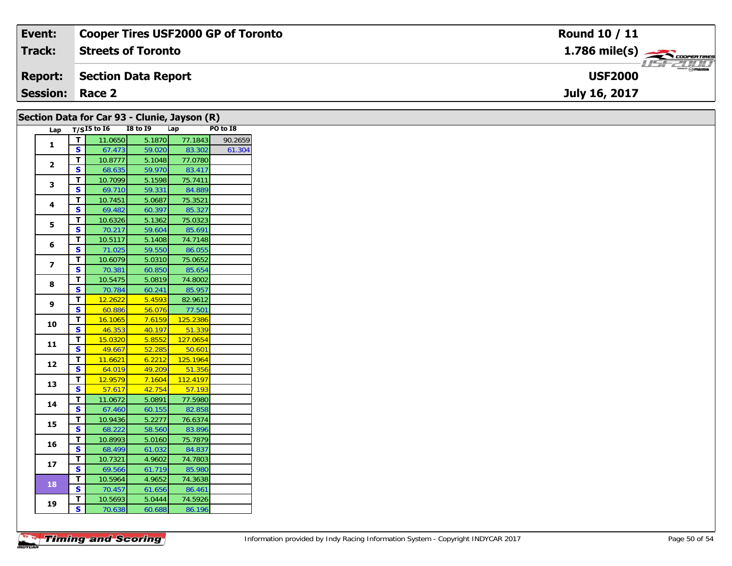| Event: | Cooper Tires USF2000 GP of Toronto | Round 10 / 11 |
|---|---|---|
| Track: | Streets of Toronto | 1.786 mile(s) |
| Report: | Section Data Report | USF2000 |
| Session: | Race 2 | July 16, 2017 |

## Section Data for Car 93 - Clunie, Jayson (R)

| Lap | T/S | I5 to I6 | I8 to I9 | Lap | PO to I8 |
|---|---|---|---|---|---|
| 1 | T | 11.0650 | 5.1870 | 77.1843 | 90.2659 |
| | S | 67.473 | 59.020 | 83.302 | 61.304 |
| 2 | T | 10.8777 | 5.1048 | 77.0780 | |
| | S | 68.635 | 59.970 | 83.417 | |
| 3 | T | 10.7099 | 5.1598 | 75.7411 | |
| | S | 69.710 | 59.331 | 84.889 | |
| 4 | T | 10.7451 | 5.0687 | 75.3521 | |
| | S | 69.482 | 60.397 | 85.327 | |
| 5 | T | 10.6326 | 5.1362 | 75.0323 | |
| | S | 70.217 | 59.604 | 85.691 | |
| 6 | T | 10.5117 | 5.1408 | 74.7148 | |
| | S | 71.025 | 59.550 | 86.055 | |
| 7 | T | 10.6079 | 5.0310 | 75.0652 | |
| | S | 70.381 | 60.850 | 85.654 | |
| 8 | T | 10.5475 | 5.0819 | 74.8002 | |
| | S | 70.784 | 60.241 | 85.957 | |
| 9 | T | 12.2622 | 5.4593 | 82.9612 | |
| | S | 60.886 | 56.076 | 77.501 | |
| 10 | T | 16.1065 | 7.6159 | 125.2386 | |
| | S | 46.353 | 40.197 | 51.339 | |
| 11 | T | 15.0320 | 5.8552 | 127.0654 | |
| | S | 49.667 | 52.285 | 50.601 | |
| 12 | T | 11.6621 | 6.2212 | 125.1964 | |
| | S | 64.019 | 49.209 | 51.356 | |
| 13 | T | 12.9579 | 7.1604 | 112.4197 | |
| | S | 57.617 | 42.754 | 57.193 | |
| 14 | T | 11.0672 | 5.0891 | 77.5980 | |
| | S | 67.460 | 60.155 | 82.858 | |
| 15 | T | 10.9436 | 5.2277 | 76.6374 | |
| | S | 68.222 | 58.560 | 83.896 | |
| 16 | T | 10.8993 | 5.0160 | 75.7879 | |
| | S | 68.499 | 61.032 | 84.837 | |
| 17 | T | 10.7321 | 4.9602 | 74.7803 | |
| | S | 69.566 | 61.719 | 85.980 | |
| 18 | T | 10.5964 | 4.9652 | 74.3638 | |
| | S | 70.457 | 61.656 | 86.461 | |
| 19 | T | 10.5693 | 5.0444 | 74.5926 | |
| | S | 70.638 | 60.688 | 86.196 | |

Information provided by Indy Racing Information System - Copyright INDYCAR 2017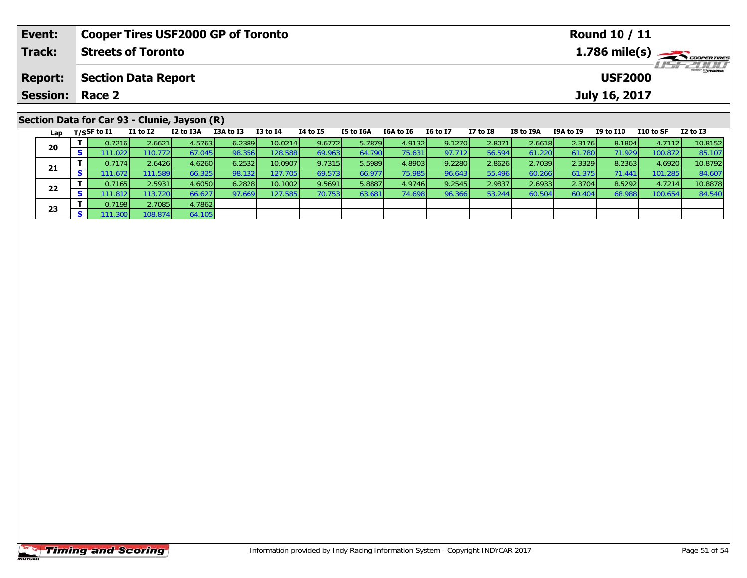| Event: | Cooper Tires USF2000 GP of Toronto | Round 10 / 11 |
|---|---|---|
| Track: | Streets of Toronto | 1.786 mile(s) |
| Report: | Section Data Report | USF2000 |
| Session: | Race 2 | July 16, 2017 |

## Section Data for Car 93 - Clunie, Jayson (R)

| Lap | T/S | SF to I1 | I1 to I2 | I2 to I3A | I3A to I3 | I3 to I4 | I4 to I5 | I5 to I6A | I6A to I6 | I6 to I7 | I7 to I8 | I8 to I9A | I9A to I9 | I9 to I10 | I10 to SF | I2 to I3 |
|---|---|---|---|---|---|---|---|---|---|---|---|---|---|---|---|---|
| 20 | T | 0.7216 | 2.6621 | 4.5763 | 6.2389 | 10.0214 | 9.6772 | 5.7879 | 4.9132 | 9.1270 | 2.8071 | 2.6618 | 2.3176 | 8.1804 | 4.7112 | 10.8152 |
| | S | 111.022 | 110.772 | 67.045 | 98.356 | 128.588 | 69.963 | 64.790 | 75.631 | 97.712 | 56.594 | 61.220 | 61.780 | 71.929 | 100.872 | 85.107 |
| 21 | T | 0.7174 | 2.6426 | 4.6260 | 6.2532 | 10.0907 | 9.7315 | 5.5989 | 4.8903 | 9.2280 | 2.8626 | 2.7039 | 2.3329 | 8.2363 | 4.6920 | 10.8792 |
| | S | 111.672 | 111.589 | 66.325 | 98.132 | 127.705 | 69.573 | 66.977 | 75.985 | 96.643 | 55.496 | 60.266 | 61.375 | 71.441 | 101.285 | 84.607 |
| 22 | T | 0.7165 | 2.5931 | 4.6050 | 6.2828 | 10.1002 | 9.5691 | 5.8887 | 4.9746 | 9.2545 | 2.9837 | 2.6933 | 2.3704 | 8.5292 | 4.7214 | 10.8878 |
| | S | 111.812 | 113.720 | 66.627 | 97.669 | 127.585 | 70.753 | 63.681 | 74.698 | 96.366 | 53.244 | 60.504 | 60.404 | 68.988 | 100.654 | 84.540 |
| 23 | T | 0.7198 | 2.7085 | 4.7862 | | | | | | | | | | | | |
| | S | 111.300 | 108.874 | 64.105 | | | | | | | | | | | | |

Information provided by Indy Racing Information System - Copyright INDYCAR 2017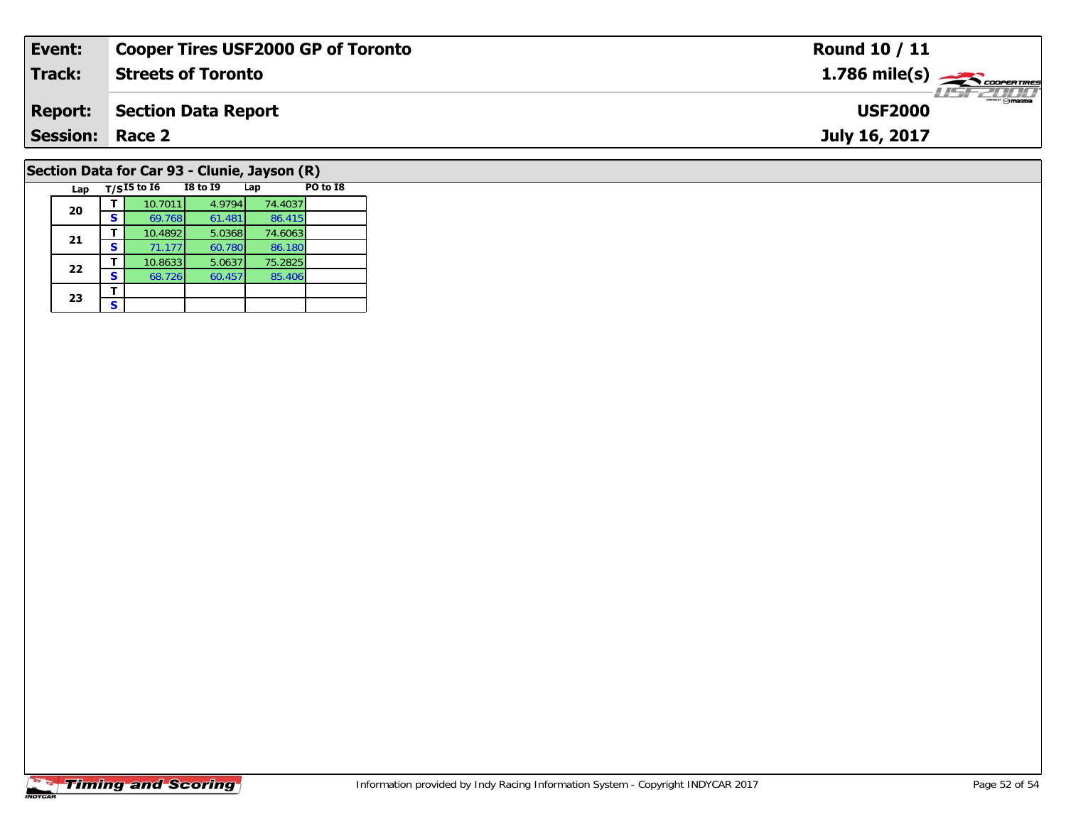| Event: | Cooper Tires USF2000 GP of Toronto | Round 10 / 11 |
|---|---|---|
| Track: | Streets of Toronto | 1.786 mile(s) |
| Report: | Section Data Report | USF2000 |
| Session: | Race 2 | July 16, 2017 |

## Section Data for Car 93 - Clunie, Jayson (R)

| Lap | T/S | I5 to I6 | I8 to I9 | Lap | PO to I8 |
|---|---|---|---|---|---|
| 20 | T | 10.7011 | 4.9794 | 74.4037 | |
| | S | 69.768 | 61.481 | 86.415 | |
| 21 | T | 10.4892 | 5.0368 | 74.6063 | |
| | S | 71.177 | 60.780 | 86.180 | |
| 22 | T | 10.8633 | 5.0637 | 75.2825 | |
| | S | 68.726 | 60.457 | 85.406 | |
| 23 | T | | | | |
| | S | | | | |

Timing and Scoring

Information provided by Indy Racing Information System - Copyright INDYCAR 2017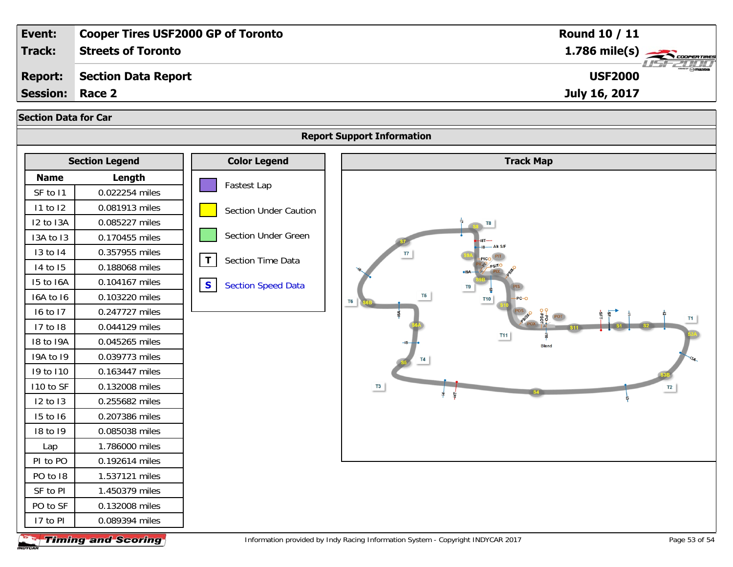| Event: | Cooper Tires USF2000 GP of Toronto | Round 10 / 11 |
|---|---|---|
| Track: | Streets of Toronto | 1.786 mile(s) |
| Report: | Section Data Report | USF2000 |
| Session: | Race 2 | July 16, 2017 |

## Section Data for Car

### Report Support Information

#### Section Legend

| Name | Length |
|---|---|
| SF to I1 | 0.022254 miles |
| I1 to I2 | 0.081913 miles |
| I2 to I3A | 0.085227 miles |
| I3A to I3 | 0.170455 miles |
| I3 to I4 | 0.357955 miles |
| I4 to I5 | 0.188068 miles |
| I5 to I6A | 0.104167 miles |
| I6A to I6 | 0.103220 miles |
| I6 to I7 | 0.247727 miles |
| I7 to I8 | 0.044129 miles |
| I8 to I9A | 0.045265 miles |
| I9A to I9 | 0.039773 miles |
| I9 to I10 | 0.163447 miles |
| I10 to SF | 0.132008 miles |
| I2 to I3 | 0.255682 miles |
| I5 to I6 | 0.207386 miles |
| I8 to I9 | 0.085038 miles |
| Lap | 1.786000 miles |
| PI to PO | 0.192614 miles |
| PO to I8 | 1.537121 miles |
| SF to PI | 1.450379 miles |
| PO to SF | 0.132008 miles |
| I7 to PI | 0.089394 miles |

#### Color Legend

| Color Legend |
|---|
| Fastest Lap |
| Section Under Caution |
| Section Under Green |
| T — Section Time Data |
| S — Section Speed Data |

#### Track Map

Information provided by Indy Racing Information System - Copyright INDYCAR 2017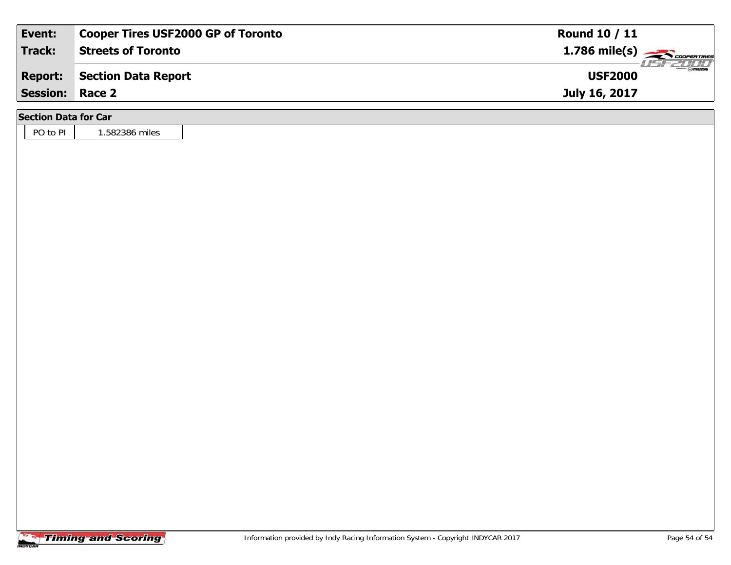| | | | |
|---|---|---|---|
| **Event:** | **Cooper Tires USF2000 GP of Toronto** | **Round 10 / 11** | |
| **Track:** | **Streets of Toronto** | **1.786 mile(s)** | |
| **Report:** | **Section Data Report** | **USF2000** | |
| **Session:** | **Race 2** | **July 16, 2017** | |

## Section Data for Car

| | |
|---|---|
| PO to PI | 1.582386 miles |

Information provided by Indy Racing Information System - Copyright INDYCAR 2017